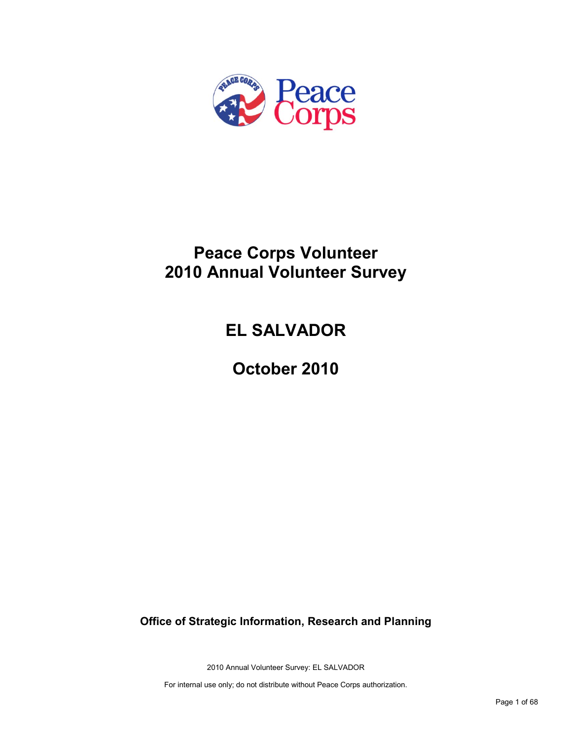# Peace Corps Volunteer 2010 Annual Volunteer Survey

# EL SALVADOR

# October 2010

**Office of Strategic Information, Research and Planning**

2010 Annual Volunteer Survey: EL SALVADOR

For internal use only; do not distribute without Peace Corps authorization.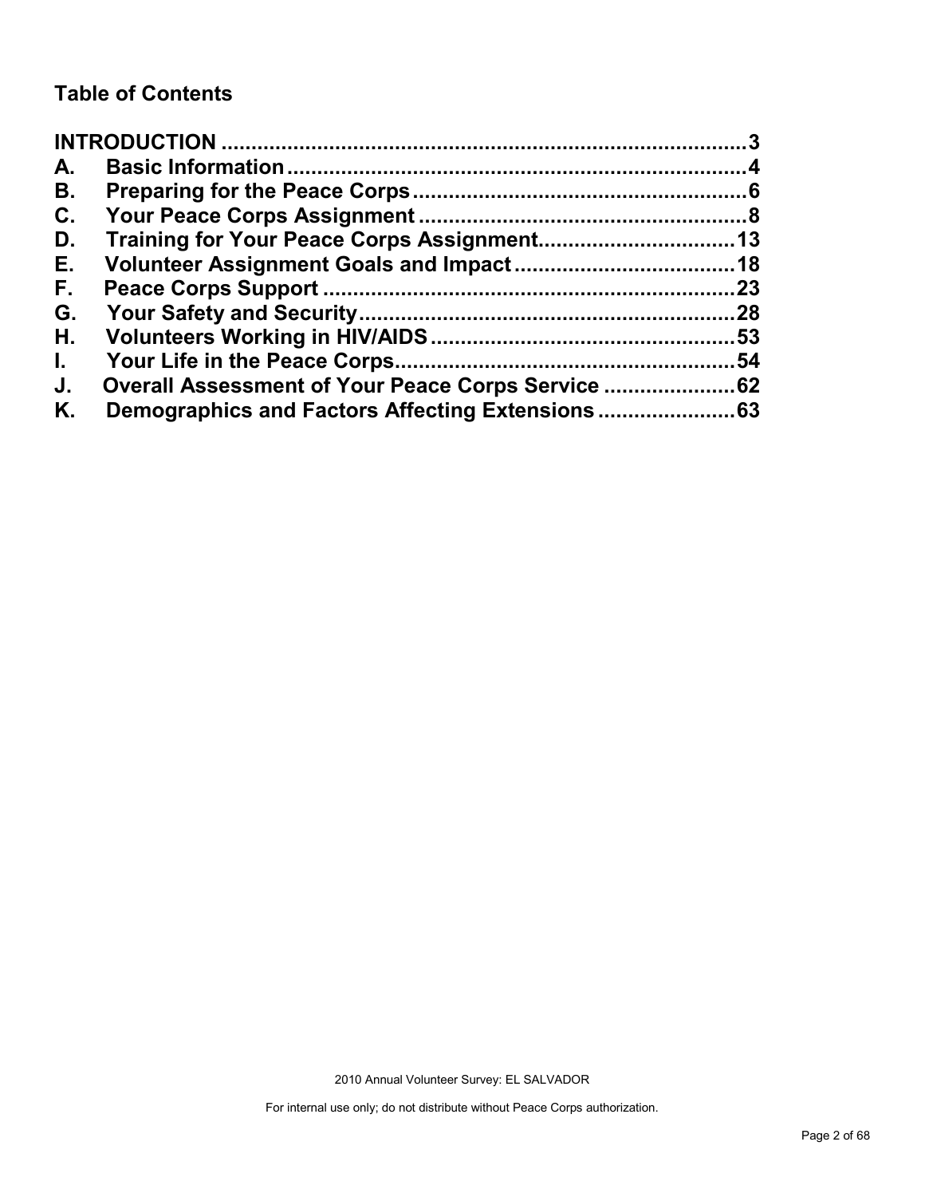## Table of Contents

INTRODUCTION ........................................................................................3
A. Basic Information.............................................................................4
B. Preparing for the Peace Corps........................................................6
C. Your Peace Corps Assignment .......................................................8
D. Training for Your Peace Corps Assignment.................................13
E. Volunteer Assignment Goals and Impact.....................................18
F. Peace Corps Support .....................................................................23
G. Your Safety and Security...............................................................28
H. Volunteers Working in HIV/AIDS...................................................53
I. Your Life in the Peace Corps.........................................................54
J. Overall Assessment of Your Peace Corps Service ......................62
K. Demographics and Factors Affecting Extensions.......................63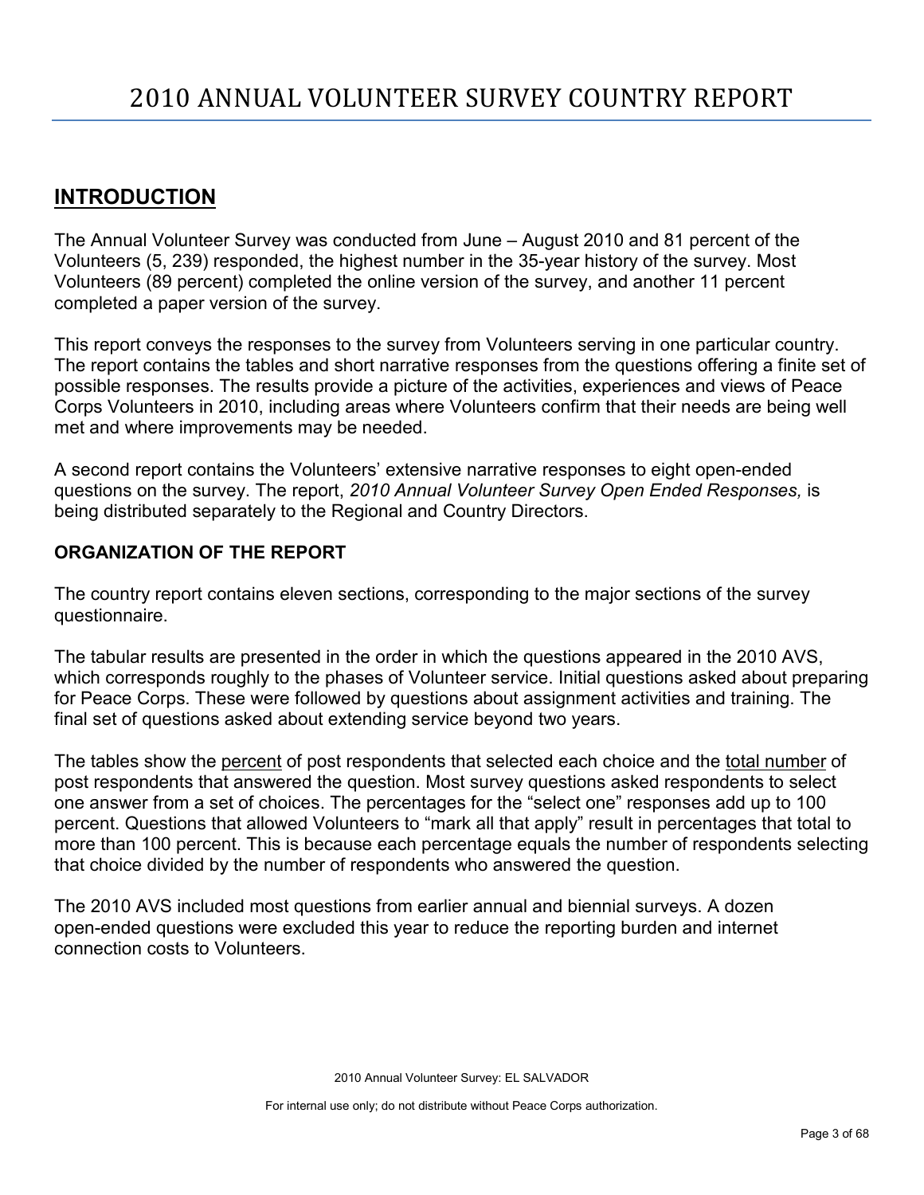# 2010 ANNUAL VOLUNTEER SURVEY COUNTRY REPORT

## INTRODUCTION

The Annual Volunteer Survey was conducted from June – August 2010 and 81 percent of the Volunteers (5, 239) responded, the highest number in the 35-year history of the survey. Most Volunteers (89 percent) completed the online version of the survey, and another 11 percent completed a paper version of the survey.

This report conveys the responses to the survey from Volunteers serving in one particular country. The report contains the tables and short narrative responses from the questions offering a finite set of possible responses. The results provide a picture of the activities, experiences and views of Peace Corps Volunteers in 2010, including areas where Volunteers confirm that their needs are being well met and where improvements may be needed.

A second report contains the Volunteers' extensive narrative responses to eight open-ended questions on the survey. The report, *2010 Annual Volunteer Survey Open Ended Responses,* is being distributed separately to the Regional and Country Directors.

### ORGANIZATION OF THE REPORT

The country report contains eleven sections, corresponding to the major sections of the survey questionnaire.

The tabular results are presented in the order in which the questions appeared in the 2010 AVS, which corresponds roughly to the phases of Volunteer service. Initial questions asked about preparing for Peace Corps. These were followed by questions about assignment activities and training. The final set of questions asked about extending service beyond two years.

The tables show the percent of post respondents that selected each choice and the total number of post respondents that answered the question. Most survey questions asked respondents to select one answer from a set of choices. The percentages for the "select one" responses add up to 100 percent. Questions that allowed Volunteers to "mark all that apply" result in percentages that total to more than 100 percent. This is because each percentage equals the number of respondents selecting that choice divided by the number of respondents who answered the question.

The 2010 AVS included most questions from earlier annual and biennial surveys. A dozen open-ended questions were excluded this year to reduce the reporting burden and internet connection costs to Volunteers.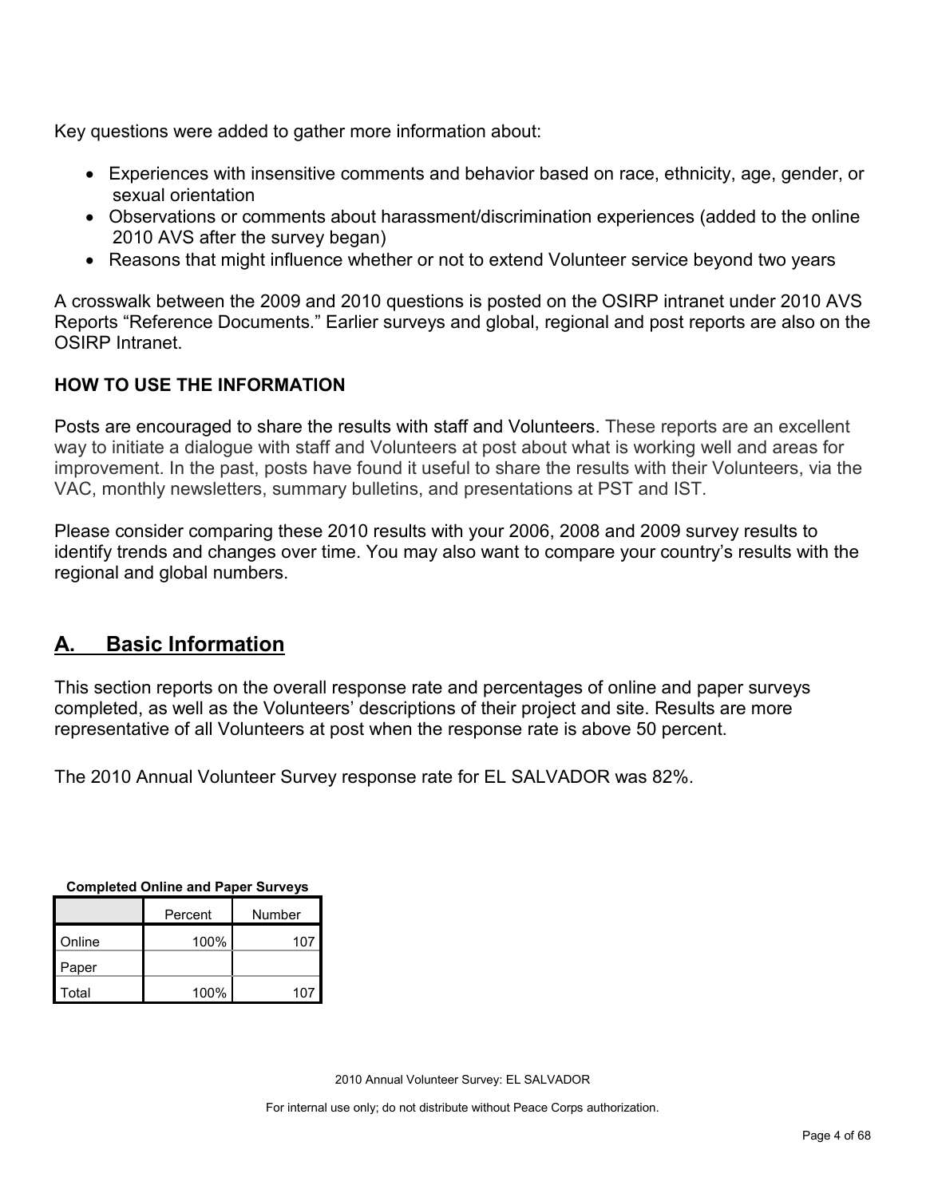Key questions were added to gather more information about:

- Experiences with insensitive comments and behavior based on race, ethnicity, age, gender, or sexual orientation
- Observations or comments about harassment/discrimination experiences (added to the online 2010 AVS after the survey began)
- Reasons that might influence whether or not to extend Volunteer service beyond two years

A crosswalk between the 2009 and 2010 questions is posted on the OSIRP intranet under 2010 AVS Reports "Reference Documents." Earlier surveys and global, regional and post reports are also on the OSIRP Intranet.

**HOW TO USE THE INFORMATION**

Posts are encouraged to share the results with staff and Volunteers. These reports are an excellent way to initiate a dialogue with staff and Volunteers at post about what is working well and areas for improvement. In the past, posts have found it useful to share the results with their Volunteers, via the VAC, monthly newsletters, summary bulletins, and presentations at PST and IST.

Please consider comparing these 2010 results with your 2006, 2008 and 2009 survey results to identify trends and changes over time. You may also want to compare your country's results with the regional and global numbers.

## A. Basic Information

This section reports on the overall response rate and percentages of online and paper surveys completed, as well as the Volunteers' descriptions of their project and site. Results are more representative of all Volunteers at post when the response rate is above 50 percent.

The 2010 Annual Volunteer Survey response rate for EL SALVADOR was 82%.

**Completed Online and Paper Surveys**

| | Percent | Number |
|---|---|---|
| Online | 100% | 107 |
| Paper | | |
| Total | 100% | 107 |

2010 Annual Volunteer Survey: EL SALVADOR

For internal use only; do not distribute without Peace Corps authorization.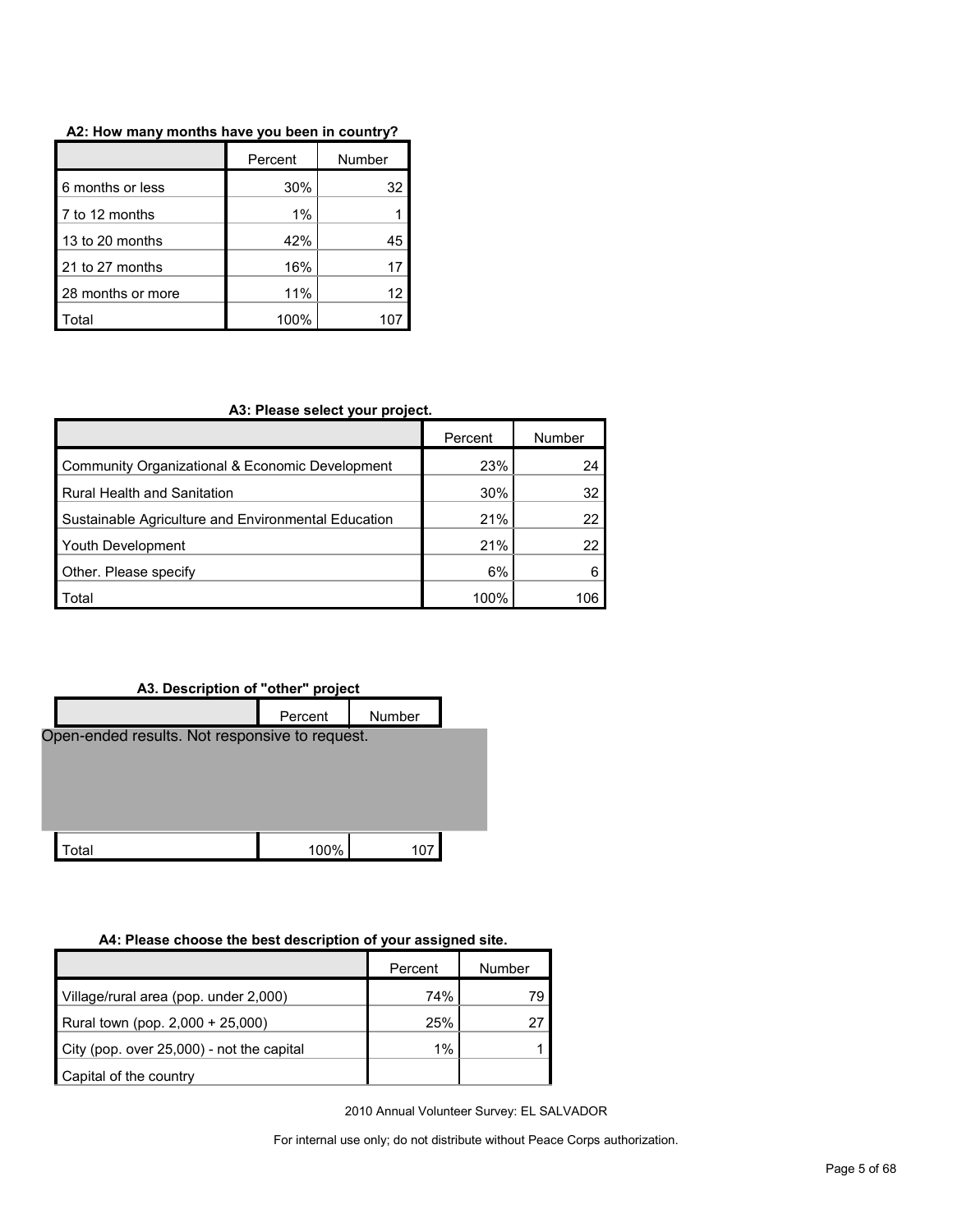**A2: How many months have you been in country?**

| | Percent | Number |
|---|---|---|
| 6 months or less | 30% | 32 |
| 7 to 12 months | 1% | 1 |
| 13 to 20 months | 42% | 45 |
| 21 to 27 months | 16% | 17 |
| 28 months or more | 11% | 12 |
| Total | 100% | 107 |

**A3: Please select your project.**

| | Percent | Number |
|---|---|---|
| Community Organizational & Economic Development | 23% | 24 |
| Rural Health and Sanitation | 30% | 32 |
| Sustainable Agriculture and Environmental Education | 21% | 22 |
| Youth Development | 21% | 22 |
| Other. Please specify | 6% | 6 |
| Total | 100% | 106 |

**A3. Description of "other" project**

| | Percent | Number |
|---|---|---|
| Open-ended results. Not responsive to request. | | |
| Total | 100% | 107 |

**A4: Please choose the best description of your assigned site.**

| | Percent | Number |
|---|---|---|
| Village/rural area (pop. under 2,000) | 74% | 79 |
| Rural town (pop. 2,000 + 25,000) | 25% | 27 |
| City (pop. over 25,000) - not the capital | 1% | 1 |
| Capital of the country | | |

2010 Annual Volunteer Survey: EL SALVADOR

For internal use only; do not distribute without Peace Corps authorization.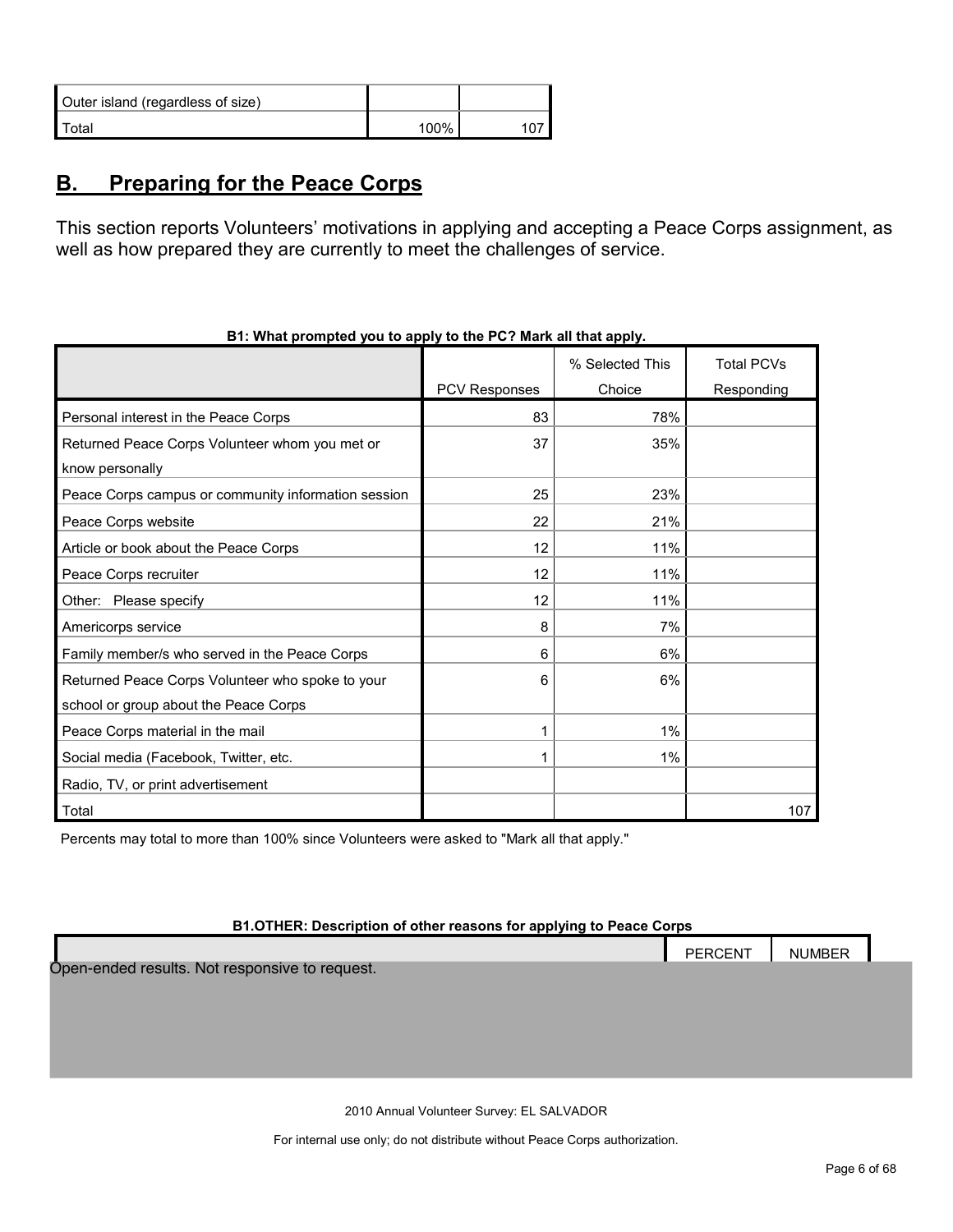| | | |
|---|---|---|
| Outer island (regardless of size) | | |
| Total | 100% | 107 |

## B. Preparing for the Peace Corps

This section reports Volunteers' motivations in applying and accepting a Peace Corps assignment, as well as how prepared they are currently to meet the challenges of service.

**B1: What prompted you to apply to the PC? Mark all that apply.**

| | PCV Responses | % Selected This Choice | Total PCVs Responding |
|---|---|---|---|
| Personal interest in the Peace Corps | 83 | 78% | |
| Returned Peace Corps Volunteer whom you met or know personally | 37 | 35% | |
| Peace Corps campus or community information session | 25 | 23% | |
| Peace Corps website | 22 | 21% | |
| Article or book about the Peace Corps | 12 | 11% | |
| Peace Corps recruiter | 12 | 11% | |
| Other: Please specify | 12 | 11% | |
| Americorps service | 8 | 7% | |
| Family member/s who served in the Peace Corps | 6 | 6% | |
| Returned Peace Corps Volunteer who spoke to your school or group about the Peace Corps | 6 | 6% | |
| Peace Corps material in the mail | 1 | 1% | |
| Social media (Facebook, Twitter, etc. | 1 | 1% | |
| Radio, TV, or print advertisement | | | |
| Total | | | 107 |

Percents may total to more than 100% since Volunteers were asked to "Mark all that apply."

**B1.OTHER: Description of other reasons for applying to Peace Corps**

| | PERCENT | NUMBER |
|---|---|---|

Open-ended results. Not responsive to request.

2010 Annual Volunteer Survey: EL SALVADOR

For internal use only; do not distribute without Peace Corps authorization.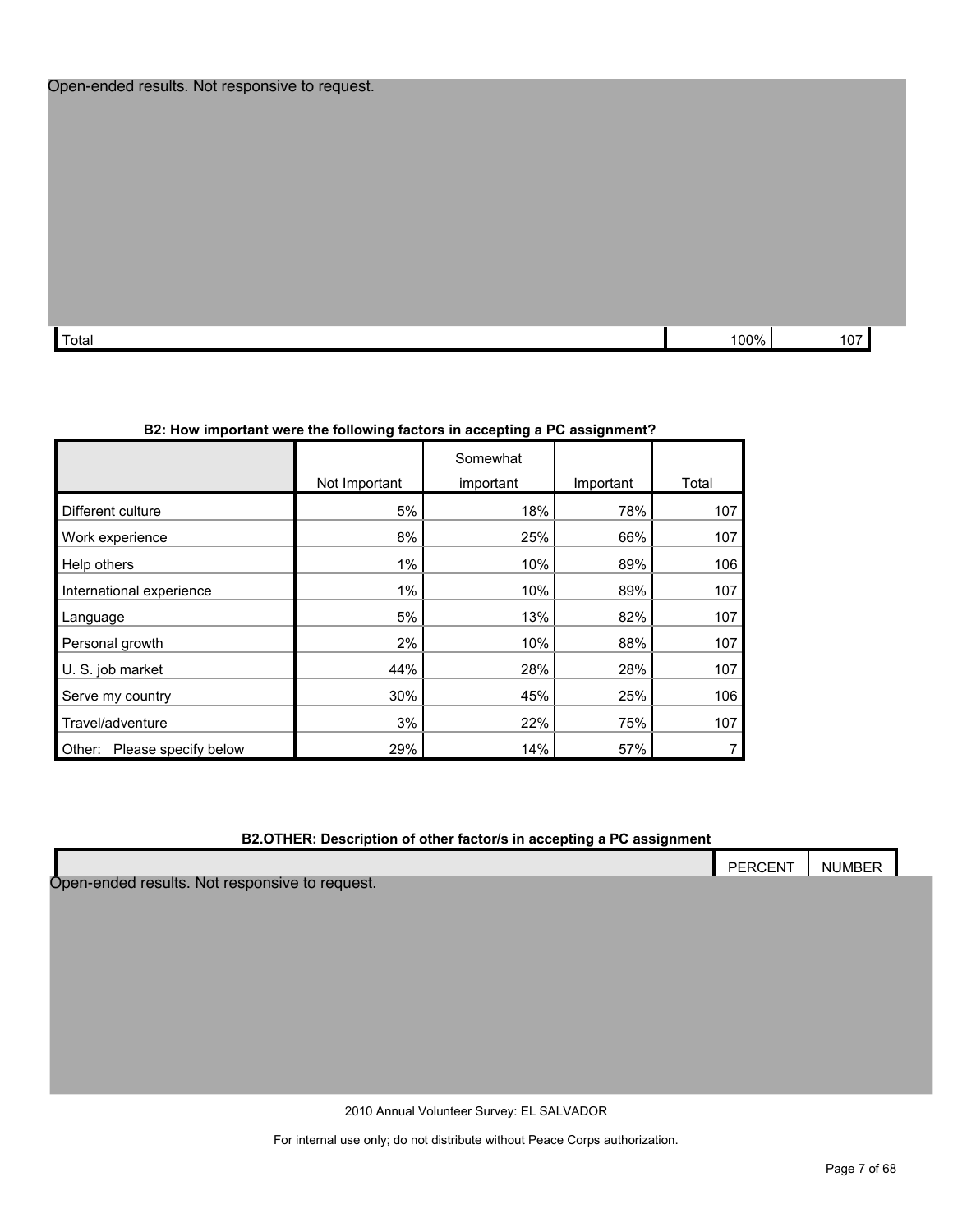Open-ended results. Not responsive to request.

| | | |
|---|---|---|
| Total | 100% | 107 |

**B2: How important were the following factors in accepting a PC assignment?**

| | Not Important | Somewhat important | Important | Total |
|---|---|---|---|---|
| Different culture | 5% | 18% | 78% | 107 |
| Work experience | 8% | 25% | 66% | 107 |
| Help others | 1% | 10% | 89% | 106 |
| International experience | 1% | 10% | 89% | 107 |
| Language | 5% | 13% | 82% | 107 |
| Personal growth | 2% | 10% | 88% | 107 |
| U. S. job market | 44% | 28% | 28% | 107 |
| Serve my country | 30% | 45% | 25% | 106 |
| Travel/adventure | 3% | 22% | 75% | 107 |
| Other: Please specify below | 29% | 14% | 57% | 7 |

**B2.OTHER: Description of other factor/s in accepting a PC assignment**

| | PERCENT | NUMBER |
|---|---|---|

Open-ended results. Not responsive to request.

2010 Annual Volunteer Survey: EL SALVADOR

For internal use only; do not distribute without Peace Corps authorization.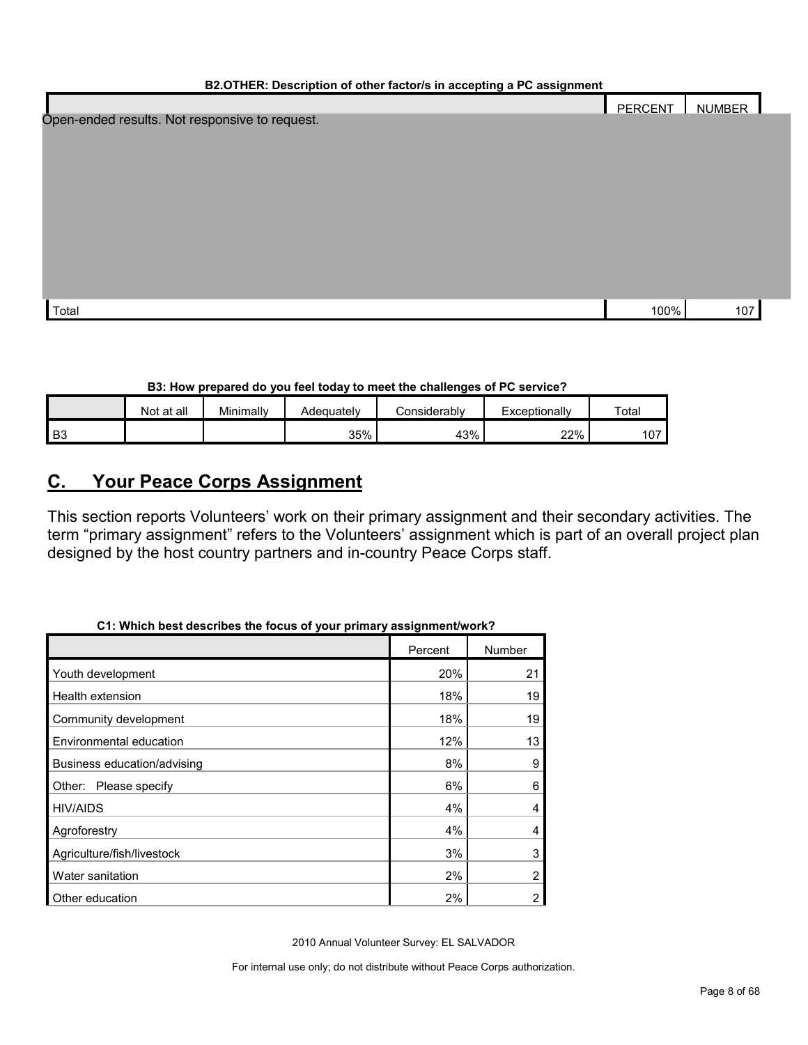**B2.OTHER: Description of other factor/s in accepting a PC assignment**

| | PERCENT | NUMBER |
|---|---|---|
| Open-ended results. Not responsive to request. | | |
| Total | 100% | 107 |

**B3: How prepared do you feel today to meet the challenges of PC service?**

| | Not at all | Minimally | Adequately | Considerably | Exceptionally | Total |
|---|---|---|---|---|---|---|
| B3 | | | 35% | 43% | 22% | 107 |

## C. Your Peace Corps Assignment

This section reports Volunteers' work on their primary assignment and their secondary activities. The term "primary assignment" refers to the Volunteers' assignment which is part of an overall project plan designed by the host country partners and in-country Peace Corps staff.

**C1: Which best describes the focus of your primary assignment/work?**

| | Percent | Number |
|---|---|---|
| Youth development | 20% | 21 |
| Health extension | 18% | 19 |
| Community development | 18% | 19 |
| Environmental education | 12% | 13 |
| Business education/advising | 8% | 9 |
| Other: Please specify | 6% | 6 |
| HIV/AIDS | 4% | 4 |
| Agroforestry | 4% | 4 |
| Agriculture/fish/livestock | 3% | 3 |
| Water sanitation | 2% | 2 |
| Other education | 2% | 2 |

2010 Annual Volunteer Survey: EL SALVADOR

For internal use only; do not distribute without Peace Corps authorization.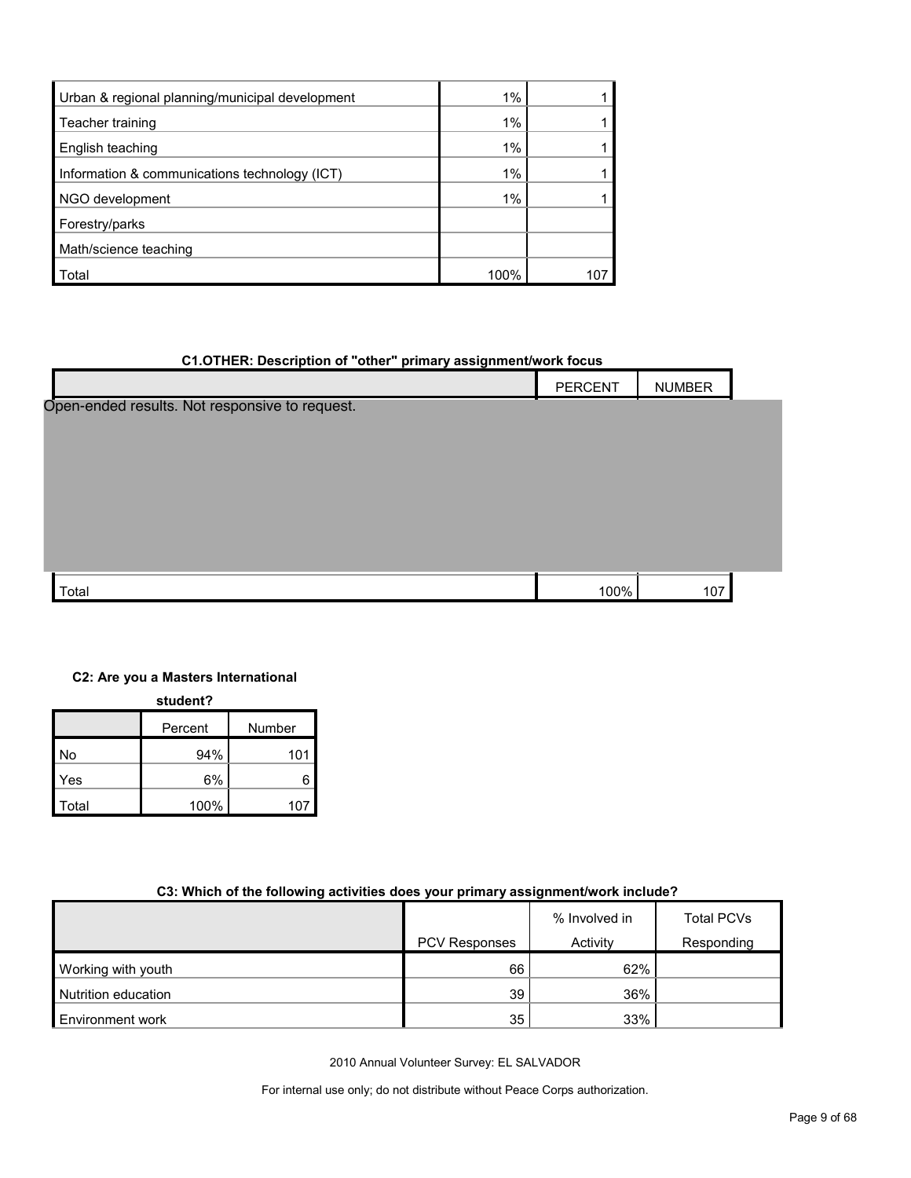| | | |
|---|---|---|
| Urban & regional planning/municipal development | 1% | 1 |
| Teacher training | 1% | 1 |
| English teaching | 1% | 1 |
| Information & communications technology (ICT) | 1% | 1 |
| NGO development | 1% | 1 |
| Forestry/parks | | |
| Math/science teaching | | |
| Total | 100% | 107 |

**C1.OTHER: Description of "other" primary assignment/work focus**

| | PERCENT | NUMBER |
|---|---|---|
| Open-ended results. Not responsive to request. | | |
| Total | 100% | 107 |

**C2: Are you a Masters International student?**

| | Percent | Number |
|---|---|---|
| No | 94% | 101 |
| Yes | 6% | 6 |
| Total | 100% | 107 |

**C3: Which of the following activities does your primary assignment/work include?**

| | PCV Responses | % Involved in Activity | Total PCVs Responding |
|---|---|---|---|
| Working with youth | 66 | 62% | |
| Nutrition education | 39 | 36% | |
| Environment work | 35 | 33% | |

2010 Annual Volunteer Survey: EL SALVADOR

For internal use only; do not distribute without Peace Corps authorization.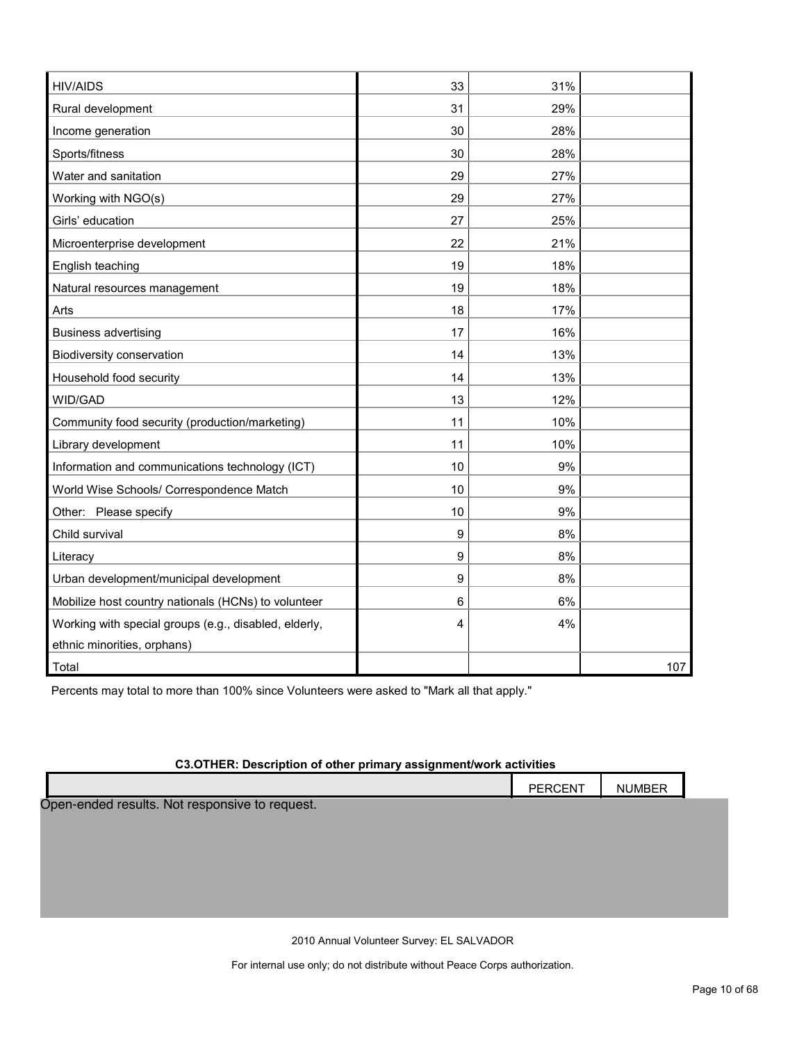| | | | |
|---|---|---|---|
| HIV/AIDS | 33 | 31% | |
| Rural development | 31 | 29% | |
| Income generation | 30 | 28% | |
| Sports/fitness | 30 | 28% | |
| Water and sanitation | 29 | 27% | |
| Working with NGO(s) | 29 | 27% | |
| Girls' education | 27 | 25% | |
| Microenterprise development | 22 | 21% | |
| English teaching | 19 | 18% | |
| Natural resources management | 19 | 18% | |
| Arts | 18 | 17% | |
| Business advertising | 17 | 16% | |
| Biodiversity conservation | 14 | 13% | |
| Household food security | 14 | 13% | |
| WID/GAD | 13 | 12% | |
| Community food security (production/marketing) | 11 | 10% | |
| Library development | 11 | 10% | |
| Information and communications technology (ICT) | 10 | 9% | |
| World Wise Schools/ Correspondence Match | 10 | 9% | |
| Other: Please specify | 10 | 9% | |
| Child survival | 9 | 8% | |
| Literacy | 9 | 8% | |
| Urban development/municipal development | 9 | 8% | |
| Mobilize host country nationals (HCNs) to volunteer | 6 | 6% | |
| Working with special groups (e.g., disabled, elderly, ethnic minorities, orphans) | 4 | 4% | |
| Total | | | 107 |

Percents may total to more than 100% since Volunteers were asked to "Mark all that apply."

**C3.OTHER: Description of other primary assignment/work activities**

| | PERCENT | NUMBER |
|---|---|---|

Open-ended results. Not responsive to request.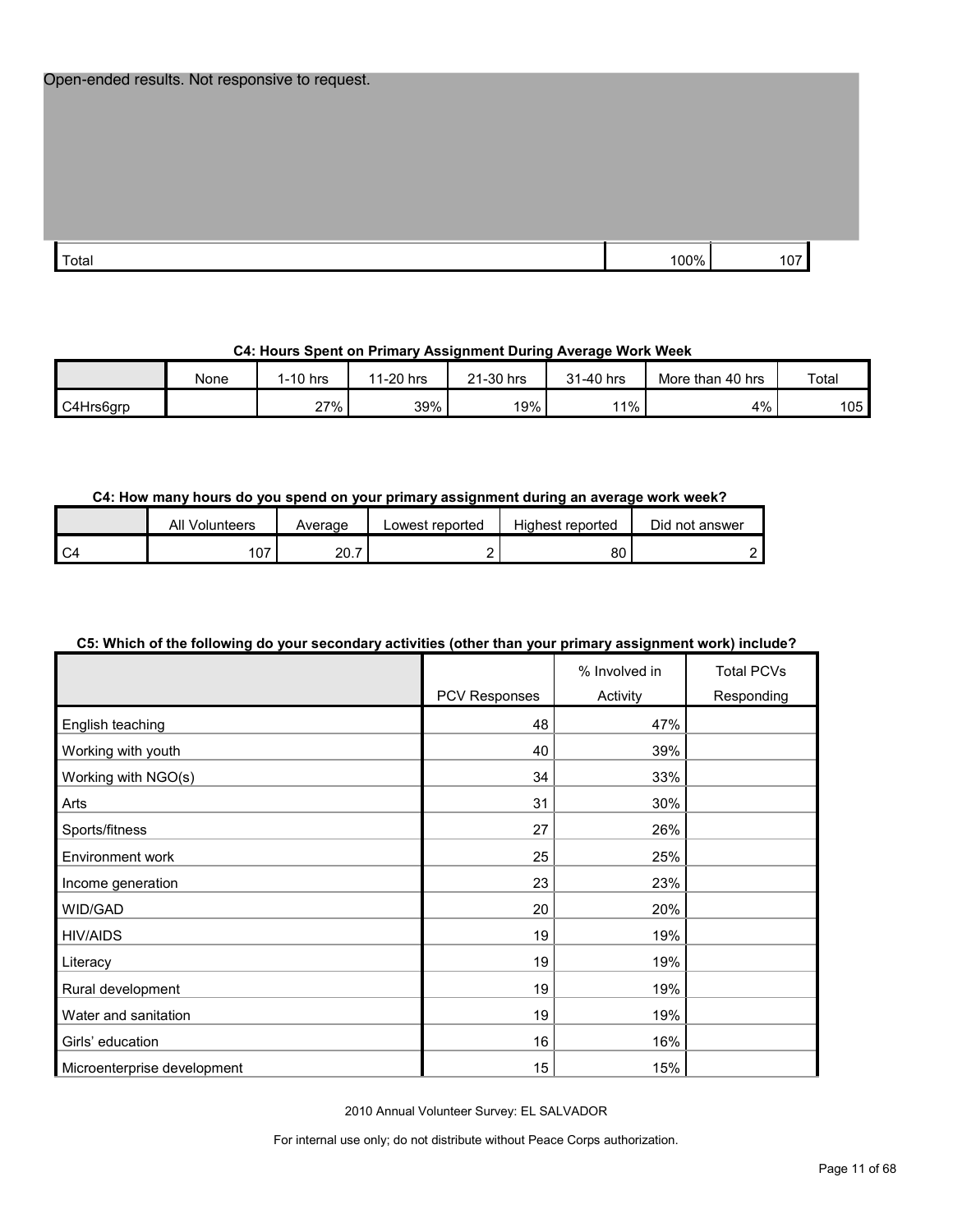Open-ended results. Not responsive to request.

| | | |
|---|---|---|
| Total | 100% | 107 |

**C4: Hours Spent on Primary Assignment During Average Work Week**

| | None | 1-10 hrs | 11-20 hrs | 21-30 hrs | 31-40 hrs | More than 40 hrs | Total |
|---|---|---|---|---|---|---|---|
| C4Hrs6grp | | 27% | 39% | 19% | 11% | 4% | 105 |

**C4: How many hours do you spend on your primary assignment during an average work week?**

| | All Volunteers | Average | Lowest reported | Highest reported | Did not answer |
|---|---|---|---|---|---|
| C4 | 107 | 20.7 | 2 | 80 | 2 |

**C5: Which of the following do your secondary activities (other than your primary assignment work) include?**

| | PCV Responses | % Involved in Activity | Total PCVs Responding |
|---|---|---|---|
| English teaching | 48 | 47% | |
| Working with youth | 40 | 39% | |
| Working with NGO(s) | 34 | 33% | |
| Arts | 31 | 30% | |
| Sports/fitness | 27 | 26% | |
| Environment work | 25 | 25% | |
| Income generation | 23 | 23% | |
| WID/GAD | 20 | 20% | |
| HIV/AIDS | 19 | 19% | |
| Literacy | 19 | 19% | |
| Rural development | 19 | 19% | |
| Water and sanitation | 19 | 19% | |
| Girls' education | 16 | 16% | |
| Microenterprise development | 15 | 15% | |

2010 Annual Volunteer Survey: EL SALVADOR

For internal use only; do not distribute without Peace Corps authorization.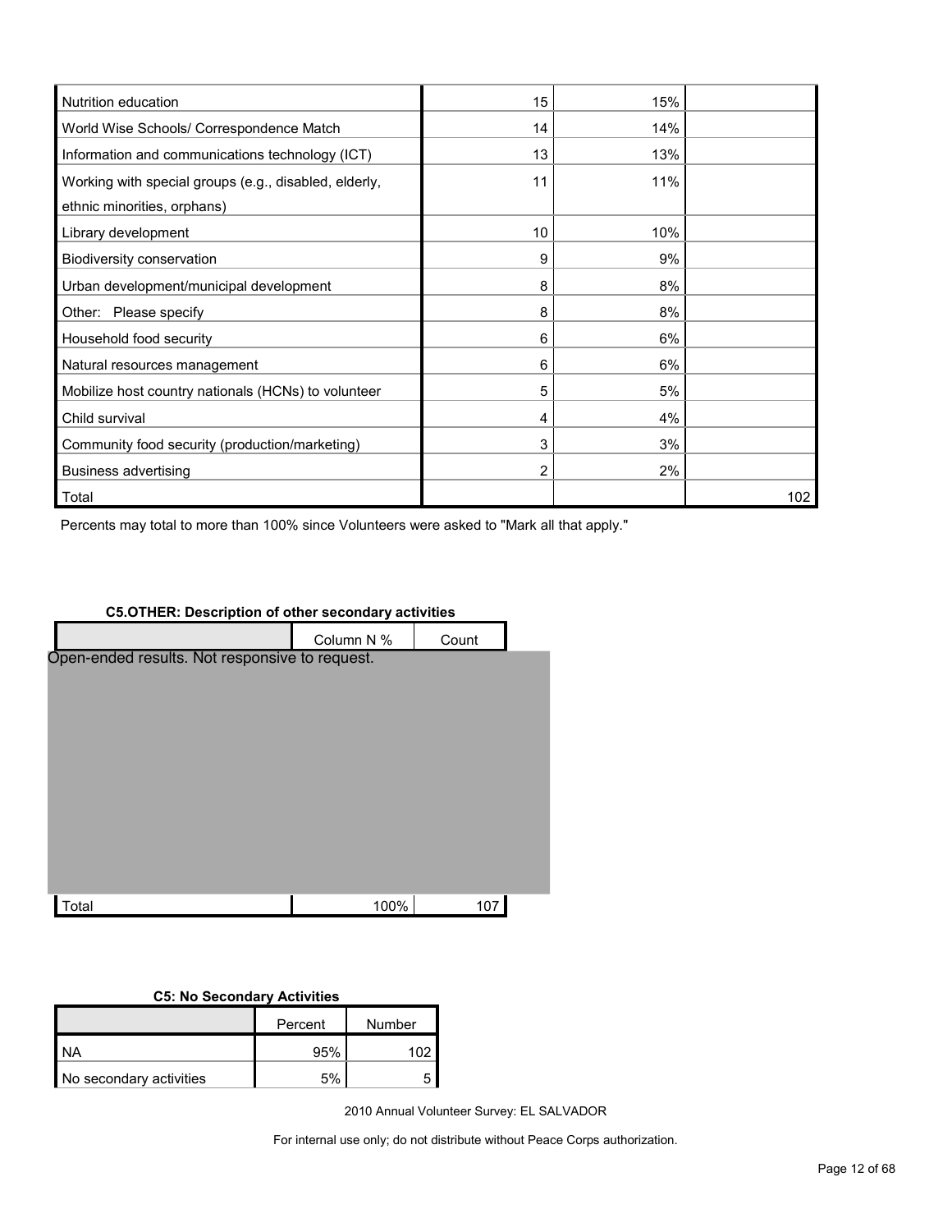| | | | |
|---|---|---|---|
| Nutrition education | 15 | 15% | |
| World Wise Schools/ Correspondence Match | 14 | 14% | |
| Information and communications technology (ICT) | 13 | 13% | |
| Working with special groups (e.g., disabled, elderly, ethnic minorities, orphans) | 11 | 11% | |
| Library development | 10 | 10% | |
| Biodiversity conservation | 9 | 9% | |
| Urban development/municipal development | 8 | 8% | |
| Other: Please specify | 8 | 8% | |
| Household food security | 6 | 6% | |
| Natural resources management | 6 | 6% | |
| Mobilize host country nationals (HCNs) to volunteer | 5 | 5% | |
| Child survival | 4 | 4% | |
| Community food security (production/marketing) | 3 | 3% | |
| Business advertising | 2 | 2% | |
| Total | | | 102 |

Percents may total to more than 100% since Volunteers were asked to "Mark all that apply."

**C5.OTHER: Description of other secondary activities**

| | Column N % | Count |
|---|---|---|
| Open-ended results. Not responsive to request. | | |
| Total | 100% | 107 |

**C5: No Secondary Activities**

| | Percent | Number |
|---|---|---|
| NA | 95% | 102 |
| No secondary activities | 5% | 5 |

2010 Annual Volunteer Survey: EL SALVADOR

For internal use only; do not distribute without Peace Corps authorization.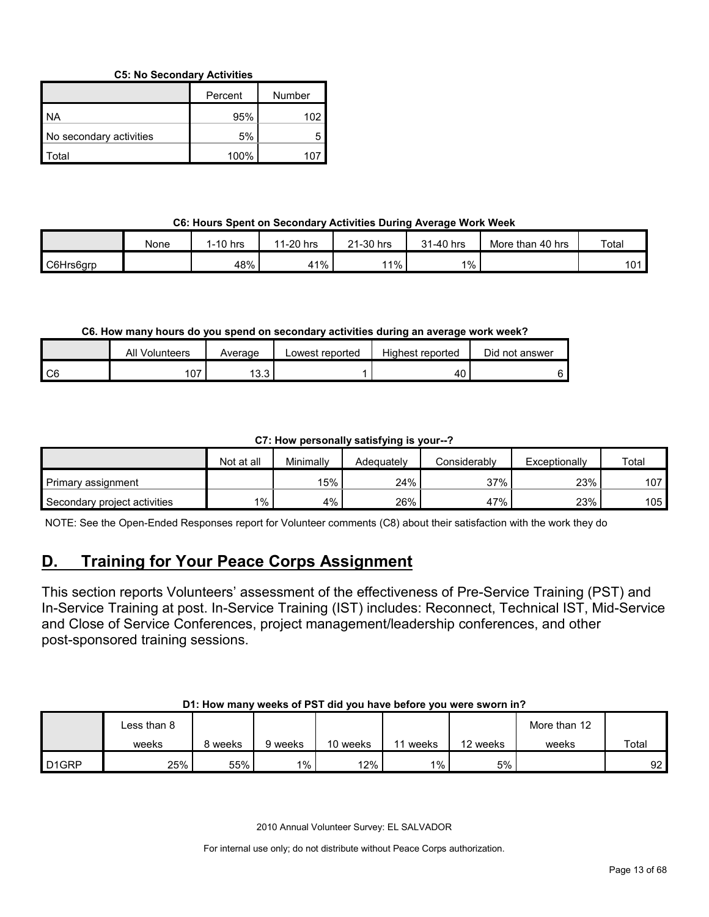**C5: No Secondary Activities**

| | Percent | Number |
|---|---|---|
| NA | 95% | 102 |
| No secondary activities | 5% | 5 |
| Total | 100% | 107 |

**C6: Hours Spent on Secondary Activities During Average Work Week**

| | None | 1-10 hrs | 11-20 hrs | 21-30 hrs | 31-40 hrs | More than 40 hrs | Total |
|---|---|---|---|---|---|---|---|
| C6Hrs6grp | | 48% | 41% | 11% | 1% | | 101 |

**C6. How many hours do you spend on secondary activities during an average work week?**

| | All Volunteers | Average | Lowest reported | Highest reported | Did not answer |
|---|---|---|---|---|---|
| C6 | 107 | 13.3 | 1 | 40 | 6 |

**C7: How personally satisfying is your--?**

| | Not at all | Minimally | Adequately | Considerably | Exceptionally | Total |
|---|---|---|---|---|---|---|
| Primary assignment | | 15% | 24% | 37% | 23% | 107 |
| Secondary project activities | 1% | 4% | 26% | 47% | 23% | 105 |

NOTE: See the Open-Ended Responses report for Volunteer comments (C8) about their satisfaction with the work they do

## D. Training for Your Peace Corps Assignment

This section reports Volunteers' assessment of the effectiveness of Pre-Service Training (PST) and In-Service Training at post. In-Service Training (IST) includes: Reconnect, Technical IST, Mid-Service and Close of Service Conferences, project management/leadership conferences, and other post-sponsored training sessions.

**D1: How many weeks of PST did you have before you were sworn in?**

| | Less than 8 weeks | 8 weeks | 9 weeks | 10 weeks | 11 weeks | 12 weeks | More than 12 weeks | Total |
|---|---|---|---|---|---|---|---|---|
| D1GRP | 25% | 55% | 1% | 12% | 1% | 5% | | 92 |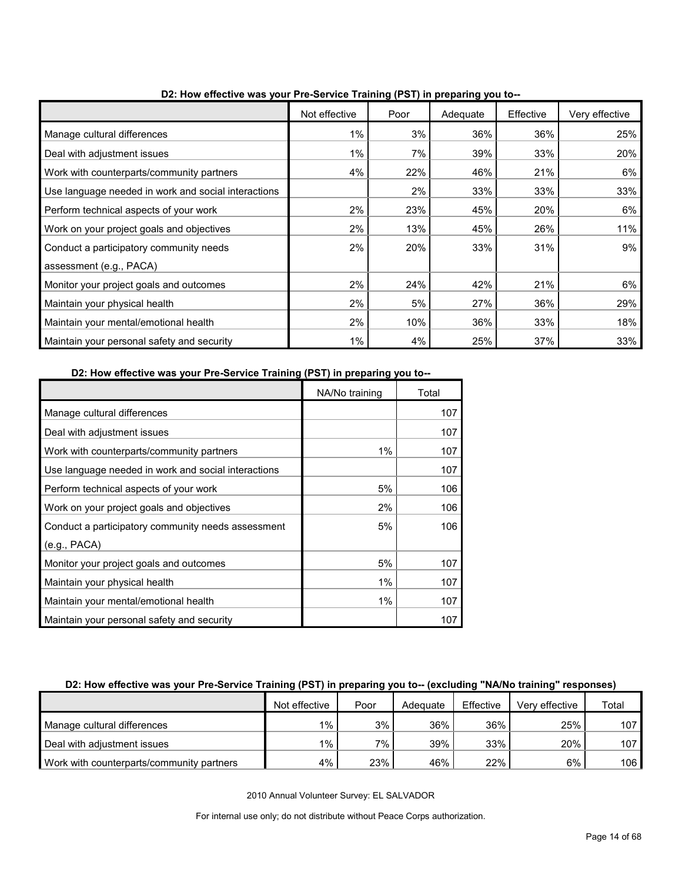**D2: How effective was your Pre-Service Training (PST) in preparing you to--**

| | Not effective | Poor | Adequate | Effective | Very effective |
|---|---|---|---|---|---|
| Manage cultural differences | 1% | 3% | 36% | 36% | 25% |
| Deal with adjustment issues | 1% | 7% | 39% | 33% | 20% |
| Work with counterparts/community partners | 4% | 22% | 46% | 21% | 6% |
| Use language needed in work and social interactions | | 2% | 33% | 33% | 33% |
| Perform technical aspects of your work | 2% | 23% | 45% | 20% | 6% |
| Work on your project goals and objectives | 2% | 13% | 45% | 26% | 11% |
| Conduct a participatory community needs assessment (e.g., PACA) | 2% | 20% | 33% | 31% | 9% |
| Monitor your project goals and outcomes | 2% | 24% | 42% | 21% | 6% |
| Maintain your physical health | 2% | 5% | 27% | 36% | 29% |
| Maintain your mental/emotional health | 2% | 10% | 36% | 33% | 18% |
| Maintain your personal safety and security | 1% | 4% | 25% | 37% | 33% |

**D2: How effective was your Pre-Service Training (PST) in preparing you to--**

| | NA/No training | Total |
|---|---|---|
| Manage cultural differences | | 107 |
| Deal with adjustment issues | | 107 |
| Work with counterparts/community partners | 1% | 107 |
| Use language needed in work and social interactions | | 107 |
| Perform technical aspects of your work | 5% | 106 |
| Work on your project goals and objectives | 2% | 106 |
| Conduct a participatory community needs assessment (e.g., PACA) | 5% | 106 |
| Monitor your project goals and outcomes | 5% | 107 |
| Maintain your physical health | 1% | 107 |
| Maintain your mental/emotional health | 1% | 107 |
| Maintain your personal safety and security | | 107 |

**D2: How effective was your Pre-Service Training (PST) in preparing you to-- (excluding "NA/No training" responses)**

| | Not effective | Poor | Adequate | Effective | Very effective | Total |
|---|---|---|---|---|---|---|
| Manage cultural differences | 1% | 3% | 36% | 36% | 25% | 107 |
| Deal with adjustment issues | 1% | 7% | 39% | 33% | 20% | 107 |
| Work with counterparts/community partners | 4% | 23% | 46% | 22% | 6% | 106 |

2010 Annual Volunteer Survey: EL SALVADOR

For internal use only; do not distribute without Peace Corps authorization.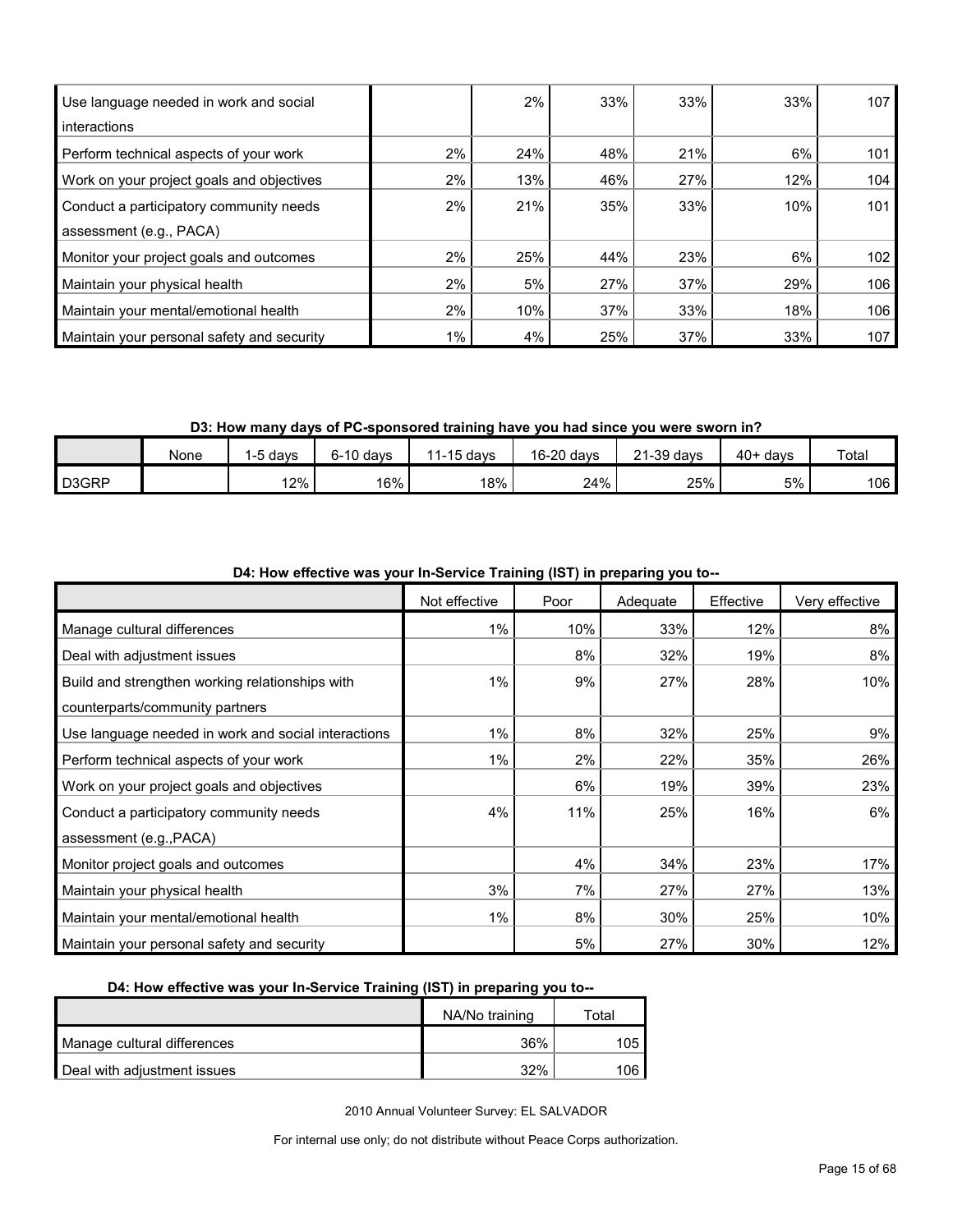| | | | | | | |
|---|---|---|---|---|---|---|
| Use language needed in work and social interactions | | 2% | 33% | 33% | 33% | 107 |
| Perform technical aspects of your work | 2% | 24% | 48% | 21% | 6% | 101 |
| Work on your project goals and objectives | 2% | 13% | 46% | 27% | 12% | 104 |
| Conduct a participatory community needs assessment (e.g., PACA) | 2% | 21% | 35% | 33% | 10% | 101 |
| Monitor your project goals and outcomes | 2% | 25% | 44% | 23% | 6% | 102 |
| Maintain your physical health | 2% | 5% | 27% | 37% | 29% | 106 |
| Maintain your mental/emotional health | 2% | 10% | 37% | 33% | 18% | 106 |
| Maintain your personal safety and security | 1% | 4% | 25% | 37% | 33% | 107 |

**D3: How many days of PC-sponsored training have you had since you were sworn in?**

| | None | 1-5 days | 6-10 days | 11-15 days | 16-20 days | 21-39 days | 40+ days | Total |
|---|---|---|---|---|---|---|---|---|
| D3GRP | | 12% | 16% | 18% | 24% | 25% | 5% | 106 |

**D4: How effective was your In-Service Training (IST) in preparing you to--**

| | Not effective | Poor | Adequate | Effective | Very effective |
|---|---|---|---|---|---|
| Manage cultural differences | 1% | 10% | 33% | 12% | 8% |
| Deal with adjustment issues | | 8% | 32% | 19% | 8% |
| Build and strengthen working relationships with counterparts/community partners | 1% | 9% | 27% | 28% | 10% |
| Use language needed in work and social interactions | 1% | 8% | 32% | 25% | 9% |
| Perform technical aspects of your work | 1% | 2% | 22% | 35% | 26% |
| Work on your project goals and objectives | | 6% | 19% | 39% | 23% |
| Conduct a participatory community needs assessment (e.g.,PACA) | 4% | 11% | 25% | 16% | 6% |
| Monitor project goals and outcomes | | 4% | 34% | 23% | 17% |
| Maintain your physical health | 3% | 7% | 27% | 27% | 13% |
| Maintain your mental/emotional health | 1% | 8% | 30% | 25% | 10% |
| Maintain your personal safety and security | | 5% | 27% | 30% | 12% |

**D4: How effective was your In-Service Training (IST) in preparing you to--**

| | NA/No training | Total |
|---|---|---|
| Manage cultural differences | 36% | 105 |
| Deal with adjustment issues | 32% | 106 |

2010 Annual Volunteer Survey: EL SALVADOR

For internal use only; do not distribute without Peace Corps authorization.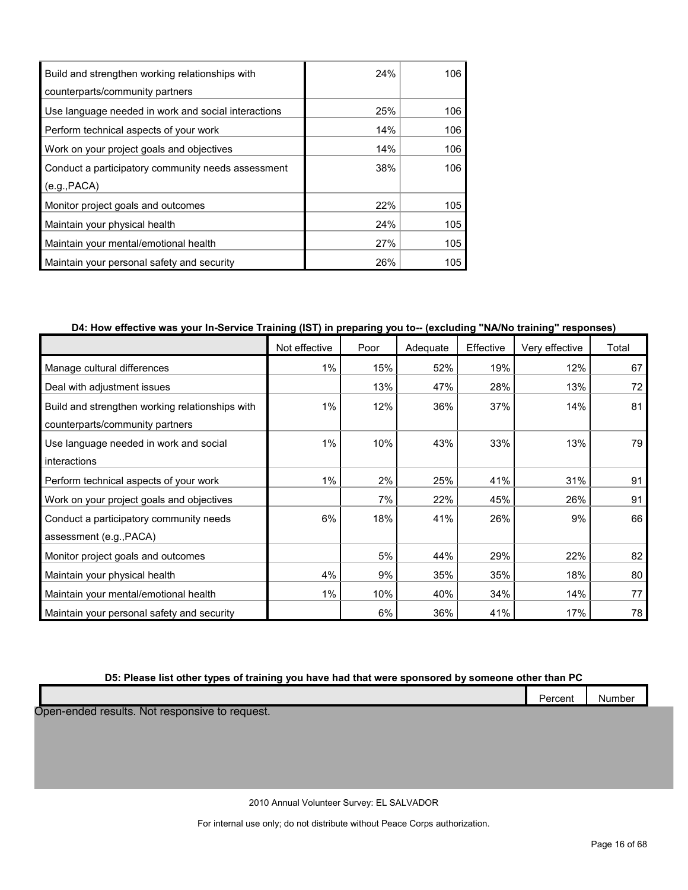| | | |
|---|---|---|
| Build and strengthen working relationships with counterparts/community partners | 24% | 106 |
| Use language needed in work and social interactions | 25% | 106 |
| Perform technical aspects of your work | 14% | 106 |
| Work on your project goals and objectives | 14% | 106 |
| Conduct a participatory community needs assessment (e.g.,PACA) | 38% | 106 |
| Monitor project goals and outcomes | 22% | 105 |
| Maintain your physical health | 24% | 105 |
| Maintain your mental/emotional health | 27% | 105 |
| Maintain your personal safety and security | 26% | 105 |

**D4: How effective was your In-Service Training (IST) in preparing you to-- (excluding "NA/No training" responses)**

| | Not effective | Poor | Adequate | Effective | Very effective | Total |
|---|---|---|---|---|---|---|
| Manage cultural differences | 1% | 15% | 52% | 19% | 12% | 67 |
| Deal with adjustment issues | | 13% | 47% | 28% | 13% | 72 |
| Build and strengthen working relationships with counterparts/community partners | 1% | 12% | 36% | 37% | 14% | 81 |
| Use language needed in work and social interactions | 1% | 10% | 43% | 33% | 13% | 79 |
| Perform technical aspects of your work | 1% | 2% | 25% | 41% | 31% | 91 |
| Work on your project goals and objectives | | 7% | 22% | 45% | 26% | 91 |
| Conduct a participatory community needs assessment (e.g.,PACA) | 6% | 18% | 41% | 26% | 9% | 66 |
| Monitor project goals and outcomes | | 5% | 44% | 29% | 22% | 82 |
| Maintain your physical health | 4% | 9% | 35% | 35% | 18% | 80 |
| Maintain your mental/emotional health | 1% | 10% | 40% | 34% | 14% | 77 |
| Maintain your personal safety and security | | 6% | 36% | 41% | 17% | 78 |

**D5: Please list other types of training you have had that were sponsored by someone other than PC**

| | Percent | Number |
|---|---|---|

Open-ended results. Not responsive to request.

2010 Annual Volunteer Survey: EL SALVADOR

For internal use only; do not distribute without Peace Corps authorization.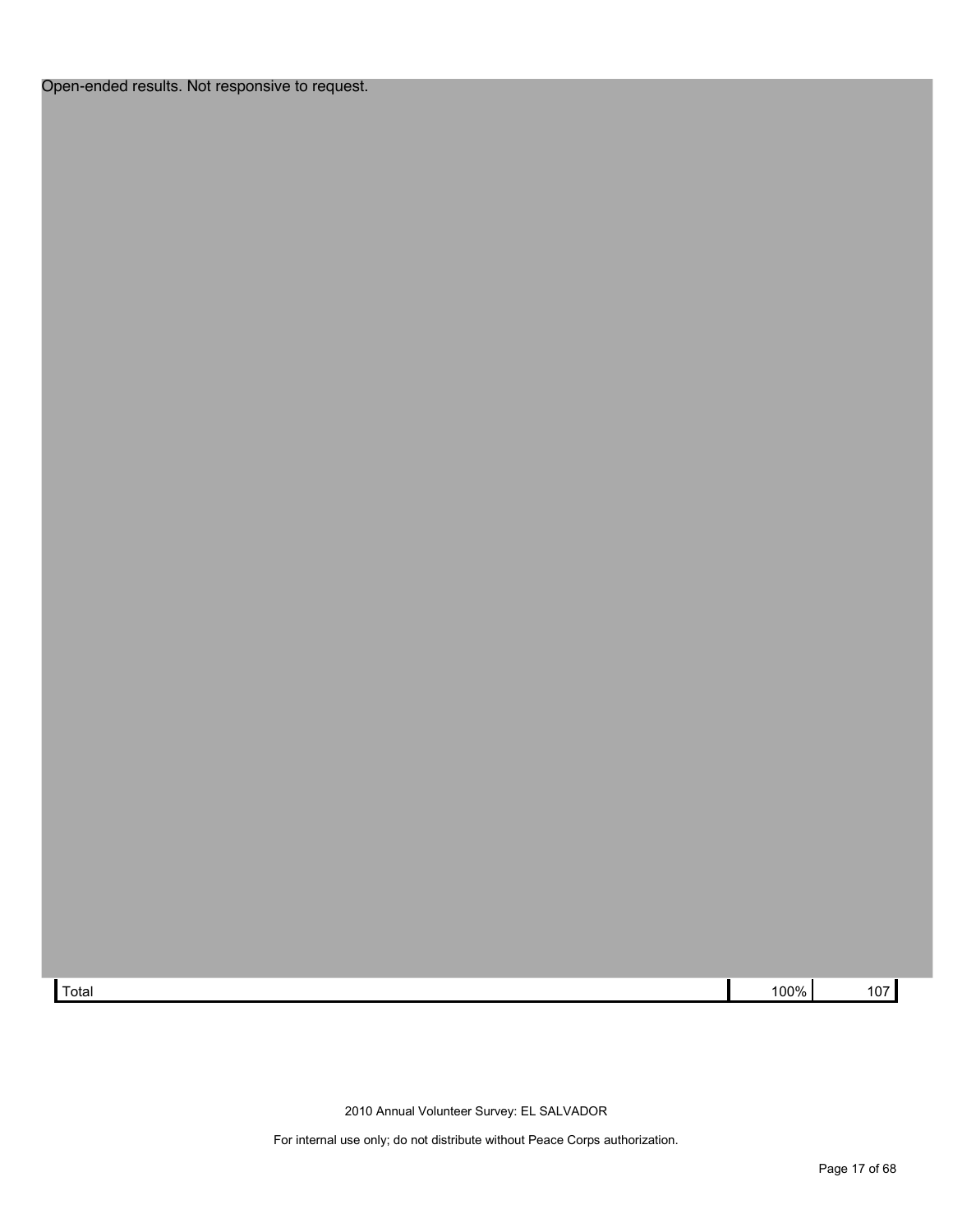Open-ended results. Not responsive to request.

| | | |
|---|---|---|
| Total | 100% | 107 |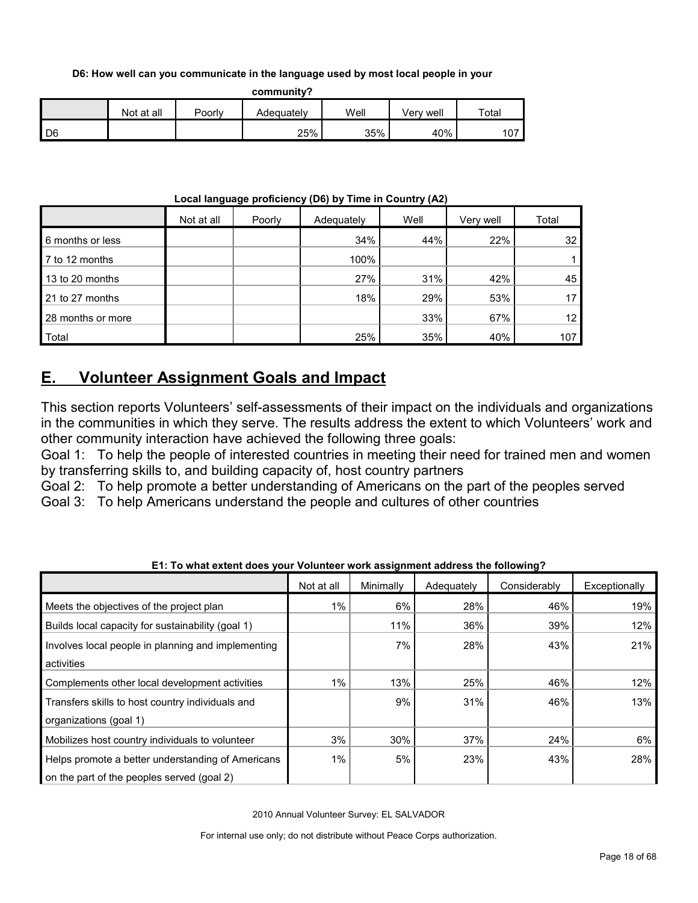**D6: How well can you communicate in the language used by most local people in your community?**

| | Not at all | Poorly | Adequately | Well | Very well | Total |
|---|---|---|---|---|---|---|
| D6 | | | 25% | 35% | 40% | 107 |

**Local language proficiency (D6) by Time in Country (A2)**

| | Not at all | Poorly | Adequately | Well | Very well | Total |
|---|---|---|---|---|---|---|
| 6 months or less | | | 34% | 44% | 22% | 32 |
| 7 to 12 months | | | 100% | | | 1 |
| 13 to 20 months | | | 27% | 31% | 42% | 45 |
| 21 to 27 months | | | 18% | 29% | 53% | 17 |
| 28 months or more | | | | 33% | 67% | 12 |
| Total | | | 25% | 35% | 40% | 107 |

## E. Volunteer Assignment Goals and Impact

This section reports Volunteers' self-assessments of their impact on the individuals and organizations in the communities in which they serve. The results address the extent to which Volunteers' work and other community interaction have achieved the following three goals:

Goal 1: To help the people of interested countries in meeting their need for trained men and women by transferring skills to, and building capacity of, host country partners

Goal 2: To help promote a better understanding of Americans on the part of the peoples served

Goal 3: To help Americans understand the people and cultures of other countries

**E1: To what extent does your Volunteer work assignment address the following?**

| | Not at all | Minimally | Adequately | Considerably | Exceptionally |
|---|---|---|---|---|---|
| Meets the objectives of the project plan | 1% | 6% | 28% | 46% | 19% |
| Builds local capacity for sustainability (goal 1) | | 11% | 36% | 39% | 12% |
| Involves local people in planning and implementing activities | | 7% | 28% | 43% | 21% |
| Complements other local development activities | 1% | 13% | 25% | 46% | 12% |
| Transfers skills to host country individuals and organizations (goal 1) | | 9% | 31% | 46% | 13% |
| Mobilizes host country individuals to volunteer | 3% | 30% | 37% | 24% | 6% |
| Helps promote a better understanding of Americans on the part of the peoples served (goal 2) | 1% | 5% | 23% | 43% | 28% |

2010 Annual Volunteer Survey: EL SALVADOR

For internal use only; do not distribute without Peace Corps authorization.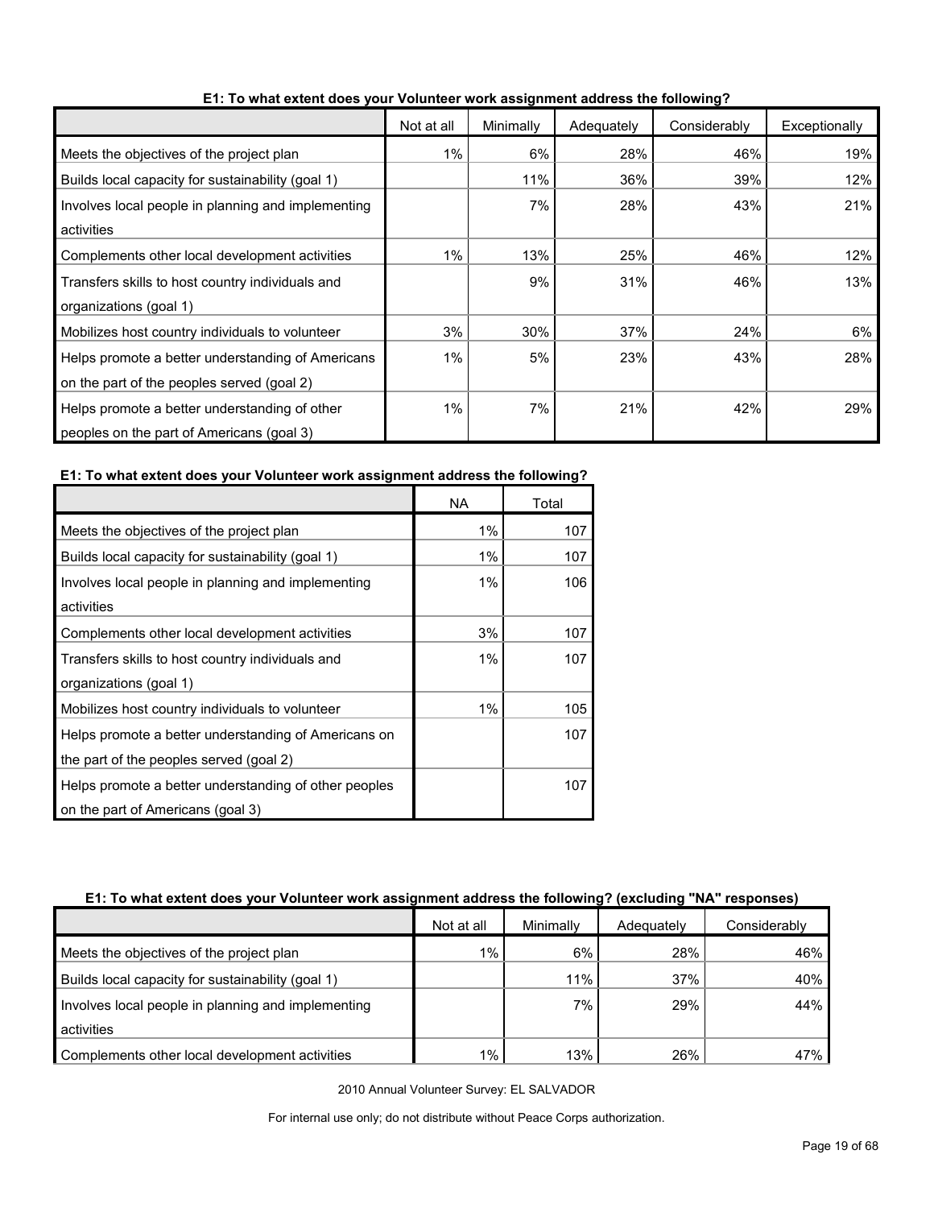**E1: To what extent does your Volunteer work assignment address the following?**

| | Not at all | Minimally | Adequately | Considerably | Exceptionally |
|---|---|---|---|---|---|
| Meets the objectives of the project plan | 1% | 6% | 28% | 46% | 19% |
| Builds local capacity for sustainability (goal 1) | | 11% | 36% | 39% | 12% |
| Involves local people in planning and implementing activities | | 7% | 28% | 43% | 21% |
| Complements other local development activities | 1% | 13% | 25% | 46% | 12% |
| Transfers skills to host country individuals and organizations (goal 1) | | 9% | 31% | 46% | 13% |
| Mobilizes host country individuals to volunteer | 3% | 30% | 37% | 24% | 6% |
| Helps promote a better understanding of Americans on the part of the peoples served (goal 2) | 1% | 5% | 23% | 43% | 28% |
| Helps promote a better understanding of other peoples on the part of Americans (goal 3) | 1% | 7% | 21% | 42% | 29% |

**E1: To what extent does your Volunteer work assignment address the following?**

| | NA | Total |
|---|---|---|
| Meets the objectives of the project plan | 1% | 107 |
| Builds local capacity for sustainability (goal 1) | 1% | 107 |
| Involves local people in planning and implementing activities | 1% | 106 |
| Complements other local development activities | 3% | 107 |
| Transfers skills to host country individuals and organizations (goal 1) | 1% | 107 |
| Mobilizes host country individuals to volunteer | 1% | 105 |
| Helps promote a better understanding of Americans on the part of the peoples served (goal 2) | | 107 |
| Helps promote a better understanding of other peoples on the part of Americans (goal 3) | | 107 |

**E1: To what extent does your Volunteer work assignment address the following? (excluding "NA" responses)**

| | Not at all | Minimally | Adequately | Considerably |
|---|---|---|---|---|
| Meets the objectives of the project plan | 1% | 6% | 28% | 46% |
| Builds local capacity for sustainability (goal 1) | | 11% | 37% | 40% |
| Involves local people in planning and implementing activities | | 7% | 29% | 44% |
| Complements other local development activities | 1% | 13% | 26% | 47% |

2010 Annual Volunteer Survey: EL SALVADOR

For internal use only; do not distribute without Peace Corps authorization.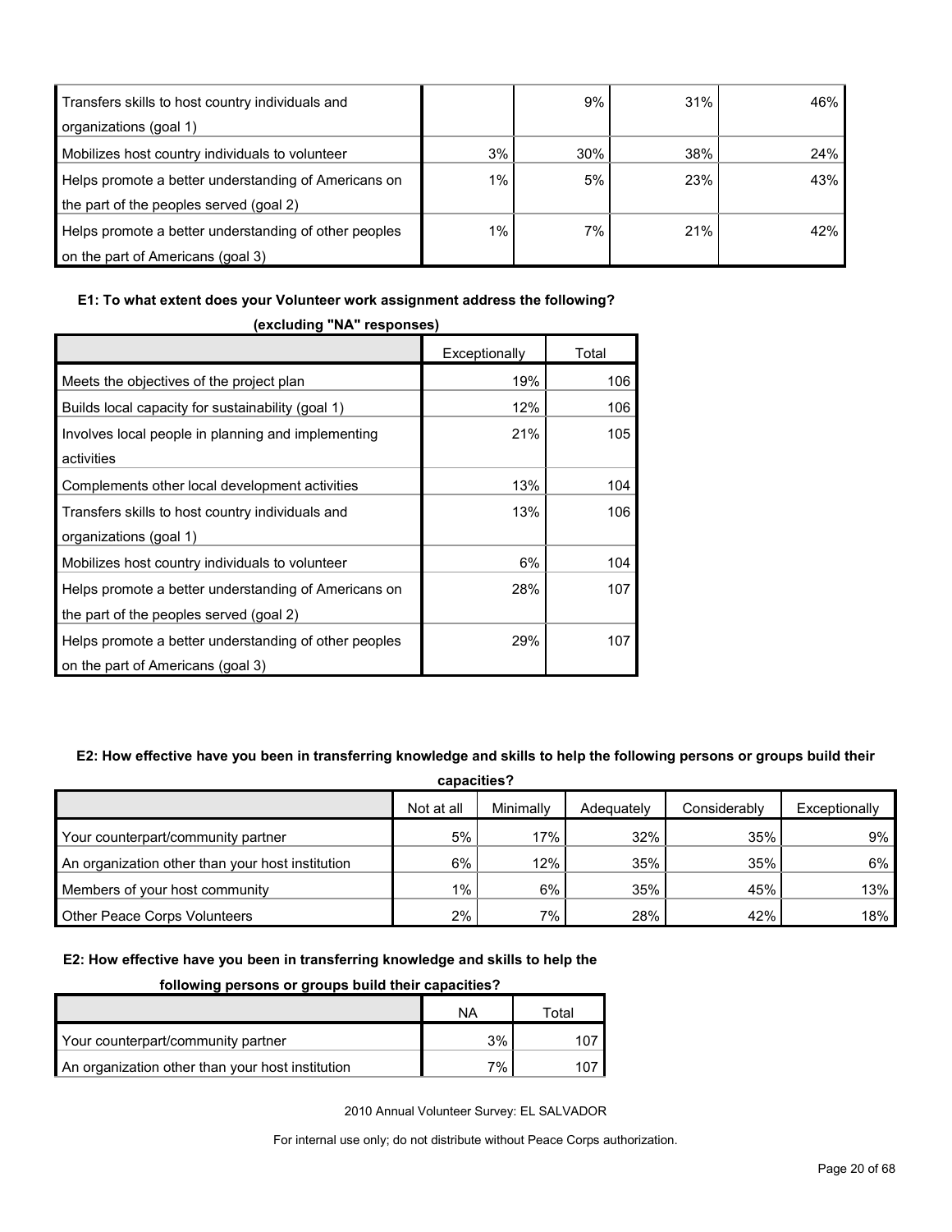| | | | | |
|---|---|---|---|---|
| Transfers skills to host country individuals and organizations (goal 1) | | 9% | 31% | 46% |
| Mobilizes host country individuals to volunteer | 3% | 30% | 38% | 24% |
| Helps promote a better understanding of Americans on the part of the peoples served (goal 2) | 1% | 5% | 23% | 43% |
| Helps promote a better understanding of other peoples on the part of Americans (goal 3) | 1% | 7% | 21% | 42% |

**E1: To what extent does your Volunteer work assignment address the following? (excluding "NA" responses)**

| | Exceptionally | Total |
|---|---|---|
| Meets the objectives of the project plan | 19% | 106 |
| Builds local capacity for sustainability (goal 1) | 12% | 106 |
| Involves local people in planning and implementing activities | 21% | 105 |
| Complements other local development activities | 13% | 104 |
| Transfers skills to host country individuals and organizations (goal 1) | 13% | 106 |
| Mobilizes host country individuals to volunteer | 6% | 104 |
| Helps promote a better understanding of Americans on the part of the peoples served (goal 2) | 28% | 107 |
| Helps promote a better understanding of other peoples on the part of Americans (goal 3) | 29% | 107 |

**E2: How effective have you been in transferring knowledge and skills to help the following persons or groups build their capacities?**

| | Not at all | Minimally | Adequately | Considerably | Exceptionally |
|---|---|---|---|---|---|
| Your counterpart/community partner | 5% | 17% | 32% | 35% | 9% |
| An organization other than your host institution | 6% | 12% | 35% | 35% | 6% |
| Members of your host community | 1% | 6% | 35% | 45% | 13% |
| Other Peace Corps Volunteers | 2% | 7% | 28% | 42% | 18% |

**E2: How effective have you been in transferring knowledge and skills to help the following persons or groups build their capacities?**

| | NA | Total |
|---|---|---|
| Your counterpart/community partner | 3% | 107 |
| An organization other than your host institution | 7% | 107 |

2010 Annual Volunteer Survey: EL SALVADOR

For internal use only; do not distribute without Peace Corps authorization.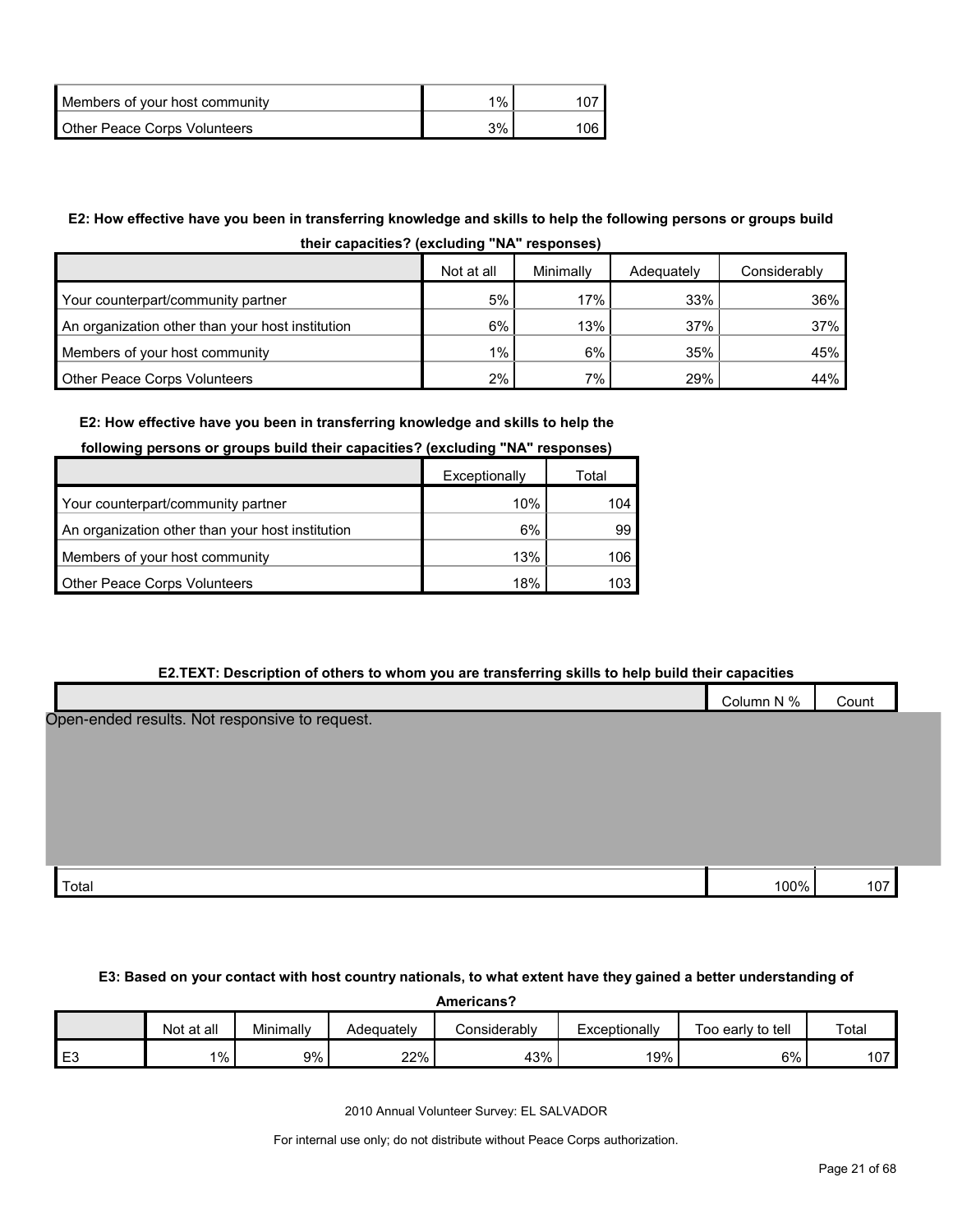| | | |
|---|---|---|
| Members of your host community | 1% | 107 |
| Other Peace Corps Volunteers | 3% | 106 |

**E2: How effective have you been in transferring knowledge and skills to help the following persons or groups build their capacities? (excluding "NA" responses)**

| | Not at all | Minimally | Adequately | Considerably |
|---|---|---|---|---|
| Your counterpart/community partner | 5% | 17% | 33% | 36% |
| An organization other than your host institution | 6% | 13% | 37% | 37% |
| Members of your host community | 1% | 6% | 35% | 45% |
| Other Peace Corps Volunteers | 2% | 7% | 29% | 44% |

**E2: How effective have you been in transferring knowledge and skills to help the following persons or groups build their capacities? (excluding "NA" responses)**

| | Exceptionally | Total |
|---|---|---|
| Your counterpart/community partner | 10% | 104 |
| An organization other than your host institution | 6% | 99 |
| Members of your host community | 13% | 106 |
| Other Peace Corps Volunteers | 18% | 103 |

**E2.TEXT: Description of others to whom you are transferring skills to help build their capacities**

| | Column N % | Count |
|---|---|---|
| Open-ended results. Not responsive to request. | | |
| Total | 100% | 107 |

**E3: Based on your contact with host country nationals, to what extent have they gained a better understanding of Americans?**

| | Not at all | Minimally | Adequately | Considerably | Exceptionally | Too early to tell | Total |
|---|---|---|---|---|---|---|---|
| E3 | 1% | 9% | 22% | 43% | 19% | 6% | 107 |

2010 Annual Volunteer Survey: EL SALVADOR

For internal use only; do not distribute without Peace Corps authorization.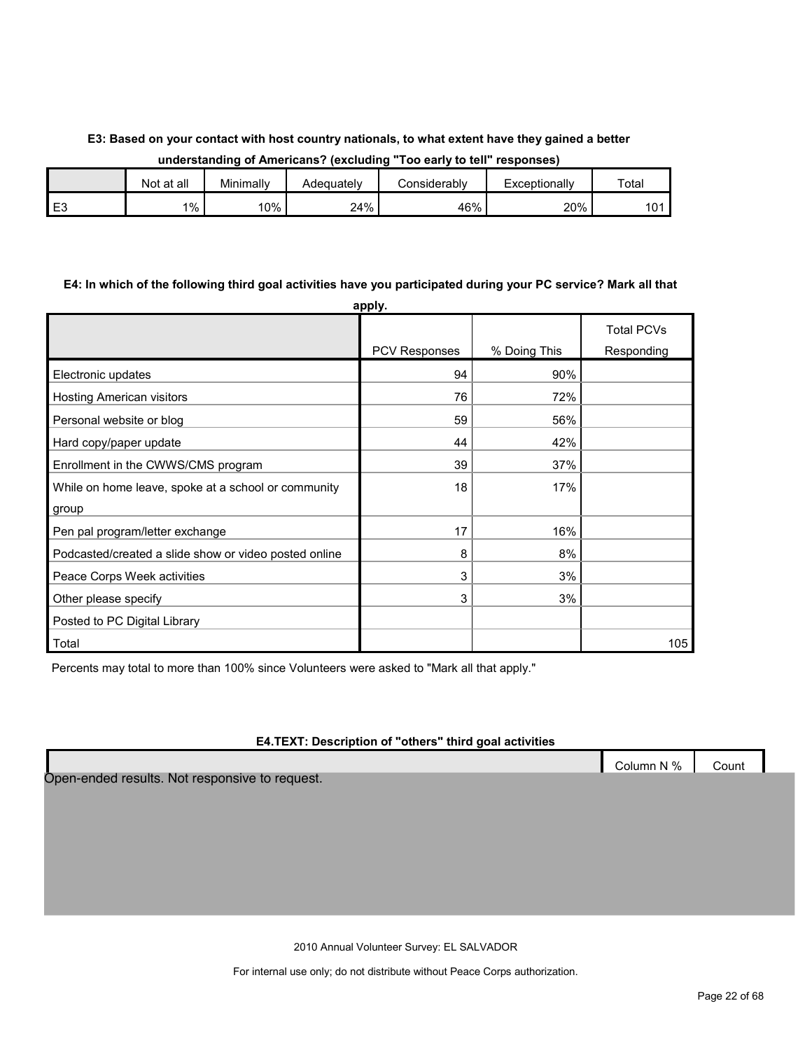**E3: Based on your contact with host country nationals, to what extent have they gained a better understanding of Americans? (excluding "Too early to tell" responses)**

| | Not at all | Minimally | Adequately | Considerably | Exceptionally | Total |
|---|---|---|---|---|---|---|
| E3 | 1% | 10% | 24% | 46% | 20% | 101 |

**E4: In which of the following third goal activities have you participated during your PC service? Mark all that apply.**

| | PCV Responses | % Doing This | Total PCVs Responding |
|---|---|---|---|
| Electronic updates | 94 | 90% | |
| Hosting American visitors | 76 | 72% | |
| Personal website or blog | 59 | 56% | |
| Hard copy/paper update | 44 | 42% | |
| Enrollment in the CWWS/CMS program | 39 | 37% | |
| While on home leave, spoke at a school or community group | 18 | 17% | |
| Pen pal program/letter exchange | 17 | 16% | |
| Podcasted/created a slide show or video posted online | 8 | 8% | |
| Peace Corps Week activities | 3 | 3% | |
| Other please specify | 3 | 3% | |
| Posted to PC Digital Library | | | |
| Total | | | 105 |

Percents may total to more than 100% since Volunteers were asked to "Mark all that apply."

**E4.TEXT: Description of "others" third goal activities**

| | Column N % | Count |
|---|---|---|

Open-ended results. Not responsive to request.

2010 Annual Volunteer Survey: EL SALVADOR

For internal use only; do not distribute without Peace Corps authorization.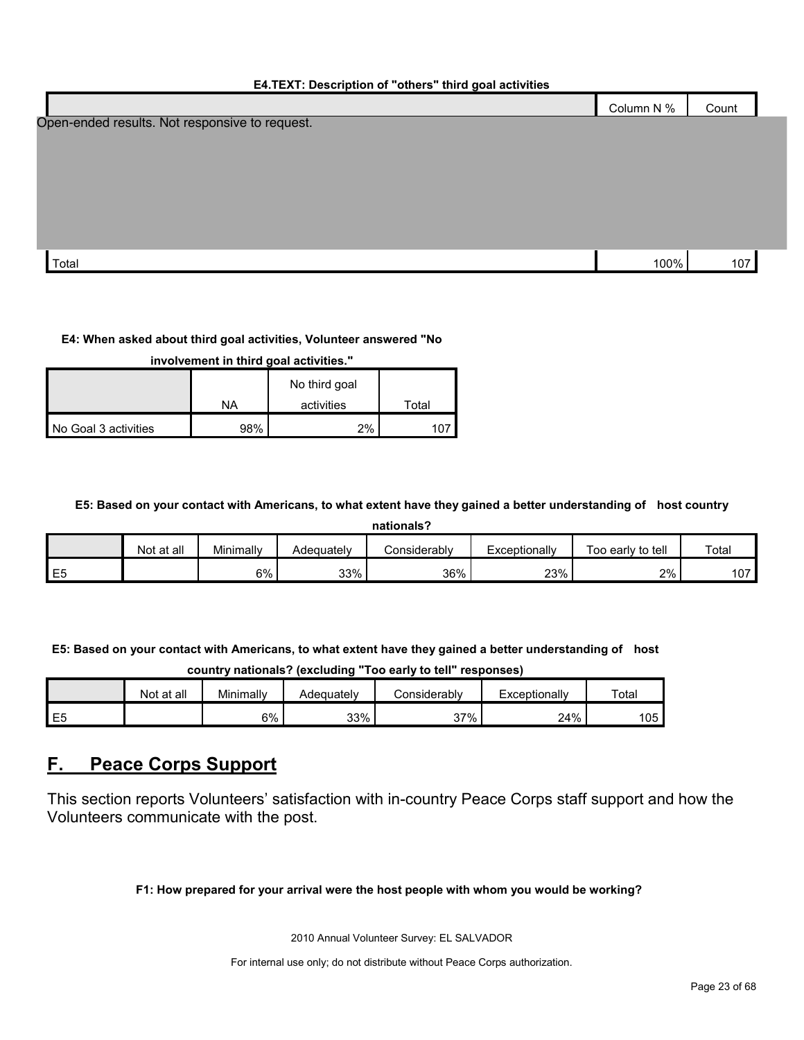**E4.TEXT: Description of "others" third goal activities**

| | Column N % | Count |
|---|---|---|
| Open-ended results. Not responsive to request. | | |
| Total | 100% | 107 |

**E4: When asked about third goal activities, Volunteer answered "No involvement in third goal activities."**

| | NA | No third goal activities | Total |
|---|---|---|---|
| No Goal 3 activities | 98% | 2% | 107 |

**E5: Based on your contact with Americans, to what extent have they gained a better understanding of host country nationals?**

| | Not at all | Minimally | Adequately | Considerably | Exceptionally | Too early to tell | Total |
|---|---|---|---|---|---|---|---|
| E5 | | 6% | 33% | 36% | 23% | 2% | 107 |

**E5: Based on your contact with Americans, to what extent have they gained a better understanding of host country nationals? (excluding "Too early to tell" responses)**

| | Not at all | Minimally | Adequately | Considerably | Exceptionally | Total |
|---|---|---|---|---|---|---|
| E5 | | 6% | 33% | 37% | 24% | 105 |

## F. Peace Corps Support

This section reports Volunteers' satisfaction with in-country Peace Corps staff support and how the Volunteers communicate with the post.

**F1: How prepared for your arrival were the host people with whom you would be working?**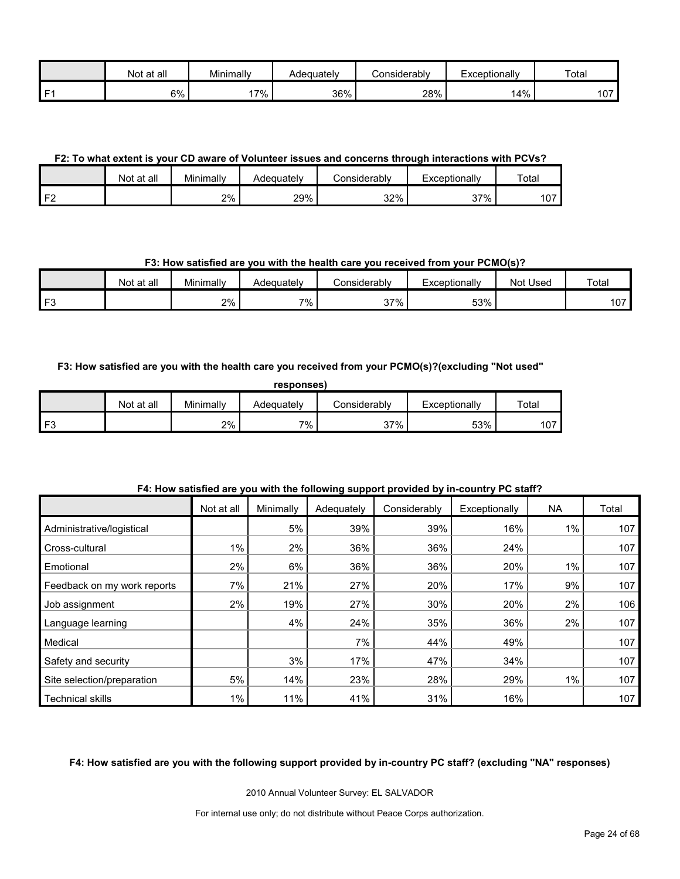| | Not at all | Minimally | Adequately | Considerably | Exceptionally | Total |
|---|---|---|---|---|---|---|
| F1 | 6% | 17% | 36% | 28% | 14% | 107 |

**F2: To what extent is your CD aware of Volunteer issues and concerns through interactions with PCVs?**

| | Not at all | Minimally | Adequately | Considerably | Exceptionally | Total |
|---|---|---|---|---|---|---|
| F2 | | 2% | 29% | 32% | 37% | 107 |

**F3: How satisfied are you with the health care you received from your PCMO(s)?**

| | Not at all | Minimally | Adequately | Considerably | Exceptionally | Not Used | Total |
|---|---|---|---|---|---|---|---|
| F3 | | 2% | 7% | 37% | 53% | | 107 |

**F3: How satisfied are you with the health care you received from your PCMO(s)?(excluding "Not used" responses)**

| | Not at all | Minimally | Adequately | Considerably | Exceptionally | Total |
|---|---|---|---|---|---|---|
| F3 | | 2% | 7% | 37% | 53% | 107 |

**F4: How satisfied are you with the following support provided by in-country PC staff?**

| | Not at all | Minimally | Adequately | Considerably | Exceptionally | NA | Total |
|---|---|---|---|---|---|---|---|
| Administrative/logistical | | 5% | 39% | 39% | 16% | 1% | 107 |
| Cross-cultural | 1% | 2% | 36% | 36% | 24% | | 107 |
| Emotional | 2% | 6% | 36% | 36% | 20% | 1% | 107 |
| Feedback on my work reports | 7% | 21% | 27% | 20% | 17% | 9% | 107 |
| Job assignment | 2% | 19% | 27% | 30% | 20% | 2% | 106 |
| Language learning | | 4% | 24% | 35% | 36% | 2% | 107 |
| Medical | | | 7% | 44% | 49% | | 107 |
| Safety and security | | 3% | 17% | 47% | 34% | | 107 |
| Site selection/preparation | 5% | 14% | 23% | 28% | 29% | 1% | 107 |
| Technical skills | 1% | 11% | 41% | 31% | 16% | | 107 |

**F4: How satisfied are you with the following support provided by in-country PC staff? (excluding "NA" responses)**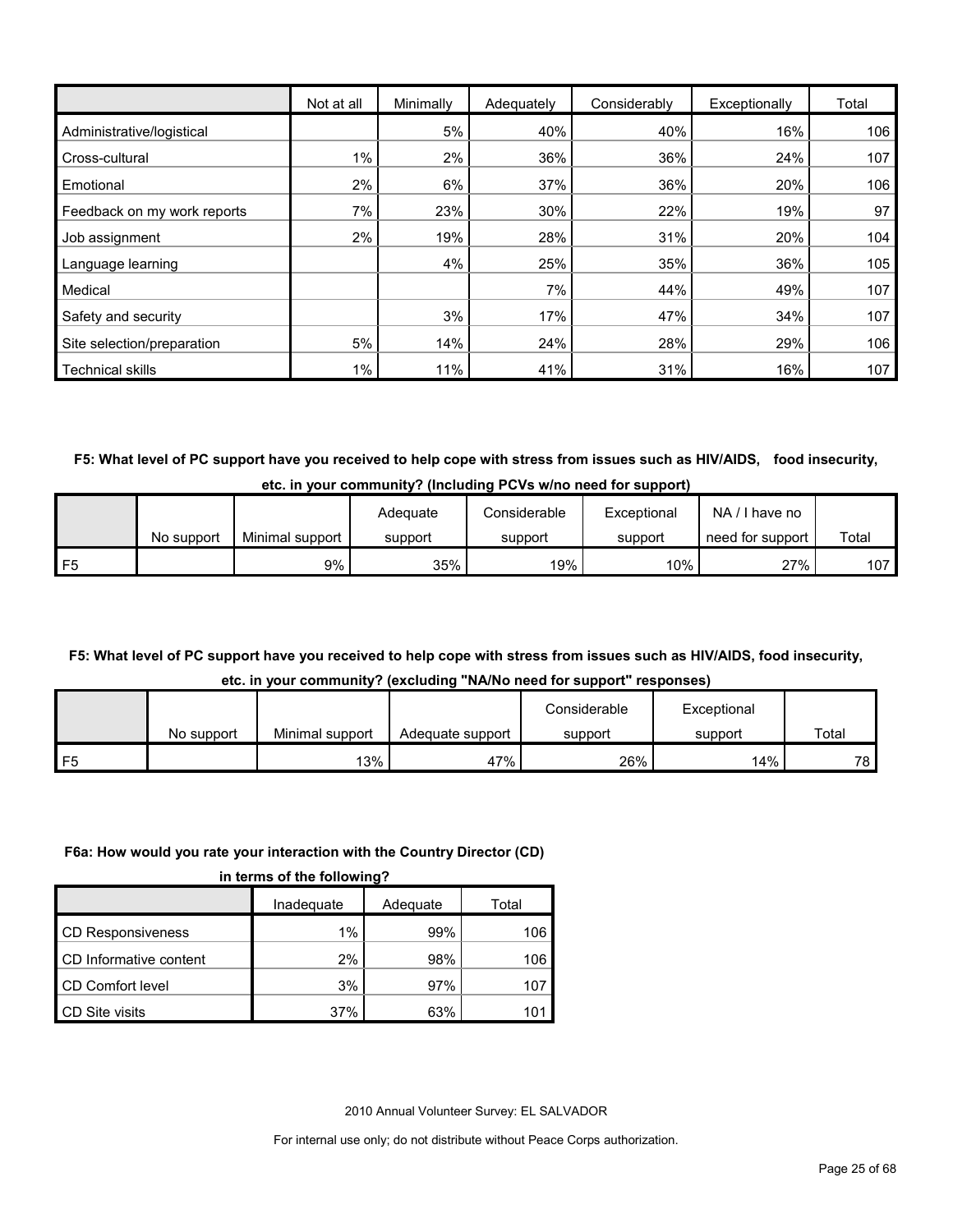| | Not at all | Minimally | Adequately | Considerably | Exceptionally | Total |
|---|---|---|---|---|---|---|
| Administrative/logistical | | 5% | 40% | 40% | 16% | 106 |
| Cross-cultural | 1% | 2% | 36% | 36% | 24% | 107 |
| Emotional | 2% | 6% | 37% | 36% | 20% | 106 |
| Feedback on my work reports | 7% | 23% | 30% | 22% | 19% | 97 |
| Job assignment | 2% | 19% | 28% | 31% | 20% | 104 |
| Language learning | | 4% | 25% | 35% | 36% | 105 |
| Medical | | | 7% | 44% | 49% | 107 |
| Safety and security | | 3% | 17% | 47% | 34% | 107 |
| Site selection/preparation | 5% | 14% | 24% | 28% | 29% | 106 |
| Technical skills | 1% | 11% | 41% | 31% | 16% | 107 |

**F5: What level of PC support have you received to help cope with stress from issues such as HIV/AIDS, food insecurity, etc. in your community? (Including PCVs w/no need for support)**

| | No support | Minimal support | Adequate support | Considerable support | Exceptional support | NA / I have no need for support | Total |
|---|---|---|---|---|---|---|---|
| F5 | | 9% | 35% | 19% | 10% | 27% | 107 |

**F5: What level of PC support have you received to help cope with stress from issues such as HIV/AIDS, food insecurity, etc. in your community? (excluding "NA/No need for support" responses)**

| | No support | Minimal support | Adequate support | Considerable support | Exceptional support | Total |
|---|---|---|---|---|---|---|
| F5 | | 13% | 47% | 26% | 14% | 78 |

**F6a: How would you rate your interaction with the Country Director (CD) in terms of the following?**

| | Inadequate | Adequate | Total |
|---|---|---|---|
| CD Responsiveness | 1% | 99% | 106 |
| CD Informative content | 2% | 98% | 106 |
| CD Comfort level | 3% | 97% | 107 |
| CD Site visits | 37% | 63% | 101 |

2010 Annual Volunteer Survey: EL SALVADOR

For internal use only; do not distribute without Peace Corps authorization.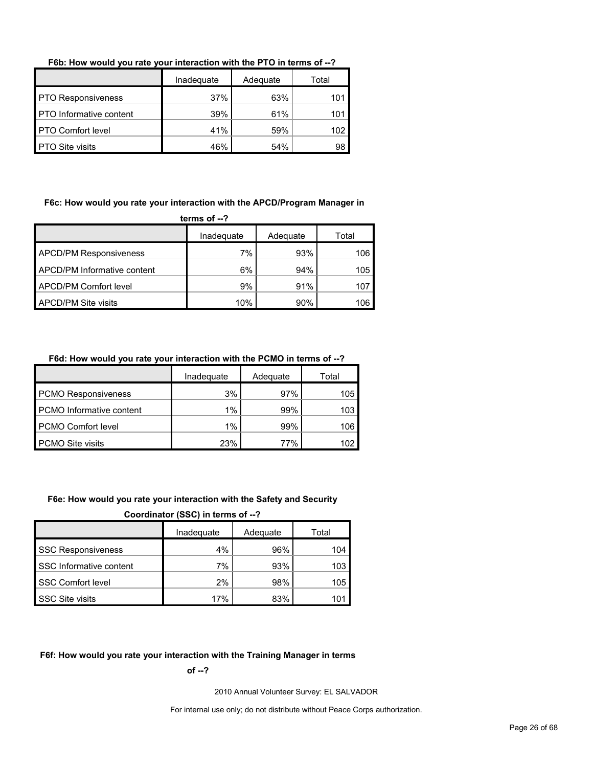**F6b: How would you rate your interaction with the PTO in terms of --?**

| | Inadequate | Adequate | Total |
|---|---|---|---|
| PTO Responsiveness | 37% | 63% | 101 |
| PTO Informative content | 39% | 61% | 101 |
| PTO Comfort level | 41% | 59% | 102 |
| PTO Site visits | 46% | 54% | 98 |

**F6c: How would you rate your interaction with the APCD/Program Manager in terms of --?**

| | Inadequate | Adequate | Total |
|---|---|---|---|
| APCD/PM Responsiveness | 7% | 93% | 106 |
| APCD/PM Informative content | 6% | 94% | 105 |
| APCD/PM Comfort level | 9% | 91% | 107 |
| APCD/PM Site visits | 10% | 90% | 106 |

**F6d: How would you rate your interaction with the PCMO in terms of --?**

| | Inadequate | Adequate | Total |
|---|---|---|---|
| PCMO Responsiveness | 3% | 97% | 105 |
| PCMO Informative content | 1% | 99% | 103 |
| PCMO Comfort level | 1% | 99% | 106 |
| PCMO Site visits | 23% | 77% | 102 |

**F6e: How would you rate your interaction with the Safety and Security Coordinator (SSC) in terms of --?**

| | Inadequate | Adequate | Total |
|---|---|---|---|
| SSC Responsiveness | 4% | 96% | 104 |
| SSC Informative content | 7% | 93% | 103 |
| SSC Comfort level | 2% | 98% | 105 |
| SSC Site visits | 17% | 83% | 101 |

**F6f: How would you rate your interaction with the Training Manager in terms of --?**

2010 Annual Volunteer Survey: EL SALVADOR

For internal use only; do not distribute without Peace Corps authorization.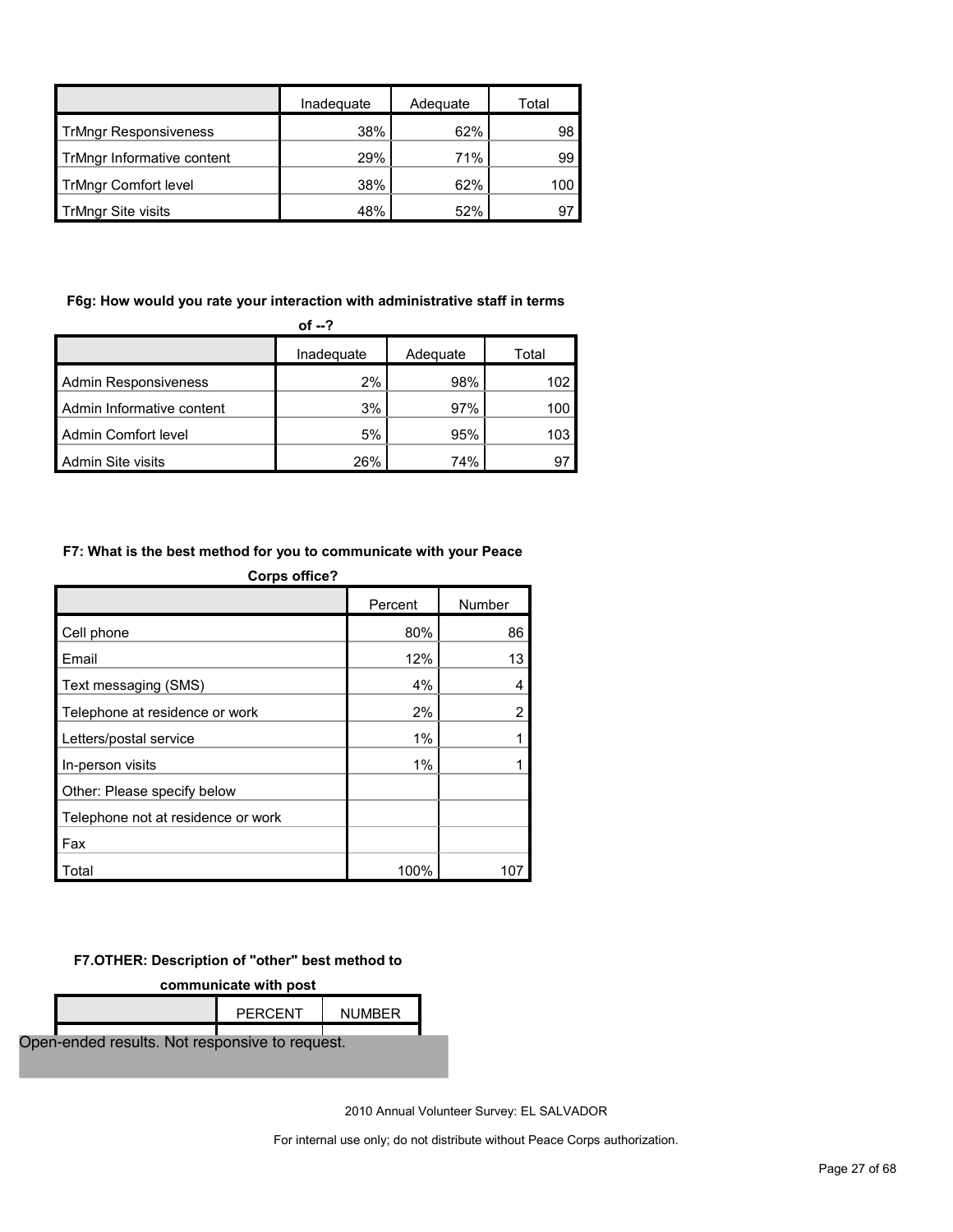| | Inadequate | Adequate | Total |
|---|---|---|---|
| TrMngr Responsiveness | 38% | 62% | 98 |
| TrMngr Informative content | 29% | 71% | 99 |
| TrMngr Comfort level | 38% | 62% | 100 |
| TrMngr Site visits | 48% | 52% | 97 |

**F6g: How would you rate your interaction with administrative staff in terms of --?**

| | Inadequate | Adequate | Total |
|---|---|---|---|
| Admin Responsiveness | 2% | 98% | 102 |
| Admin Informative content | 3% | 97% | 100 |
| Admin Comfort level | 5% | 95% | 103 |
| Admin Site visits | 26% | 74% | 97 |

**F7: What is the best method for you to communicate with your Peace Corps office?**

| | Percent | Number |
|---|---|---|
| Cell phone | 80% | 86 |
| Email | 12% | 13 |
| Text messaging (SMS) | 4% | 4 |
| Telephone at residence or work | 2% | 2 |
| Letters/postal service | 1% | 1 |
| In-person visits | 1% | 1 |
| Other: Please specify below | | |
| Telephone not at residence or work | | |
| Fax | | |
| Total | 100% | 107 |

**F7.OTHER: Description of "other" best method to communicate with post**

| | PERCENT | NUMBER |
|---|---|---|

Open-ended results. Not responsive to request.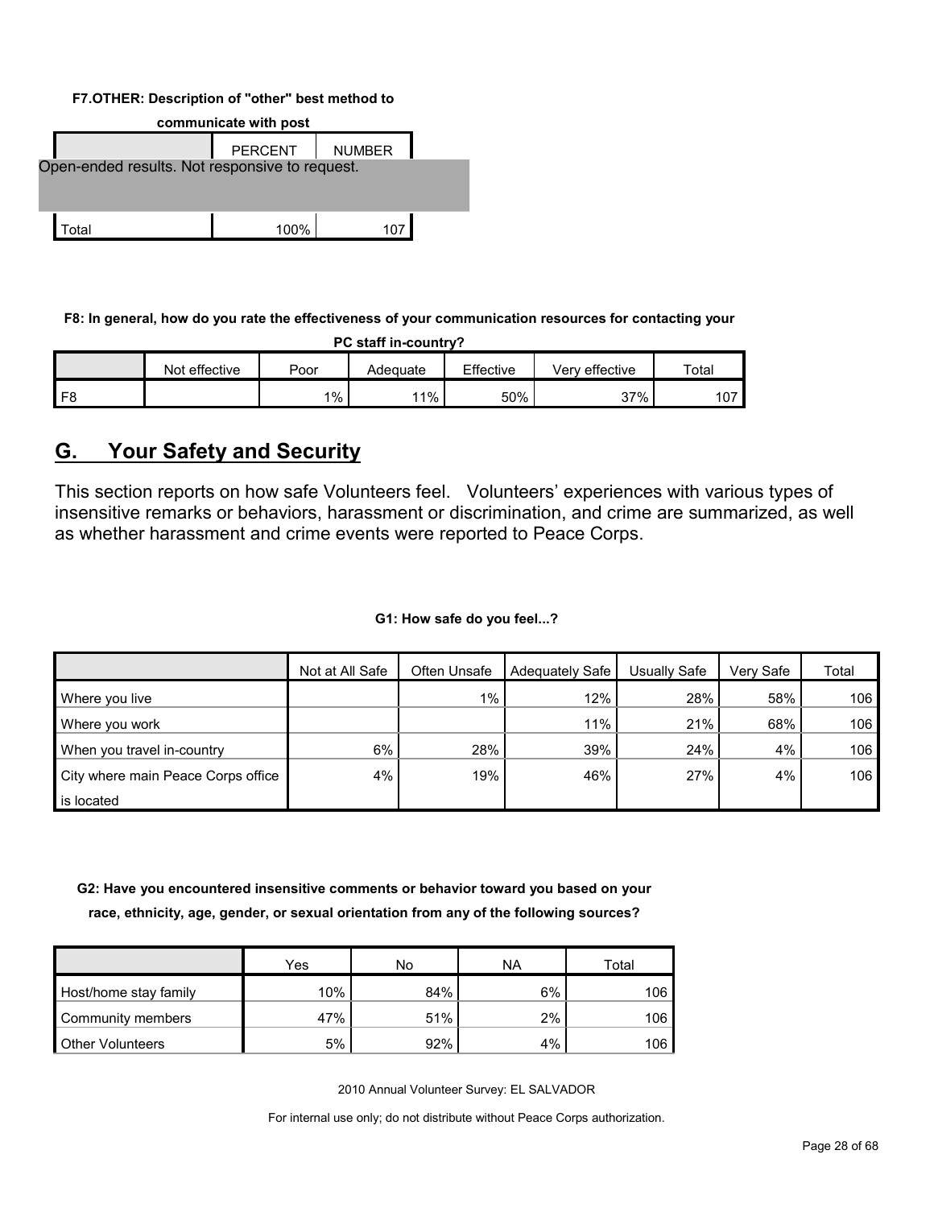**F7.OTHER: Description of "other" best method to communicate with post**

| | PERCENT | NUMBER |
|---|---|---|
| Open-ended results. Not responsive to request. | | |
| Total | 100% | 107 |

**F8: In general, how do you rate the effectiveness of your communication resources for contacting your PC staff in-country?**

| | Not effective | Poor | Adequate | Effective | Very effective | Total |
|---|---|---|---|---|---|---|
| F8 | | 1% | 11% | 50% | 37% | 107 |

## G. Your Safety and Security

This section reports on how safe Volunteers feel. Volunteers' experiences with various types of insensitive remarks or behaviors, harassment or discrimination, and crime are summarized, as well as whether harassment and crime events were reported to Peace Corps.

**G1: How safe do you feel...?**

| | Not at All Safe | Often Unsafe | Adequately Safe | Usually Safe | Very Safe | Total |
|---|---|---|---|---|---|---|
| Where you live | | 1% | 12% | 28% | 58% | 106 |
| Where you work | | | 11% | 21% | 68% | 106 |
| When you travel in-country | 6% | 28% | 39% | 24% | 4% | 106 |
| City where main Peace Corps office is located | 4% | 19% | 46% | 27% | 4% | 106 |

**G2: Have you encountered insensitive comments or behavior toward you based on your race, ethnicity, age, gender, or sexual orientation from any of the following sources?**

| | Yes | No | NA | Total |
|---|---|---|---|---|
| Host/home stay family | 10% | 84% | 6% | 106 |
| Community members | 47% | 51% | 2% | 106 |
| Other Volunteers | 5% | 92% | 4% | 106 |

2010 Annual Volunteer Survey: EL SALVADOR

For internal use only; do not distribute without Peace Corps authorization.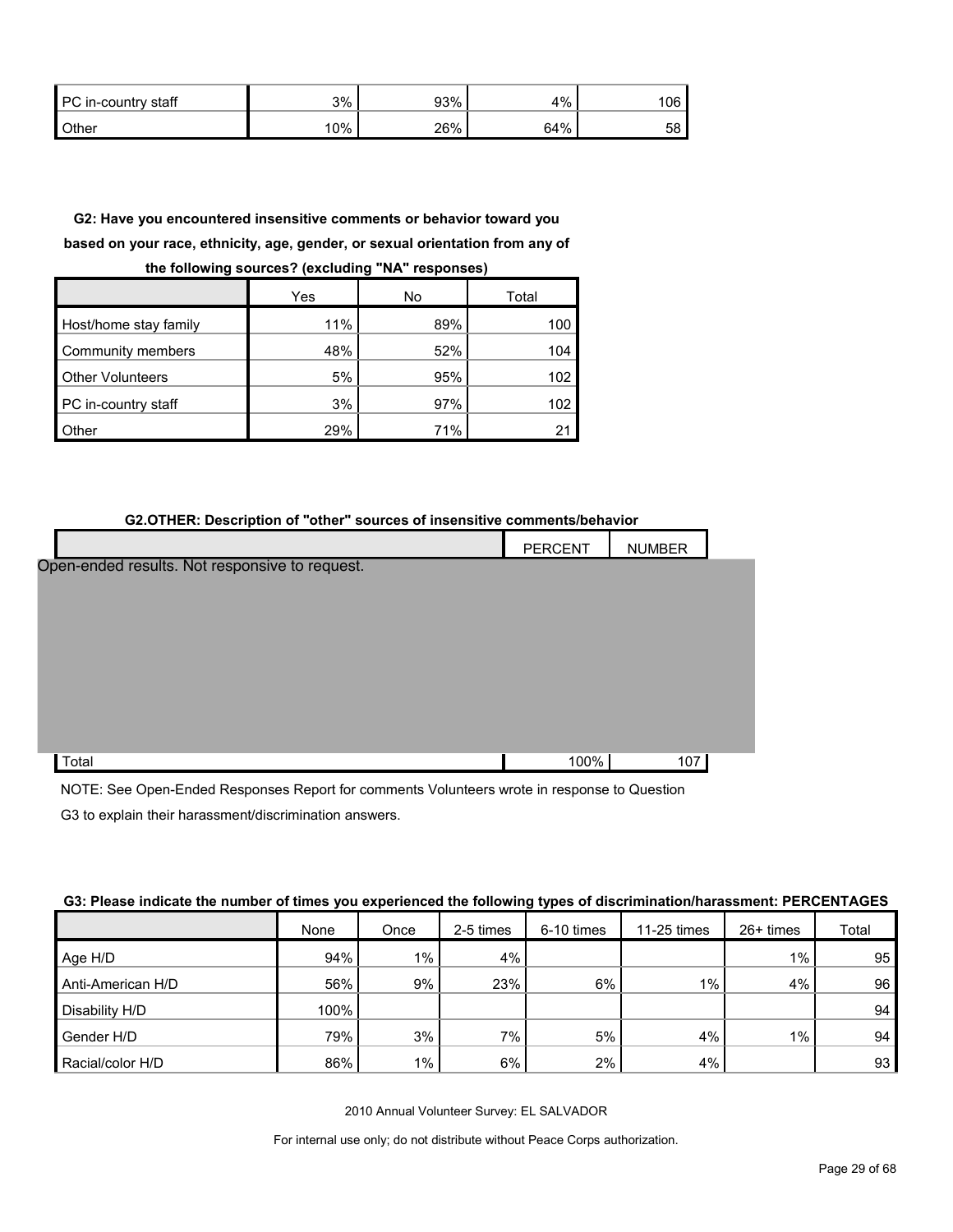| | | | | |
|---|---|---|---|---|
| PC in-country staff | 3% | 93% | 4% | 106 |
| Other | 10% | 26% | 64% | 58 |

**G2: Have you encountered insensitive comments or behavior toward you based on your race, ethnicity, age, gender, or sexual orientation from any of the following sources? (excluding "NA" responses)**

| | Yes | No | Total |
|---|---|---|---|
| Host/home stay family | 11% | 89% | 100 |
| Community members | 48% | 52% | 104 |
| Other Volunteers | 5% | 95% | 102 |
| PC in-country staff | 3% | 97% | 102 |
| Other | 29% | 71% | 21 |

**G2.OTHER: Description of "other" sources of insensitive comments/behavior**

| | PERCENT | NUMBER |
|---|---|---|
| Open-ended results. Not responsive to request. | | |
| Total | 100% | 107 |

NOTE: See Open-Ended Responses Report for comments Volunteers wrote in response to Question G3 to explain their harassment/discrimination answers.

**G3: Please indicate the number of times you experienced the following types of discrimination/harassment: PERCENTAGES**

| | None | Once | 2-5 times | 6-10 times | 11-25 times | 26+ times | Total |
|---|---|---|---|---|---|---|---|
| Age H/D | 94% | 1% | 4% | | | 1% | 95 |
| Anti-American H/D | 56% | 9% | 23% | 6% | 1% | 4% | 96 |
| Disability H/D | 100% | | | | | | 94 |
| Gender H/D | 79% | 3% | 7% | 5% | 4% | 1% | 94 |
| Racial/color H/D | 86% | 1% | 6% | 2% | 4% | | 93 |

2010 Annual Volunteer Survey: EL SALVADOR

For internal use only; do not distribute without Peace Corps authorization.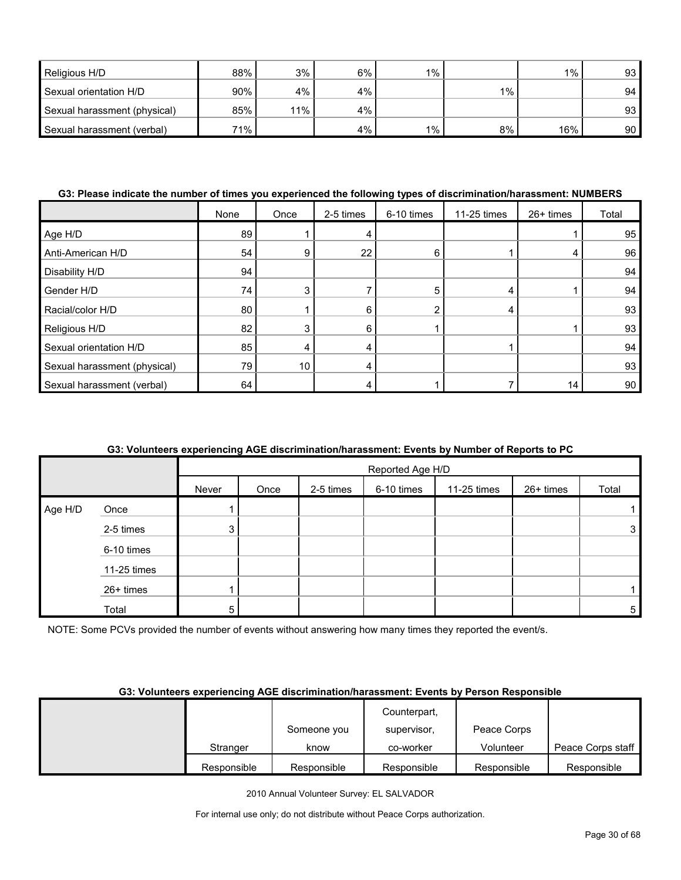| | | | | | | | |
|---|---|---|---|---|---|---|---|
| Religious H/D | 88% | 3% | 6% | 1% | | 1% | 93 |
| Sexual orientation H/D | 90% | 4% | 4% | | 1% | | 94 |
| Sexual harassment (physical) | 85% | 11% | 4% | | | | 93 |
| Sexual harassment (verbal) | 71% | | 4% | 1% | 8% | 16% | 90 |

**G3: Please indicate the number of times you experienced the following types of discrimination/harassment: NUMBERS**

| | None | Once | 2-5 times | 6-10 times | 11-25 times | 26+ times | Total |
|---|---|---|---|---|---|---|---|
| Age H/D | 89 | 1 | 4 | | | 1 | 95 |
| Anti-American H/D | 54 | 9 | 22 | 6 | 1 | 4 | 96 |
| Disability H/D | 94 | | | | | | 94 |
| Gender H/D | 74 | 3 | 7 | 5 | 4 | 1 | 94 |
| Racial/color H/D | 80 | 1 | 6 | 2 | 4 | | 93 |
| Religious H/D | 82 | 3 | 6 | 1 | | 1 | 93 |
| Sexual orientation H/D | 85 | 4 | 4 | | 1 | | 94 |
| Sexual harassment (physical) | 79 | 10 | 4 | | | | 93 |
| Sexual harassment (verbal) | 64 | | 4 | 1 | 7 | 14 | 90 |

**G3: Volunteers experiencing AGE discrimination/harassment: Events by Number of Reports to PC**

| | | Reported Age H/D | | | | | | |
|---|---|---|---|---|---|---|---|---|
| | | Never | Once | 2-5 times | 6-10 times | 11-25 times | 26+ times | Total |
| Age H/D | Once | 1 | | | | | | 1 |
| | 2-5 times | 3 | | | | | | 3 |
| | 6-10 times | | | | | | | |
| | 11-25 times | | | | | | | |
| | 26+ times | 1 | | | | | | 1 |
| | Total | 5 | | | | | | 5 |

NOTE: Some PCVs provided the number of events without answering how many times they reported the event/s.

**G3: Volunteers experiencing AGE discrimination/harassment: Events by Person Responsible**

| | Stranger | Someone you know | Counterpart, supervisor, co-worker | Peace Corps Volunteer | Peace Corps staff |
|---|---|---|---|---|---|
| | Responsible | Responsible | Responsible | Responsible | Responsible |

2010 Annual Volunteer Survey: EL SALVADOR

For internal use only; do not distribute without Peace Corps authorization.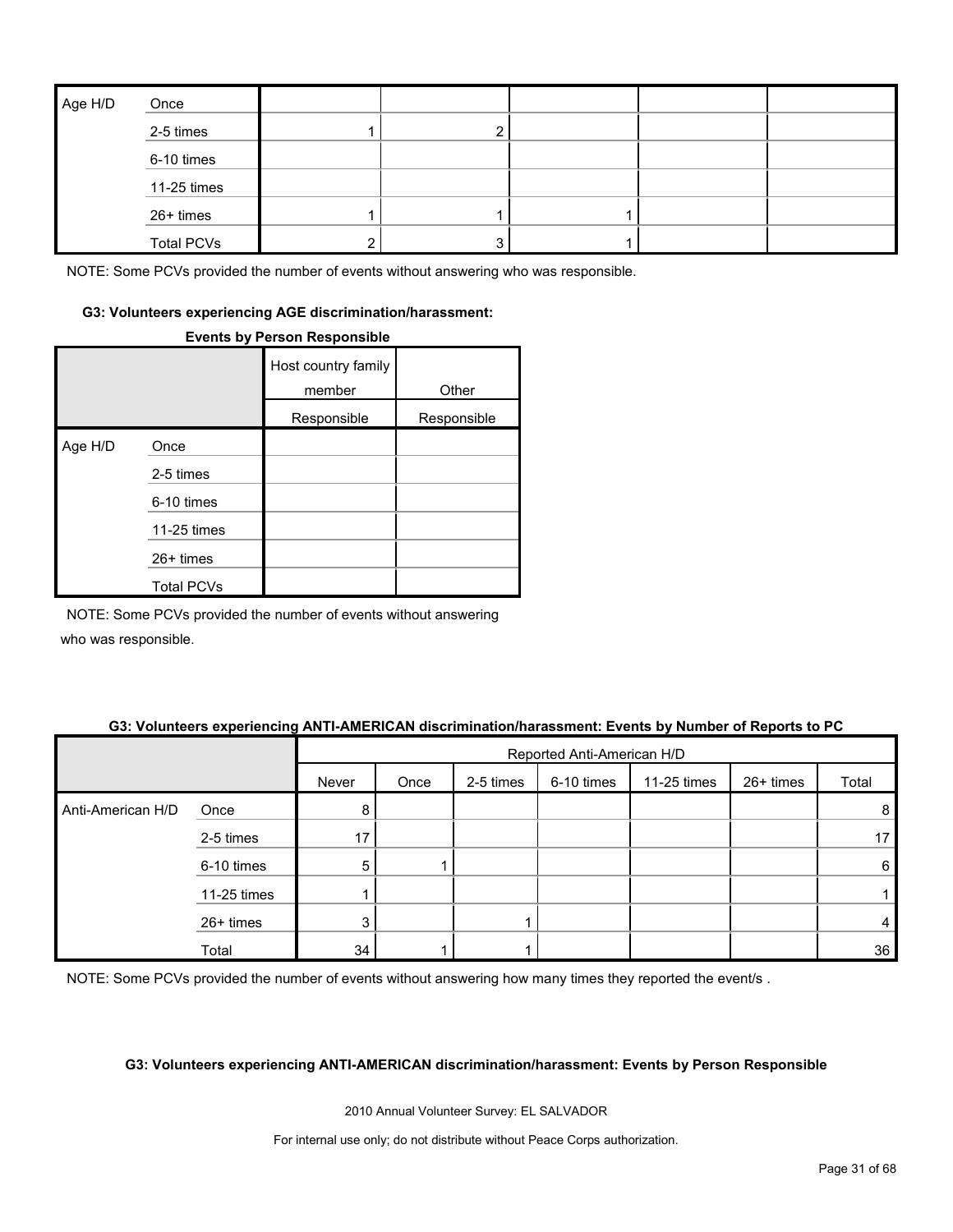| Age H/D | Once | | | | | |
|---|---|---|---|---|---|---|
| | 2-5 times | 1 | 2 | | | |
| | 6-10 times | | | | | |
| | 11-25 times | | | | | |
| | 26+ times | 1 | 1 | 1 | | |
| | Total PCVs | 2 | 3 | 1 | | |

NOTE: Some PCVs provided the number of events without answering who was responsible.

#### G3: Volunteers experiencing AGE discrimination/harassment:

**Events by Person Responsible**

| | | Host country family member | Other |
|---|---|---|---|
| | | Responsible | Responsible |
| Age H/D | Once | | |
| | 2-5 times | | |
| | 6-10 times | | |
| | 11-25 times | | |
| | 26+ times | | |
| | Total PCVs | | |

NOTE: Some PCVs provided the number of events without answering who was responsible.

#### G3: Volunteers experiencing ANTI-AMERICAN discrimination/harassment: Events by Number of Reports to PC

| | | Reported Anti-American H/D | | | | | | |
|---|---|---|---|---|---|---|---|---|
| | | Never | Once | 2-5 times | 6-10 times | 11-25 times | 26+ times | Total |
| Anti-American H/D | Once | 8 | | | | | | 8 |
| | 2-5 times | 17 | | | | | | 17 |
| | 6-10 times | 5 | 1 | | | | | 6 |
| | 11-25 times | 1 | | | | | | 1 |
| | 26+ times | 3 | | 1 | | | | 4 |
| | Total | 34 | 1 | 1 | | | | 36 |

NOTE: Some PCVs provided the number of events without answering how many times they reported the event/s .

#### G3: Volunteers experiencing ANTI-AMERICAN discrimination/harassment: Events by Person Responsible

2010 Annual Volunteer Survey: EL SALVADOR

For internal use only; do not distribute without Peace Corps authorization.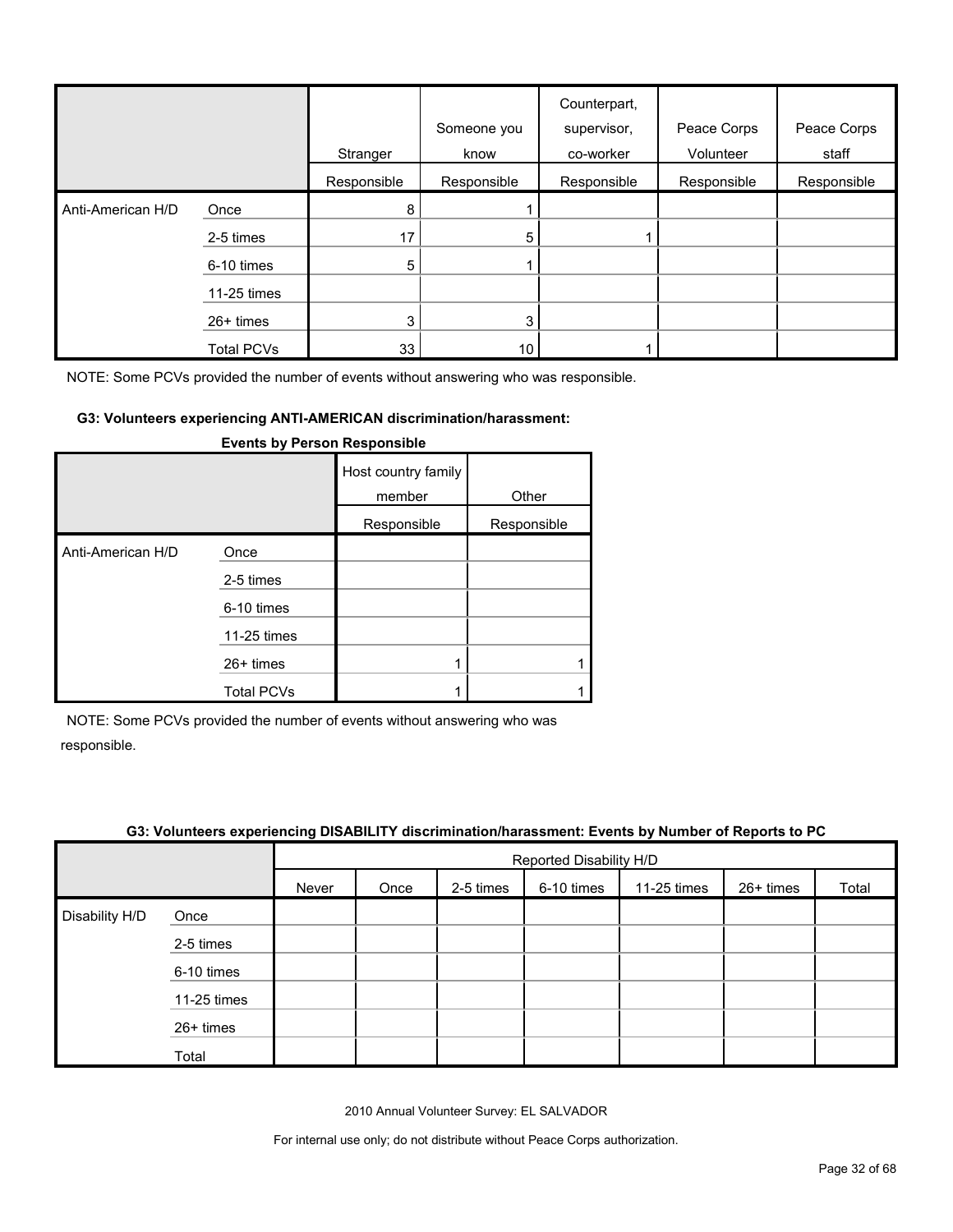| | | Stranger | Someone you know | Counterpart, supervisor, co-worker | Peace Corps Volunteer | Peace Corps staff |
|---|---|---|---|---|---|---|
| | | Responsible | Responsible | Responsible | Responsible | Responsible |
| Anti-American H/D | Once | 8 | 1 | | | |
| | 2-5 times | 17 | 5 | 1 | | |
| | 6-10 times | 5 | 1 | | | |
| | 11-25 times | | | | | |
| | 26+ times | 3 | 3 | | | |
| | Total PCVs | 33 | 10 | 1 | | |

NOTE: Some PCVs provided the number of events without answering who was responsible.

**G3: Volunteers experiencing ANTI-AMERICAN discrimination/harassment: Events by Person Responsible**

| | | Host country family member | Other |
|---|---|---|---|
| | | Responsible | Responsible |
| Anti-American H/D | Once | | |
| | 2-5 times | | |
| | 6-10 times | | |
| | 11-25 times | | |
| | 26+ times | 1 | 1 |
| | Total PCVs | 1 | 1 |

NOTE: Some PCVs provided the number of events without answering who was responsible.

**G3: Volunteers experiencing DISABILITY discrimination/harassment: Events by Number of Reports to PC**

| | | Reported Disability H/D | | | | | | |
|---|---|---|---|---|---|---|---|---|
| | | Never | Once | 2-5 times | 6-10 times | 11-25 times | 26+ times | Total |
| Disability H/D | Once | | | | | | | |
| | 2-5 times | | | | | | | |
| | 6-10 times | | | | | | | |
| | 11-25 times | | | | | | | |
| | 26+ times | | | | | | | |
| | Total | | | | | | | |

2010 Annual Volunteer Survey: EL SALVADOR

For internal use only; do not distribute without Peace Corps authorization.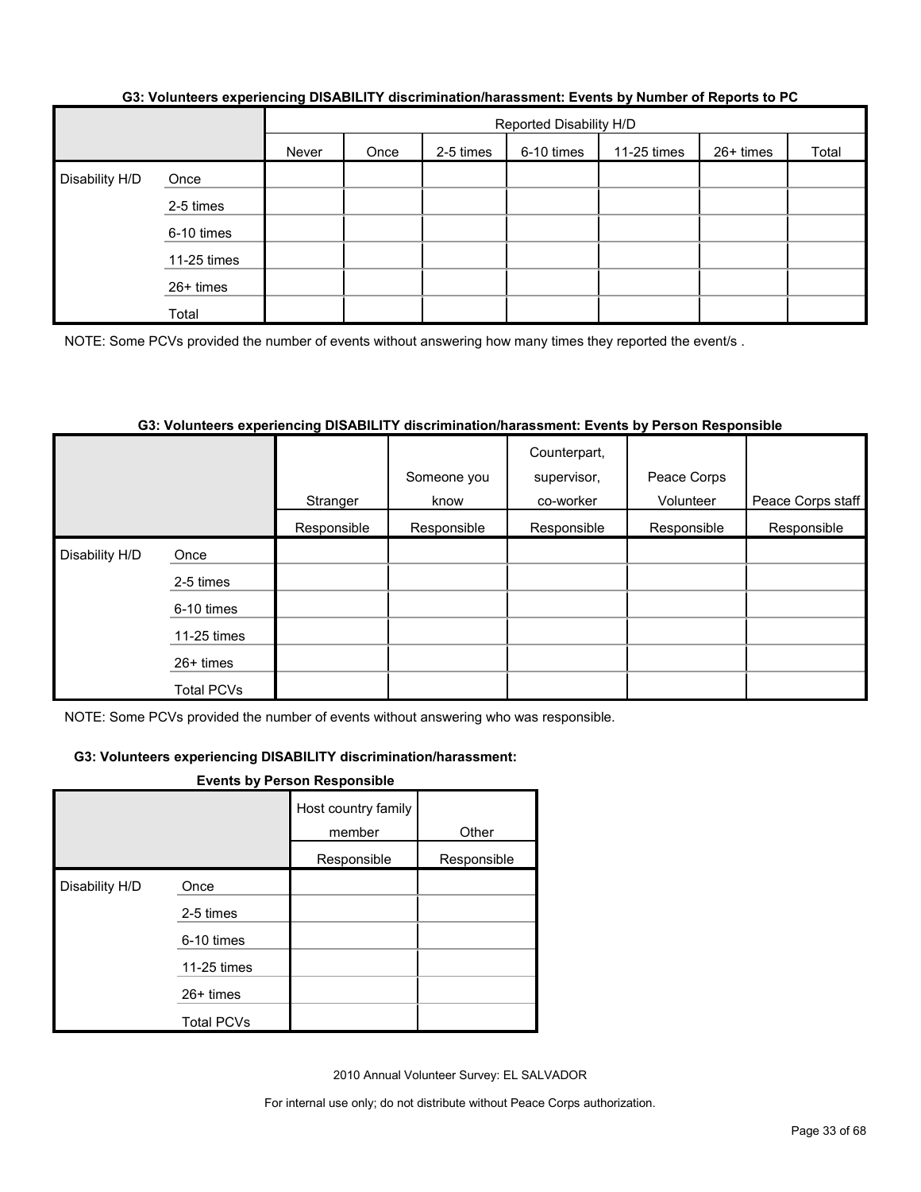**G3: Volunteers experiencing DISABILITY discrimination/harassment: Events by Number of Reports to PC**

| | | Reported Disability H/D | | | | | | |
|---|---|---|---|---|---|---|---|---|
| | | Never | Once | 2-5 times | 6-10 times | 11-25 times | 26+ times | Total |
| Disability H/D | Once | | | | | | | |
| | 2-5 times | | | | | | | |
| | 6-10 times | | | | | | | |
| | 11-25 times | | | | | | | |
| | 26+ times | | | | | | | |
| | Total | | | | | | | |

NOTE: Some PCVs provided the number of events without answering how many times they reported the event/s .

**G3: Volunteers experiencing DISABILITY discrimination/harassment: Events by Person Responsible**

| | | Stranger | Someone you know | Counterpart, supervisor, co-worker | Peace Corps Volunteer | Peace Corps staff |
|---|---|---|---|---|---|---|
| | | Responsible | Responsible | Responsible | Responsible | Responsible |
| Disability H/D | Once | | | | | |
| | 2-5 times | | | | | |
| | 6-10 times | | | | | |
| | 11-25 times | | | | | |
| | 26+ times | | | | | |
| | Total PCVs | | | | | |

NOTE: Some PCVs provided the number of events without answering who was responsible.

**G3: Volunteers experiencing DISABILITY discrimination/harassment: Events by Person Responsible**

| | | Host country family member | Other |
|---|---|---|---|
| | | Responsible | Responsible |
| Disability H/D | Once | | |
| | 2-5 times | | |
| | 6-10 times | | |
| | 11-25 times | | |
| | 26+ times | | |
| | Total PCVs | | |

2010 Annual Volunteer Survey: EL SALVADOR

For internal use only; do not distribute without Peace Corps authorization.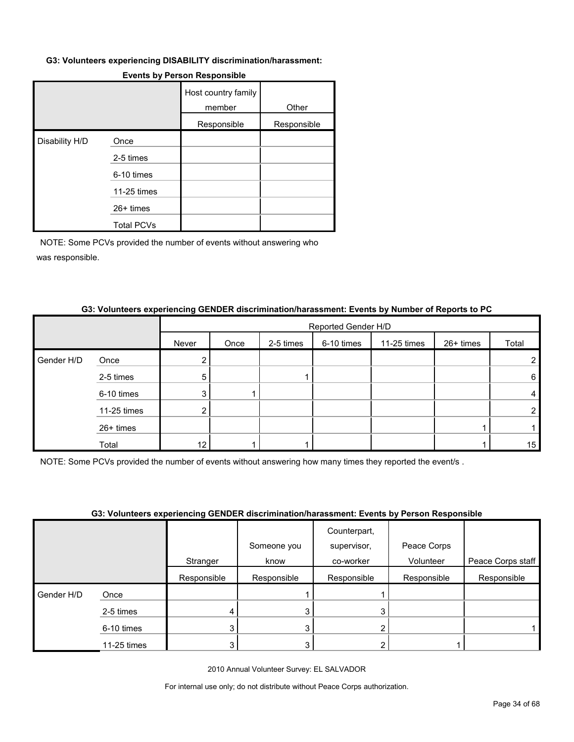**G3: Volunteers experiencing DISABILITY discrimination/harassment: Events by Person Responsible**

| | | Host country family member | Other |
|---|---|---|---|
| | | Responsible | Responsible |
| Disability H/D | Once | | |
| | 2-5 times | | |
| | 6-10 times | | |
| | 11-25 times | | |
| | 26+ times | | |
| | Total PCVs | | |

NOTE: Some PCVs provided the number of events without answering who was responsible.

**G3: Volunteers experiencing GENDER discrimination/harassment: Events by Number of Reports to PC**

| | | Reported Gender H/D | | | | | | |
|---|---|---|---|---|---|---|---|---|
| | | Never | Once | 2-5 times | 6-10 times | 11-25 times | 26+ times | Total |
| Gender H/D | Once | 2 | | | | | | 2 |
| | 2-5 times | 5 | | 1 | | | | 6 |
| | 6-10 times | 3 | 1 | | | | | 4 |
| | 11-25 times | 2 | | | | | | 2 |
| | 26+ times | | | | | | 1 | 1 |
| | Total | 12 | 1 | 1 | | | 1 | 15 |

NOTE: Some PCVs provided the number of events without answering how many times they reported the event/s .

**G3: Volunteers experiencing GENDER discrimination/harassment: Events by Person Responsible**

| | | Stranger | Someone you know | Counterpart, supervisor, co-worker | Peace Corps Volunteer | Peace Corps staff |
|---|---|---|---|---|---|---|
| | | Responsible | Responsible | Responsible | Responsible | Responsible |
| Gender H/D | Once | | 1 | 1 | | |
| | 2-5 times | 4 | 3 | 3 | | |
| | 6-10 times | 3 | 3 | 2 | | 1 |
| | 11-25 times | 3 | 3 | 2 | 1 | |

2010 Annual Volunteer Survey: EL SALVADOR

For internal use only; do not distribute without Peace Corps authorization.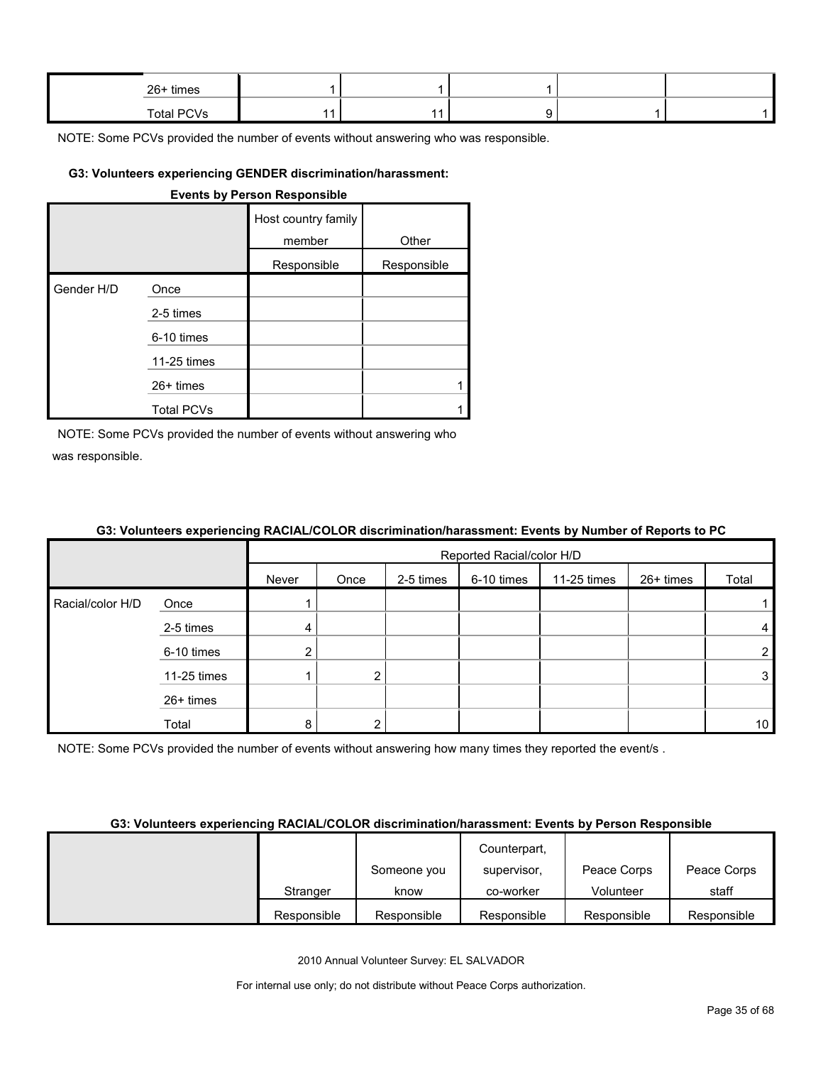| | | | | | | |
|---|---|---|---|---|---|---|
| | 26+ times | 1 | 1 | 1 | | |
| | Total PCVs | 11 | 11 | 9 | 1 | 1 |

NOTE: Some PCVs provided the number of events without answering who was responsible.

#### G3: Volunteers experiencing GENDER discrimination/harassment: Events by Person Responsible

| | | Host country family member | Other |
|---|---|---|---|
| | | Responsible | Responsible |
| Gender H/D | Once | | |
| | 2-5 times | | |
| | 6-10 times | | |
| | 11-25 times | | |
| | 26+ times | | 1 |
| | Total PCVs | | 1 |

NOTE: Some PCVs provided the number of events without answering who was responsible.

#### G3: Volunteers experiencing RACIAL/COLOR discrimination/harassment: Events by Number of Reports to PC

| | | Reported Racial/color H/D | | | | | | |
|---|---|---|---|---|---|---|---|---|
| | | Never | Once | 2-5 times | 6-10 times | 11-25 times | 26+ times | Total |
| Racial/color H/D | Once | 1 | | | | | | 1 |
| | 2-5 times | 4 | | | | | | 4 |
| | 6-10 times | 2 | | | | | | 2 |
| | 11-25 times | 1 | 2 | | | | | 3 |
| | 26+ times | | | | | | | |
| | Total | 8 | 2 | | | | | 10 |

NOTE: Some PCVs provided the number of events without answering how many times they reported the event/s .

#### G3: Volunteers experiencing RACIAL/COLOR discrimination/harassment: Events by Person Responsible

| | Stranger | Someone you know | Counterpart, supervisor, co-worker | Peace Corps Volunteer | Peace Corps staff |
|---|---|---|---|---|---|
| | Responsible | Responsible | Responsible | Responsible | Responsible |

2010 Annual Volunteer Survey: EL SALVADOR

For internal use only; do not distribute without Peace Corps authorization.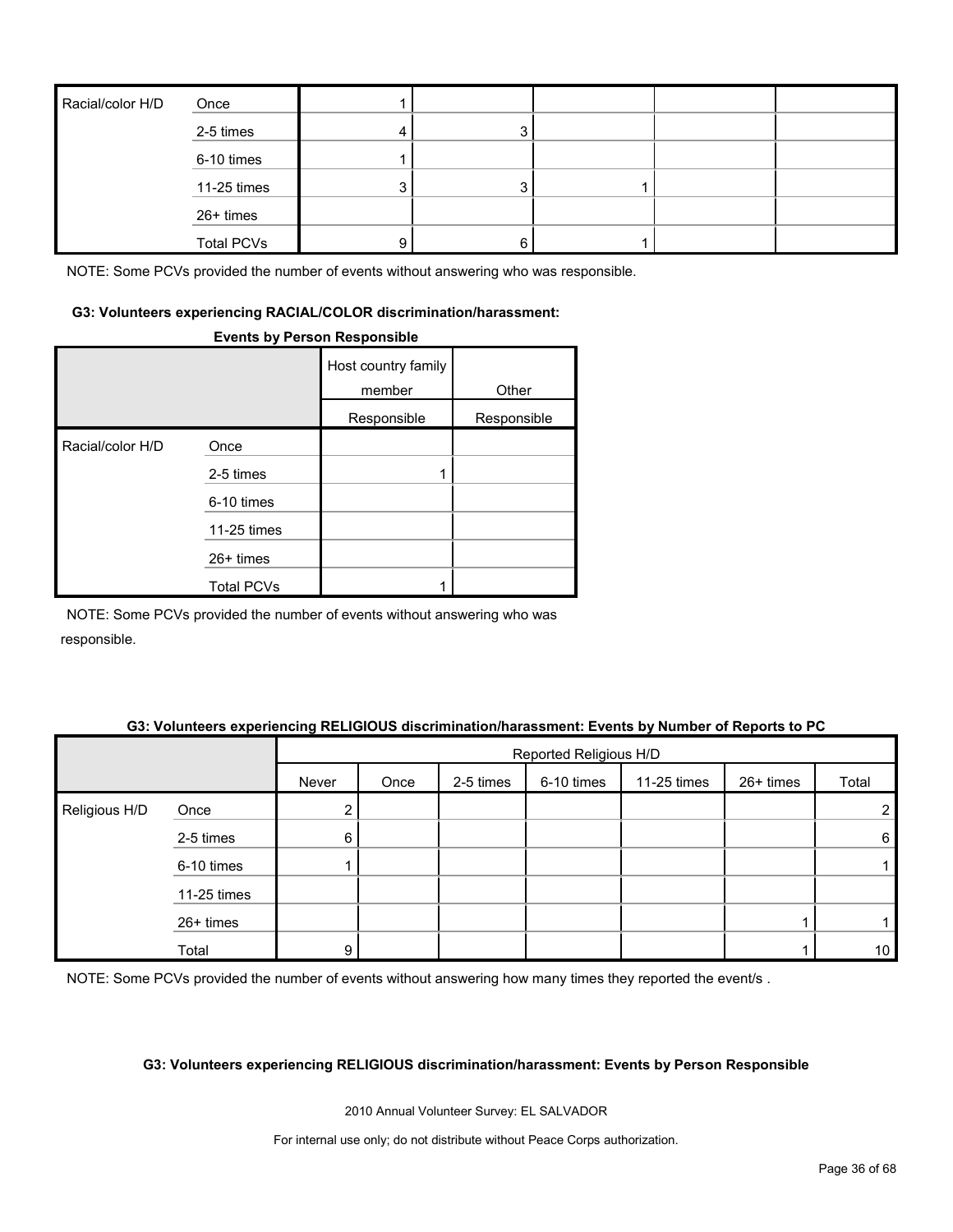| Racial/color H/D | Once | 1 | | | | |
|---|---|---|---|---|---|---|
| | 2-5 times | 4 | 3 | | | |
| | 6-10 times | 1 | | | | |
| | 11-25 times | 3 | 3 | 1 | | |
| | 26+ times | | | | | |
| | Total PCVs | 9 | 6 | 1 | | |

NOTE: Some PCVs provided the number of events without answering who was responsible.

**G3: Volunteers experiencing RACIAL/COLOR discrimination/harassment: Events by Person Responsible**

| | | Host country family member | Other |
|---|---|---|---|
| | | Responsible | Responsible |
| Racial/color H/D | Once | | |
| | 2-5 times | 1 | |
| | 6-10 times | | |
| | 11-25 times | | |
| | 26+ times | | |
| | Total PCVs | 1 | |

NOTE: Some PCVs provided the number of events without answering who was responsible.

**G3: Volunteers experiencing RELIGIOUS discrimination/harassment: Events by Number of Reports to PC**

| | | Reported Religious H/D | | | | | | |
|---|---|---|---|---|---|---|---|---|
| | | Never | Once | 2-5 times | 6-10 times | 11-25 times | 26+ times | Total |
| Religious H/D | Once | 2 | | | | | | 2 |
| | 2-5 times | 6 | | | | | | 6 |
| | 6-10 times | 1 | | | | | | 1 |
| | 11-25 times | | | | | | | |
| | 26+ times | | | | | | 1 | 1 |
| | Total | 9 | | | | | 1 | 10 |

NOTE: Some PCVs provided the number of events without answering how many times they reported the event/s .

**G3: Volunteers experiencing RELIGIOUS discrimination/harassment: Events by Person Responsible**

2010 Annual Volunteer Survey: EL SALVADOR

For internal use only; do not distribute without Peace Corps authorization.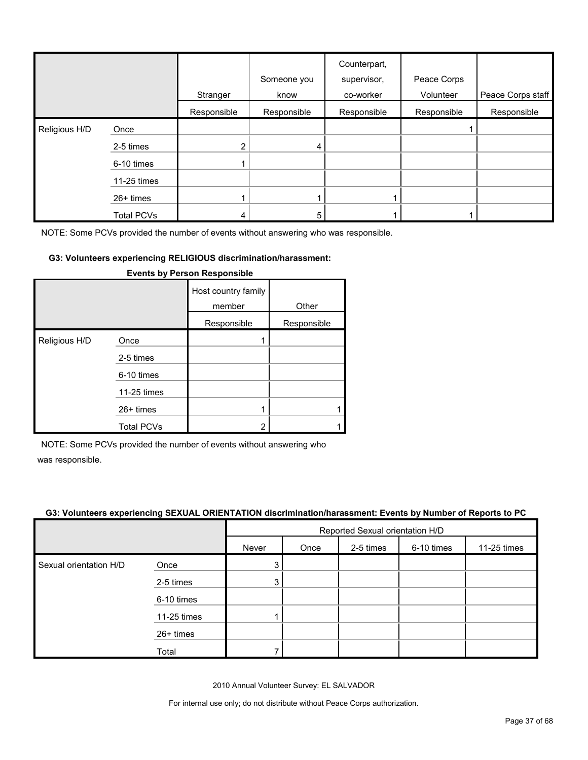| | | Stranger | Someone you know | Counterpart, supervisor, co-worker | Peace Corps Volunteer | Peace Corps staff |
|---|---|---|---|---|---|---|
| | | Responsible | Responsible | Responsible | Responsible | Responsible |
| Religious H/D | Once | | | | 1 | |
| | 2-5 times | 2 | 4 | | | |
| | 6-10 times | 1 | | | | |
| | 11-25 times | | | | | |
| | 26+ times | 1 | 1 | 1 | | |
| | Total PCVs | 4 | 5 | 1 | 1 | |

NOTE: Some PCVs provided the number of events without answering who was responsible.

#### G3: Volunteers experiencing RELIGIOUS discrimination/harassment: Events by Person Responsible

| | | Host country family member | Other |
|---|---|---|---|
| | | Responsible | Responsible |
| Religious H/D | Once | 1 | |
| | 2-5 times | | |
| | 6-10 times | | |
| | 11-25 times | | |
| | 26+ times | 1 | 1 |
| | Total PCVs | 2 | 1 |

NOTE: Some PCVs provided the number of events without answering who was responsible.

#### G3: Volunteers experiencing SEXUAL ORIENTATION discrimination/harassment: Events by Number of Reports to PC

| | | Reported Sexual orientation H/D | | | | |
|---|---|---|---|---|---|---|
| | | Never | Once | 2-5 times | 6-10 times | 11-25 times |
| Sexual orientation H/D | Once | 3 | | | | |
| | 2-5 times | 3 | | | | |
| | 6-10 times | | | | | |
| | 11-25 times | 1 | | | | |
| | 26+ times | | | | | |
| | Total | 7 | | | | |

2010 Annual Volunteer Survey: EL SALVADOR

For internal use only; do not distribute without Peace Corps authorization.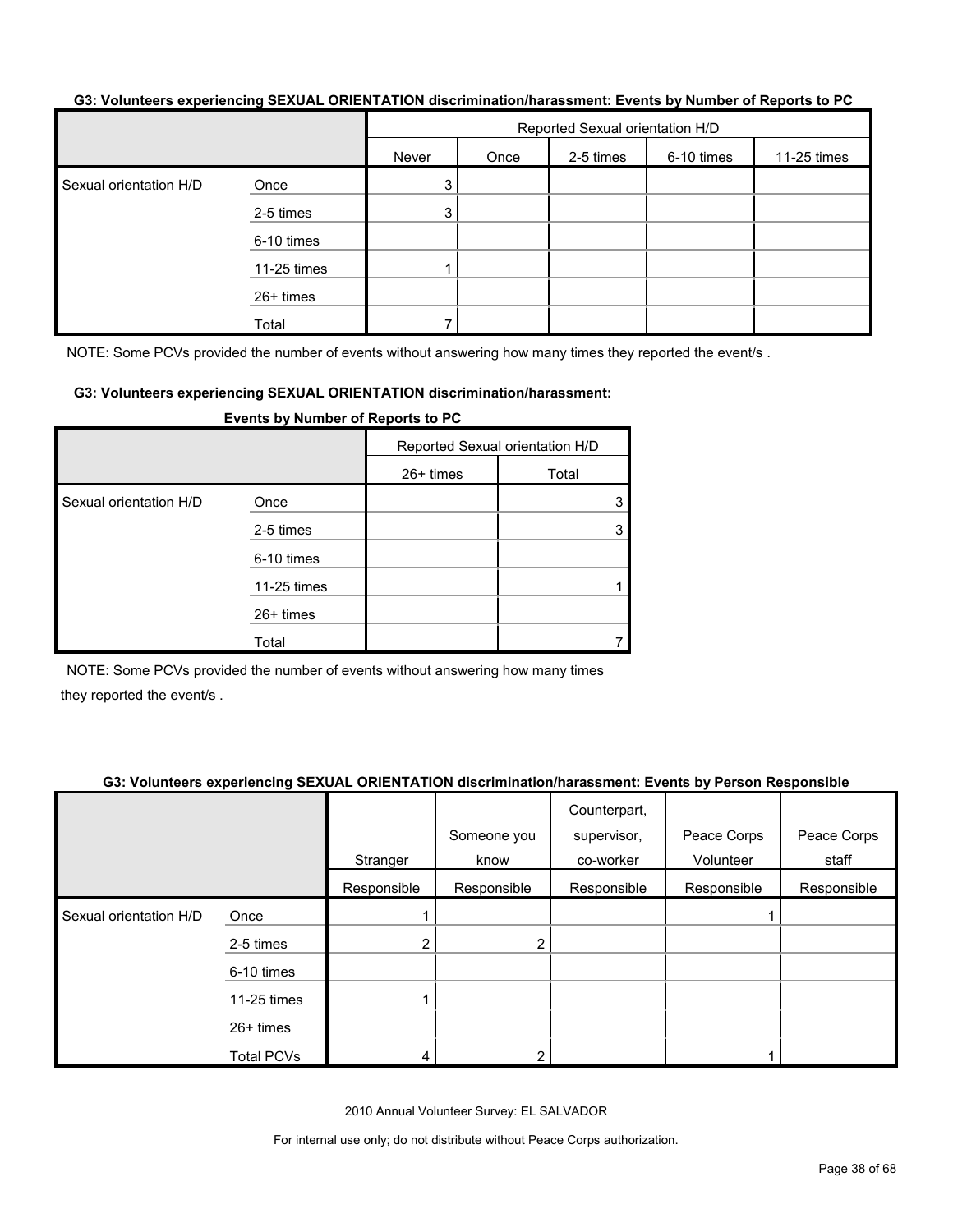**G3: Volunteers experiencing SEXUAL ORIENTATION discrimination/harassment: Events by Number of Reports to PC**

| | | Reported Sexual orientation H/D | | | | |
|---|---|---|---|---|---|---|
| | | Never | Once | 2-5 times | 6-10 times | 11-25 times |
| Sexual orientation H/D | Once | 3 | | | | |
| | 2-5 times | 3 | | | | |
| | 6-10 times | | | | | |
| | 11-25 times | 1 | | | | |
| | 26+ times | | | | | |
| | Total | 7 | | | | |

NOTE: Some PCVs provided the number of events without answering how many times they reported the event/s .

**G3: Volunteers experiencing SEXUAL ORIENTATION discrimination/harassment: Events by Number of Reports to PC**

| | | Reported Sexual orientation H/D | |
|---|---|---|---|
| | | 26+ times | Total |
| Sexual orientation H/D | Once | | 3 |
| | 2-5 times | | 3 |
| | 6-10 times | | |
| | 11-25 times | | 1 |
| | 26+ times | | |
| | Total | | 7 |

NOTE: Some PCVs provided the number of events without answering how many times they reported the event/s .

**G3: Volunteers experiencing SEXUAL ORIENTATION discrimination/harassment: Events by Person Responsible**

| | | Stranger | Someone you know | Counterpart, supervisor, co-worker | Peace Corps Volunteer | Peace Corps staff |
|---|---|---|---|---|---|---|
| | | Responsible | Responsible | Responsible | Responsible | Responsible |
| Sexual orientation H/D | Once | 1 | | | 1 | |
| | 2-5 times | 2 | 2 | | | |
| | 6-10 times | | | | | |
| | 11-25 times | 1 | | | | |
| | 26+ times | | | | | |
| | Total PCVs | 4 | 2 | | 1 | |

2010 Annual Volunteer Survey: EL SALVADOR

For internal use only; do not distribute without Peace Corps authorization.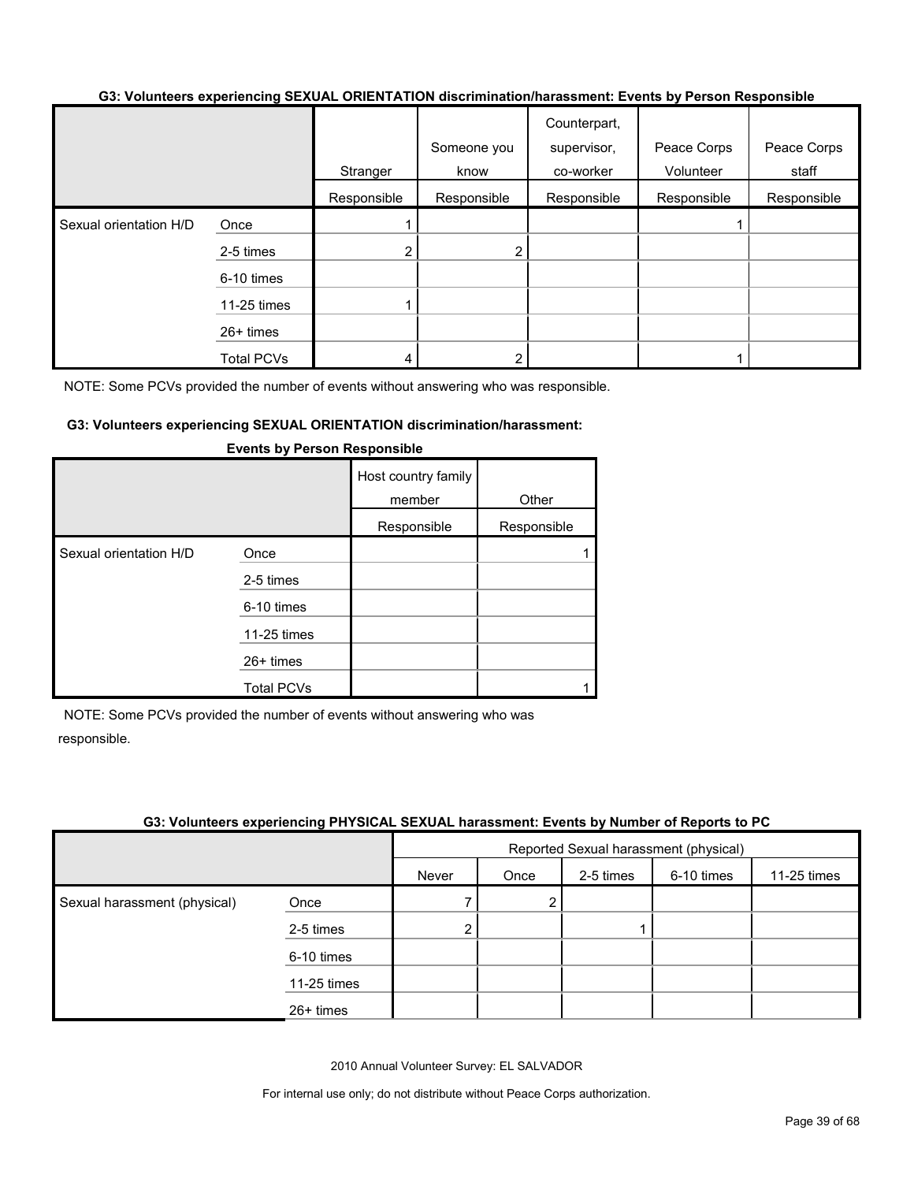#### G3: Volunteers experiencing SEXUAL ORIENTATION discrimination/harassment: Events by Person Responsible

| | | Stranger | Someone you know | Counterpart, supervisor, co-worker | Peace Corps Volunteer | Peace Corps staff |
|---|---|---|---|---|---|---|
| | | Responsible | Responsible | Responsible | Responsible | Responsible |
| Sexual orientation H/D | Once | 1 | | | 1 | |
| | 2-5 times | 2 | 2 | | | |
| | 6-10 times | | | | | |
| | 11-25 times | 1 | | | | |
| | 26+ times | | | | | |
| | Total PCVs | 4 | 2 | | 1 | |

NOTE: Some PCVs provided the number of events without answering who was responsible.

#### G3: Volunteers experiencing SEXUAL ORIENTATION discrimination/harassment: Events by Person Responsible

| | | Host country family member | Other |
|---|---|---|---|
| | | Responsible | Responsible |
| Sexual orientation H/D | Once | | 1 |
| | 2-5 times | | |
| | 6-10 times | | |
| | 11-25 times | | |
| | 26+ times | | |
| | Total PCVs | | 1 |

NOTE: Some PCVs provided the number of events without answering who was responsible.

#### G3: Volunteers experiencing PHYSICAL SEXUAL harassment: Events by Number of Reports to PC

| | | Reported Sexual harassment (physical) | | | | |
|---|---|---|---|---|---|---|
| | | Never | Once | 2-5 times | 6-10 times | 11-25 times |
| Sexual harassment (physical) | Once | 7 | 2 | | | |
| | 2-5 times | 2 | | 1 | | |
| | 6-10 times | | | | | |
| | 11-25 times | | | | | |
| | 26+ times | | | | | |

2010 Annual Volunteer Survey: EL SALVADOR

For internal use only; do not distribute without Peace Corps authorization.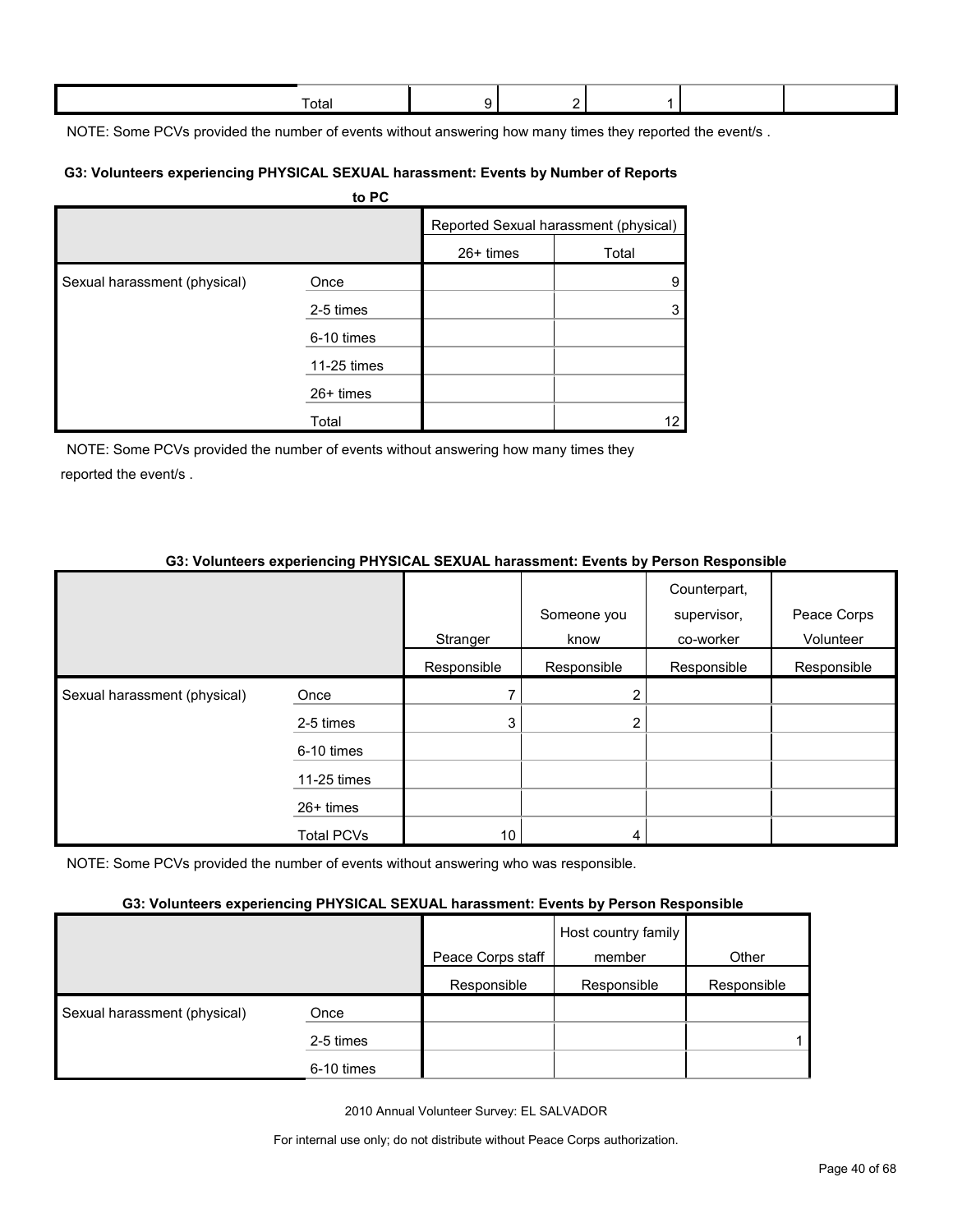| | Total | 9 | 2 | 1 | | |
|---|---|---|---|---|---|---|

NOTE: Some PCVs provided the number of events without answering how many times they reported the event/s .

**G3: Volunteers experiencing PHYSICAL SEXUAL harassment: Events by Number of Reports to PC**

| | | Reported Sexual harassment (physical) | |
|---|---|---|---|
| | | 26+ times | Total |
| Sexual harassment (physical) | Once | | 9 |
| | 2-5 times | | 3 |
| | 6-10 times | | |
| | 11-25 times | | |
| | 26+ times | | |
| | Total | | 12 |

NOTE: Some PCVs provided the number of events without answering how many times they reported the event/s .

**G3: Volunteers experiencing PHYSICAL SEXUAL harassment: Events by Person Responsible**

| | | Stranger | Someone you know | Counterpart, supervisor, co-worker | Peace Corps Volunteer |
|---|---|---|---|---|---|
| | | Responsible | Responsible | Responsible | Responsible |
| Sexual harassment (physical) | Once | 7 | 2 | | |
| | 2-5 times | 3 | 2 | | |
| | 6-10 times | | | | |
| | 11-25 times | | | | |
| | 26+ times | | | | |
| | Total PCVs | 10 | 4 | | |

NOTE: Some PCVs provided the number of events without answering who was responsible.

**G3: Volunteers experiencing PHYSICAL SEXUAL harassment: Events by Person Responsible**

| | | Peace Corps staff | Host country family member | Other |
|---|---|---|---|---|
| | | Responsible | Responsible | Responsible |
| Sexual harassment (physical) | Once | | | |
| | 2-5 times | | | 1 |
| | 6-10 times | | | |

2010 Annual Volunteer Survey: EL SALVADOR

For internal use only; do not distribute without Peace Corps authorization.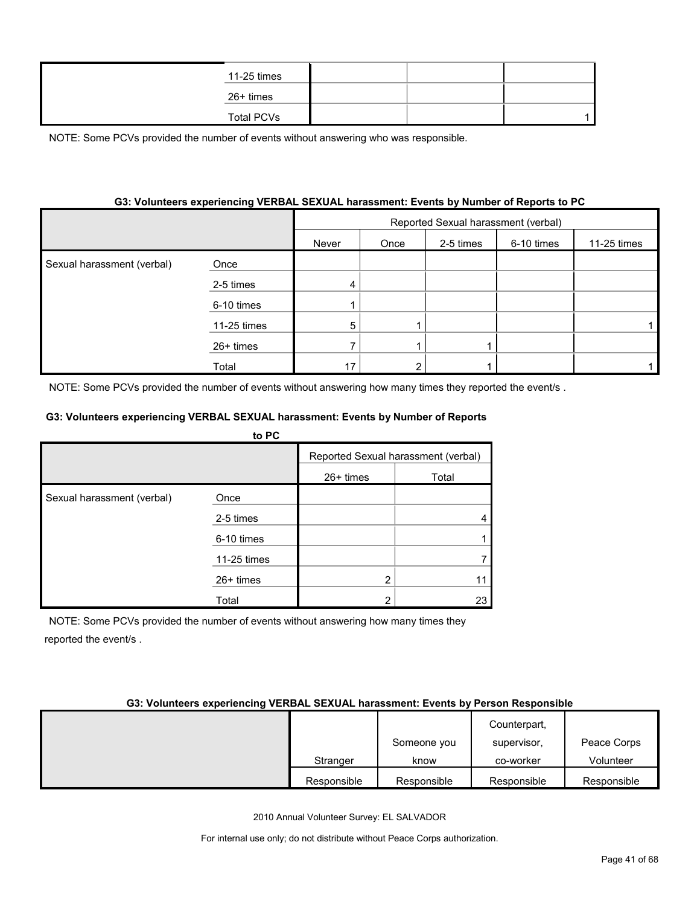| | | | | |
|---|---|---|---|---|
| | 11-25 times | | | |
| | 26+ times | | | |
| | Total PCVs | | | 1 |

NOTE: Some PCVs provided the number of events without answering who was responsible.

**G3: Volunteers experiencing VERBAL SEXUAL harassment: Events by Number of Reports to PC**

| | | Reported Sexual harassment (verbal) | | | | |
|---|---|---|---|---|---|---|
| | | Never | Once | 2-5 times | 6-10 times | 11-25 times |
| Sexual harassment (verbal) | Once | | | | | |
| | 2-5 times | 4 | | | | |
| | 6-10 times | 1 | | | | |
| | 11-25 times | 5 | 1 | | | 1 |
| | 26+ times | 7 | 1 | 1 | | |
| | Total | 17 | 2 | 1 | | 1 |

NOTE: Some PCVs provided the number of events without answering how many times they reported the event/s .

**G3: Volunteers experiencing VERBAL SEXUAL harassment: Events by Number of Reports to PC**

| | | Reported Sexual harassment (verbal) | |
|---|---|---|---|
| | | 26+ times | Total |
| Sexual harassment (verbal) | Once | | |
| | 2-5 times | | 4 |
| | 6-10 times | | 1 |
| | 11-25 times | | 7 |
| | 26+ times | 2 | 11 |
| | Total | 2 | 23 |

NOTE: Some PCVs provided the number of events without answering how many times they reported the event/s .

**G3: Volunteers experiencing VERBAL SEXUAL harassment: Events by Person Responsible**

| | Stranger | Someone you know | Counterpart, supervisor, co-worker | Peace Corps Volunteer |
|---|---|---|---|---|
| | Responsible | Responsible | Responsible | Responsible |

2010 Annual Volunteer Survey: EL SALVADOR

For internal use only; do not distribute without Peace Corps authorization.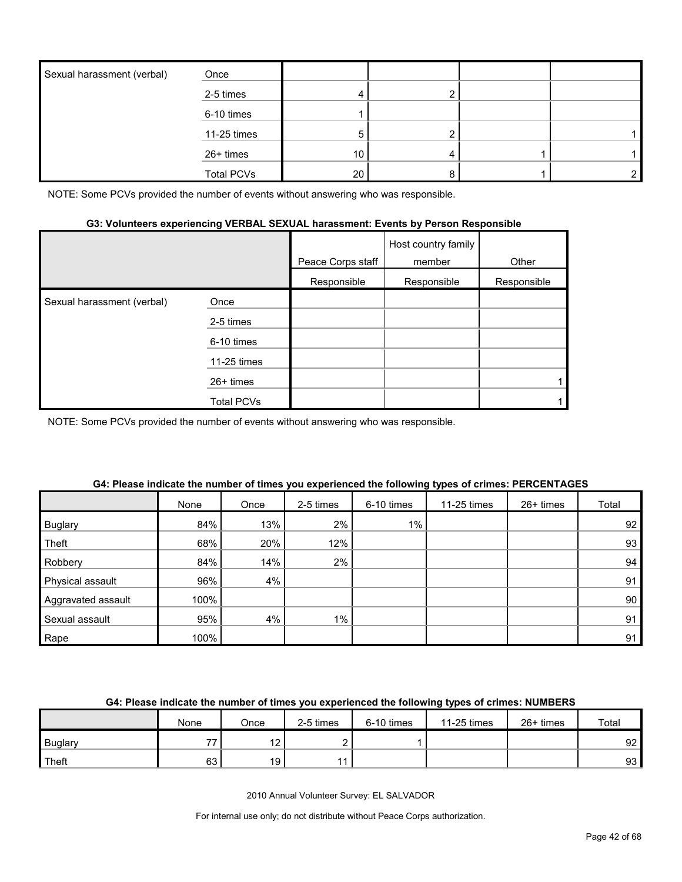| | | | | | |
|---|---|---|---|---|---|
| Sexual harassment (verbal) | Once | | | | |
| | 2-5 times | 4 | 2 | | |
| | 6-10 times | 1 | | | |
| | 11-25 times | 5 | 2 | | 1 |
| | 26+ times | 10 | 4 | 1 | 1 |
| | Total PCVs | 20 | 8 | 1 | 2 |

NOTE: Some PCVs provided the number of events without answering who was responsible.

#### G3: Volunteers experiencing VERBAL SEXUAL harassment: Events by Person Responsible

| | | Peace Corps staff | Host country family member | Other |
|---|---|---|---|---|
| | | Responsible | Responsible | Responsible |
| Sexual harassment (verbal) | Once | | | |
| | 2-5 times | | | |
| | 6-10 times | | | |
| | 11-25 times | | | |
| | 26+ times | | | 1 |
| | Total PCVs | | | 1 |

NOTE: Some PCVs provided the number of events without answering who was responsible.

#### G4: Please indicate the number of times you experienced the following types of crimes: PERCENTAGES

| | None | Once | 2-5 times | 6-10 times | 11-25 times | 26+ times | Total |
|---|---|---|---|---|---|---|---|
| Buglary | 84% | 13% | 2% | 1% | | | 92 |
| Theft | 68% | 20% | 12% | | | | 93 |
| Robbery | 84% | 14% | 2% | | | | 94 |
| Physical assault | 96% | 4% | | | | | 91 |
| Aggravated assault | 100% | | | | | | 90 |
| Sexual assault | 95% | 4% | 1% | | | | 91 |
| Rape | 100% | | | | | | 91 |

#### G4: Please indicate the number of times you experienced the following types of crimes: NUMBERS

| | None | Once | 2-5 times | 6-10 times | 11-25 times | 26+ times | Total |
|---|---|---|---|---|---|---|---|
| Buglary | 77 | 12 | 2 | 1 | | | 92 |
| Theft | 63 | 19 | 11 | | | | 93 |

2010 Annual Volunteer Survey: EL SALVADOR

For internal use only; do not distribute without Peace Corps authorization.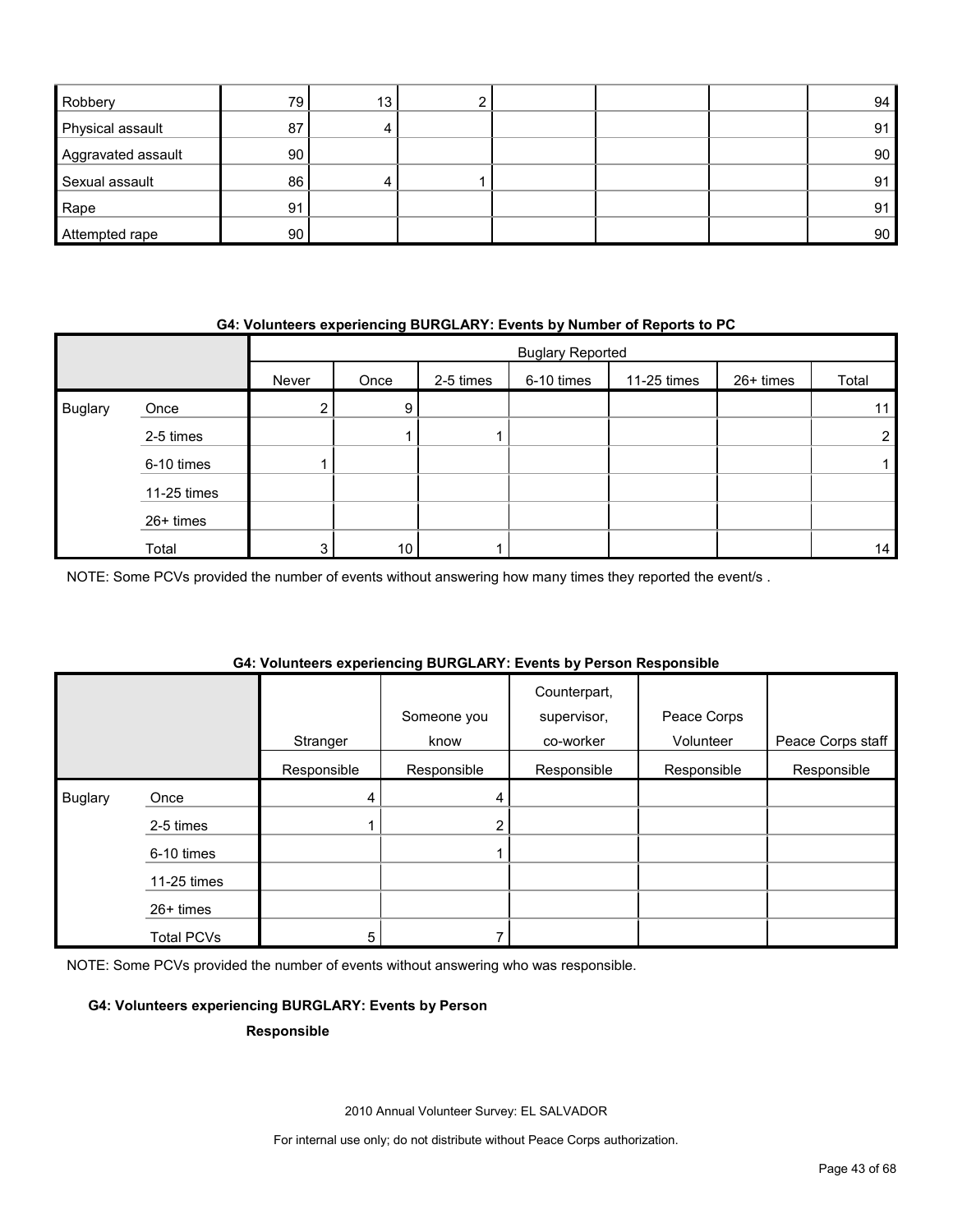| | | | | | | |
|---|---|---|---|---|---|---|
| Robbery | 79 | 13 | 2 | | | | 94 |
| Physical assault | 87 | 4 | | | | | 91 |
| Aggravated assault | 90 | | | | | | 90 |
| Sexual assault | 86 | 4 | 1 | | | | 91 |
| Rape | 91 | | | | | | 91 |
| Attempted rape | 90 | | | | | | 90 |

**G4: Volunteers experiencing BURGLARY: Events by Number of Reports to PC**

| | | Buglary Reported | | | | | | |
|---|---|---|---|---|---|---|---|---|
| | | Never | Once | 2-5 times | 6-10 times | 11-25 times | 26+ times | Total |
| Buglary | Once | 2 | 9 | | | | | 11 |
| | 2-5 times | | 1 | 1 | | | | 2 |
| | 6-10 times | 1 | | | | | | 1 |
| | 11-25 times | | | | | | | |
| | 26+ times | | | | | | | |
| | Total | 3 | 10 | 1 | | | | 14 |

NOTE: Some PCVs provided the number of events without answering how many times they reported the event/s .

**G4: Volunteers experiencing BURGLARY: Events by Person Responsible**

| | | Stranger | Someone you know | Counterpart, supervisor, co-worker | Peace Corps Volunteer | Peace Corps staff |
|---|---|---|---|---|---|---|
| | | Responsible | Responsible | Responsible | Responsible | Responsible |
| Buglary | Once | 4 | 4 | | | |
| | 2-5 times | 1 | 2 | | | |
| | 6-10 times | | 1 | | | |
| | 11-25 times | | | | | |
| | 26+ times | | | | | |
| | Total PCVs | 5 | 7 | | | |

NOTE: Some PCVs provided the number of events without answering who was responsible.

**G4: Volunteers experiencing BURGLARY: Events by Person Responsible**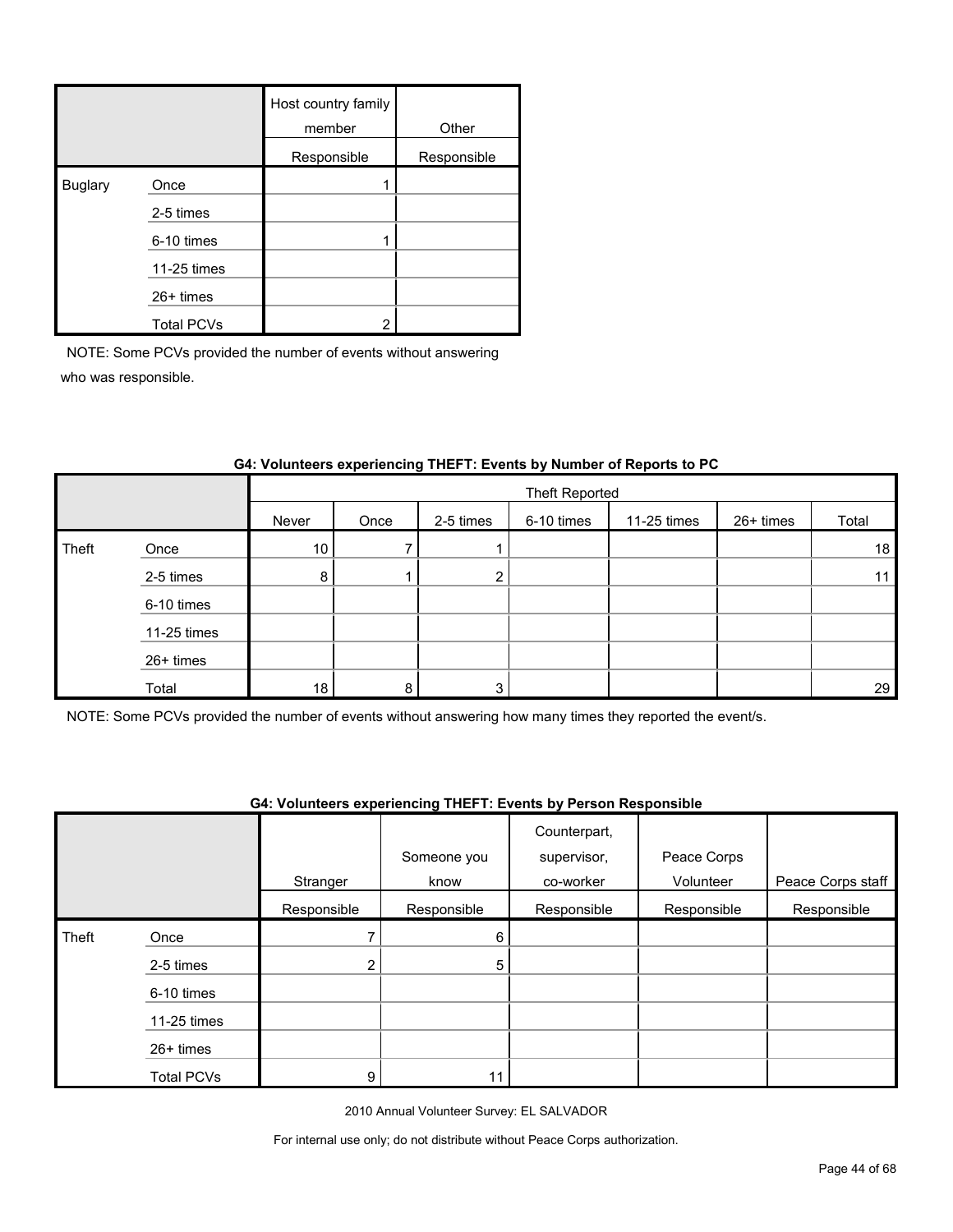| | | Host country family member | Other |
|---|---|---|---|
| | | Responsible | Responsible |
| Buglary | Once | 1 | |
| | 2-5 times | | |
| | 6-10 times | 1 | |
| | 11-25 times | | |
| | 26+ times | | |
| | Total PCVs | 2 | |

NOTE: Some PCVs provided the number of events without answering who was responsible.

**G4: Volunteers experiencing THEFT: Events by Number of Reports to PC**

| | | Theft Reported | | | | | | |
|---|---|---|---|---|---|---|---|---|
| | | Never | Once | 2-5 times | 6-10 times | 11-25 times | 26+ times | Total |
| Theft | Once | 10 | 7 | 1 | | | | 18 |
| | 2-5 times | 8 | 1 | 2 | | | | 11 |
| | 6-10 times | | | | | | | |
| | 11-25 times | | | | | | | |
| | 26+ times | | | | | | | |
| | Total | 18 | 8 | 3 | | | | 29 |

NOTE: Some PCVs provided the number of events without answering how many times they reported the event/s.

**G4: Volunteers experiencing THEFT: Events by Person Responsible**

| | | Stranger | Someone you know | Counterpart, supervisor, co-worker | Peace Corps Volunteer | Peace Corps staff |
|---|---|---|---|---|---|---|
| | | Responsible | Responsible | Responsible | Responsible | Responsible |
| Theft | Once | 7 | 6 | | | |
| | 2-5 times | 2 | 5 | | | |
| | 6-10 times | | | | | |
| | 11-25 times | | | | | |
| | 26+ times | | | | | |
| | Total PCVs | 9 | 11 | | | |

2010 Annual Volunteer Survey: EL SALVADOR

For internal use only; do not distribute without Peace Corps authorization.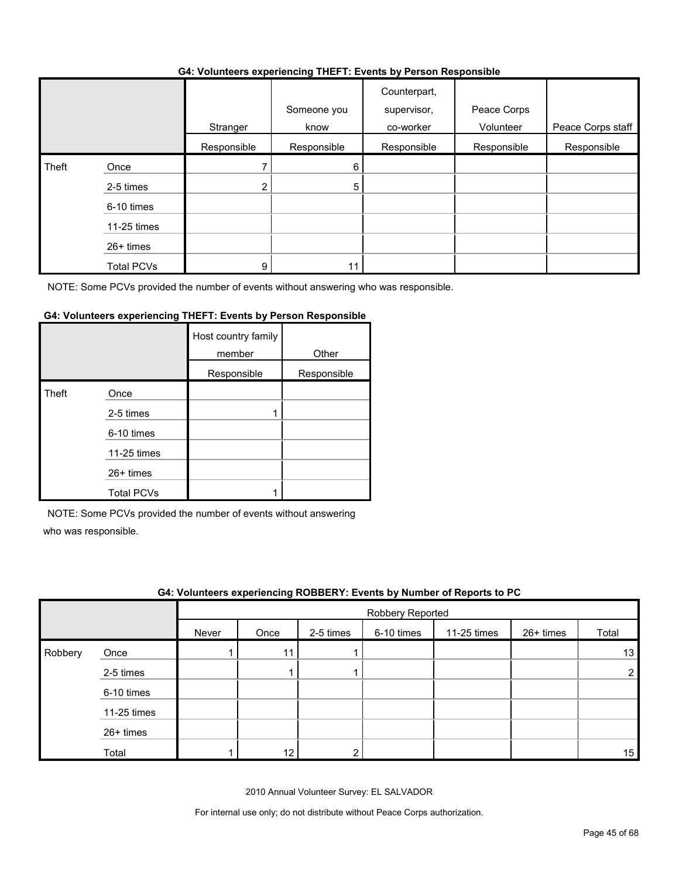### G4: Volunteers experiencing THEFT: Events by Person Responsible

| | | Stranger | Someone you know | Counterpart, supervisor, co-worker | Peace Corps Volunteer | Peace Corps staff |
|---|---|---|---|---|---|---|
| | | Responsible | Responsible | Responsible | Responsible | Responsible |
| Theft | Once | 7 | 6 | | | |
| | 2-5 times | 2 | 5 | | | |
| | 6-10 times | | | | | |
| | 11-25 times | | | | | |
| | 26+ times | | | | | |
| | Total PCVs | 9 | 11 | | | |

NOTE: Some PCVs provided the number of events without answering who was responsible.

### G4: Volunteers experiencing THEFT: Events by Person Responsible

| | | Host country family member | Other |
|---|---|---|---|
| | | Responsible | Responsible |
| Theft | Once | | |
| | 2-5 times | 1 | |
| | 6-10 times | | |
| | 11-25 times | | |
| | 26+ times | | |
| | Total PCVs | 1 | |

NOTE: Some PCVs provided the number of events without answering who was responsible.

### G4: Volunteers experiencing ROBBERY: Events by Number of Reports to PC

| | | Robbery Reported | | | | | | |
|---|---|---|---|---|---|---|---|---|
| | | Never | Once | 2-5 times | 6-10 times | 11-25 times | 26+ times | Total |
| Robbery | Once | 1 | 11 | 1 | | | | 13 |
| | 2-5 times | | 1 | 1 | | | | 2 |
| | 6-10 times | | | | | | | |
| | 11-25 times | | | | | | | |
| | 26+ times | | | | | | | |
| | Total | 1 | 12 | 2 | | | | 15 |

2010 Annual Volunteer Survey: EL SALVADOR

For internal use only; do not distribute without Peace Corps authorization.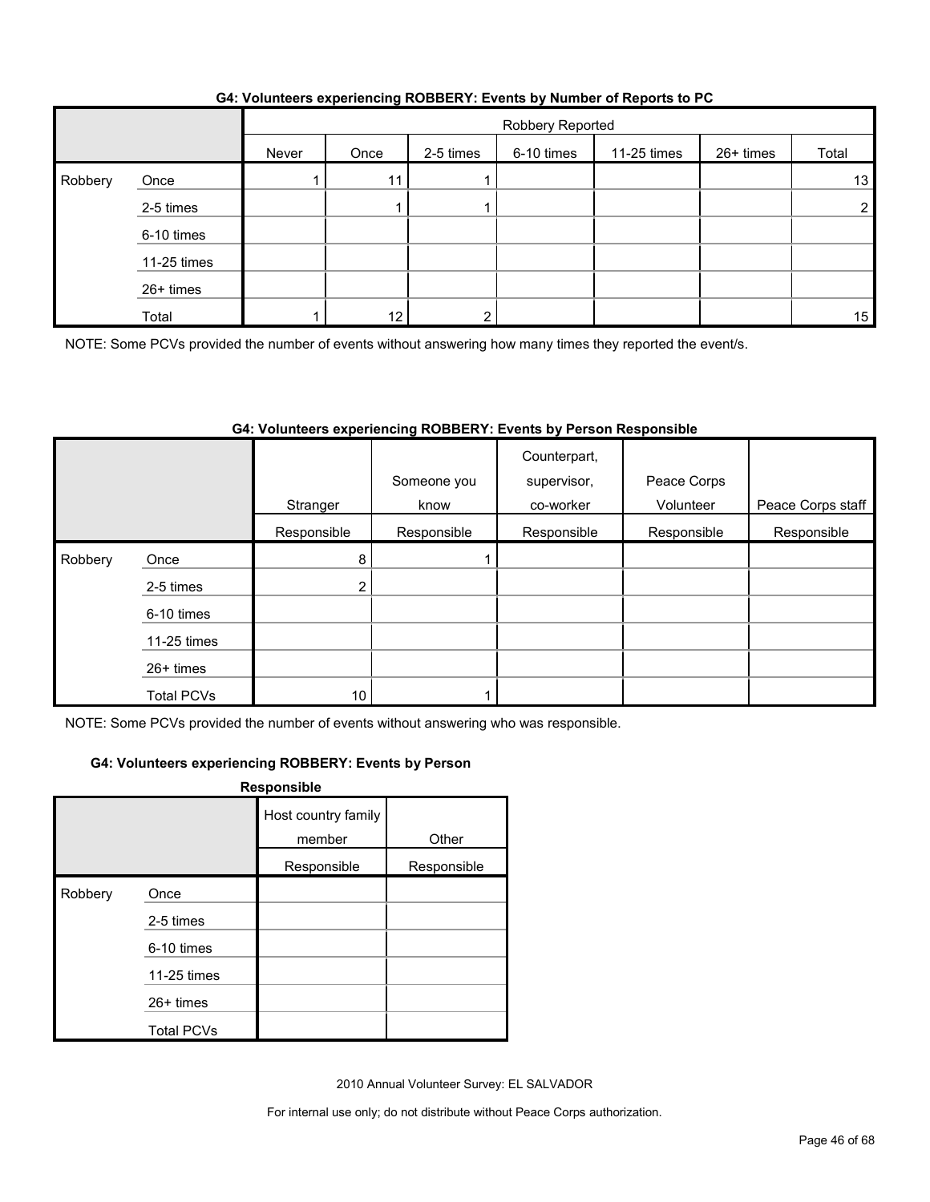### G4: Volunteers experiencing ROBBERY: Events by Number of Reports to PC

| | | Robbery Reported | | | | | | |
|---|---|---|---|---|---|---|---|---|
| | | Never | Once | 2-5 times | 6-10 times | 11-25 times | 26+ times | Total |
| Robbery | Once | 1 | 11 | 1 | | | | 13 |
| | 2-5 times | | 1 | 1 | | | | 2 |
| | 6-10 times | | | | | | | |
| | 11-25 times | | | | | | | |
| | 26+ times | | | | | | | |
| | Total | 1 | 12 | 2 | | | | 15 |

NOTE: Some PCVs provided the number of events without answering how many times they reported the event/s.

### G4: Volunteers experiencing ROBBERY: Events by Person Responsible

| | | Stranger | Someone you know | Counterpart, supervisor, co-worker | Peace Corps Volunteer | Peace Corps staff |
|---|---|---|---|---|---|---|
| | | Responsible | Responsible | Responsible | Responsible | Responsible |
| Robbery | Once | 8 | 1 | | | |
| | 2-5 times | 2 | | | | |
| | 6-10 times | | | | | |
| | 11-25 times | | | | | |
| | 26+ times | | | | | |
| | Total PCVs | 10 | 1 | | | |

NOTE: Some PCVs provided the number of events without answering who was responsible.

### G4: Volunteers experiencing ROBBERY: Events by Person Responsible

| | | Host country family member | Other |
|---|---|---|---|
| | | Responsible | Responsible |
| Robbery | Once | | |
| | 2-5 times | | |
| | 6-10 times | | |
| | 11-25 times | | |
| | 26+ times | | |
| | Total PCVs | | |

2010 Annual Volunteer Survey: EL SALVADOR

For internal use only; do not distribute without Peace Corps authorization.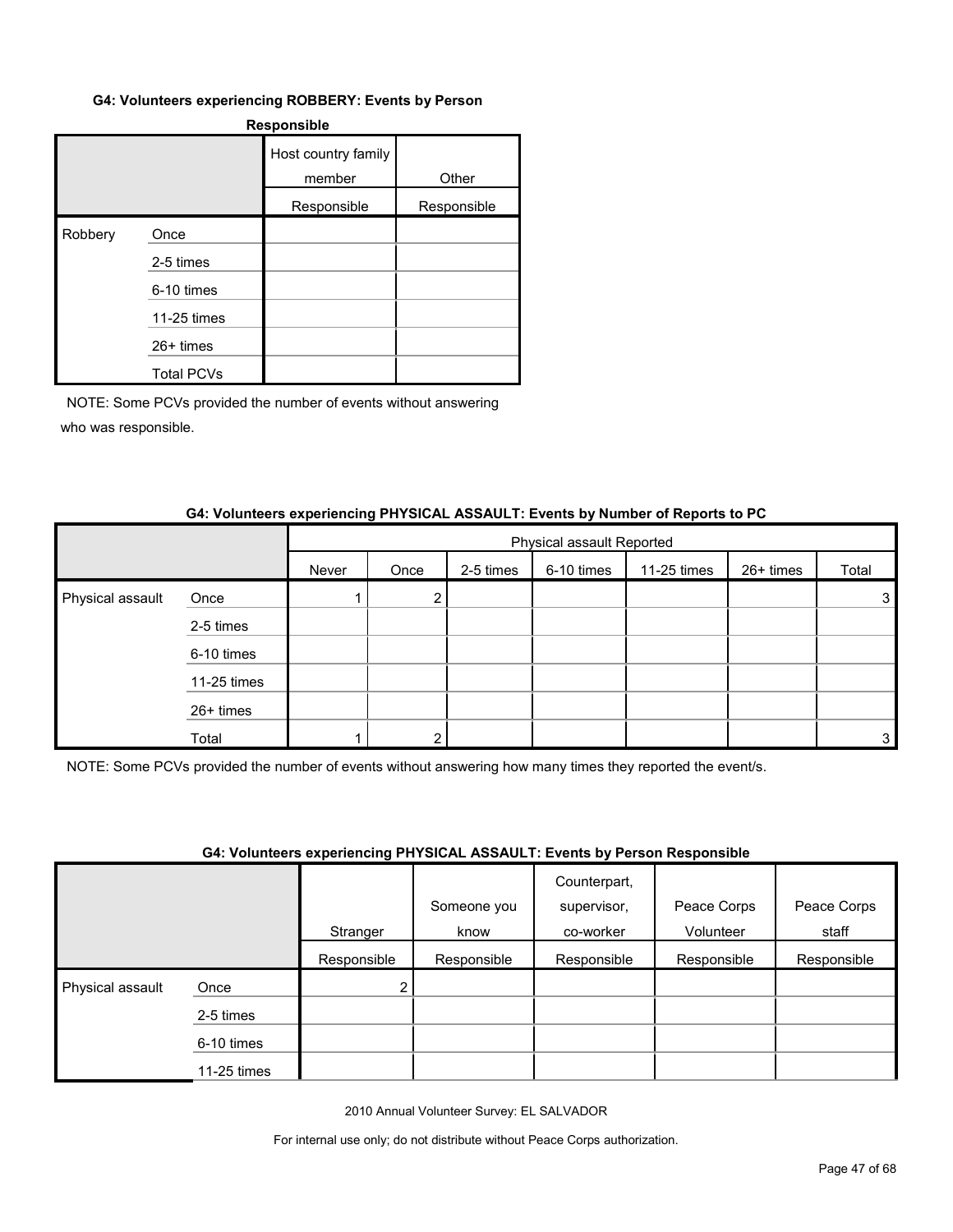#### G4: Volunteers experiencing ROBBERY: Events by Person Responsible

| | | Host country family member | Other |
|---|---|---|---|
| | | Responsible | Responsible |
| Robbery | Once | | |
| | 2-5 times | | |
| | 6-10 times | | |
| | 11-25 times | | |
| | 26+ times | | |
| | Total PCVs | | |

NOTE: Some PCVs provided the number of events without answering who was responsible.

#### G4: Volunteers experiencing PHYSICAL ASSAULT: Events by Number of Reports to PC

| | | Physical assault Reported | | | | | | |
|---|---|---|---|---|---|---|---|---|
| | | Never | Once | 2-5 times | 6-10 times | 11-25 times | 26+ times | Total |
| Physical assault | Once | 1 | 2 | | | | | 3 |
| | 2-5 times | | | | | | | |
| | 6-10 times | | | | | | | |
| | 11-25 times | | | | | | | |
| | 26+ times | | | | | | | |
| | Total | 1 | 2 | | | | | 3 |

NOTE: Some PCVs provided the number of events without answering how many times they reported the event/s.

#### G4: Volunteers experiencing PHYSICAL ASSAULT: Events by Person Responsible

| | | Stranger | Someone you know | Counterpart, supervisor, co-worker | Peace Corps Volunteer | Peace Corps staff |
|---|---|---|---|---|---|---|
| | | Responsible | Responsible | Responsible | Responsible | Responsible |
| Physical assault | Once | 2 | | | | |
| | 2-5 times | | | | | |
| | 6-10 times | | | | | |
| | 11-25 times | | | | | |

2010 Annual Volunteer Survey: EL SALVADOR

For internal use only; do not distribute without Peace Corps authorization.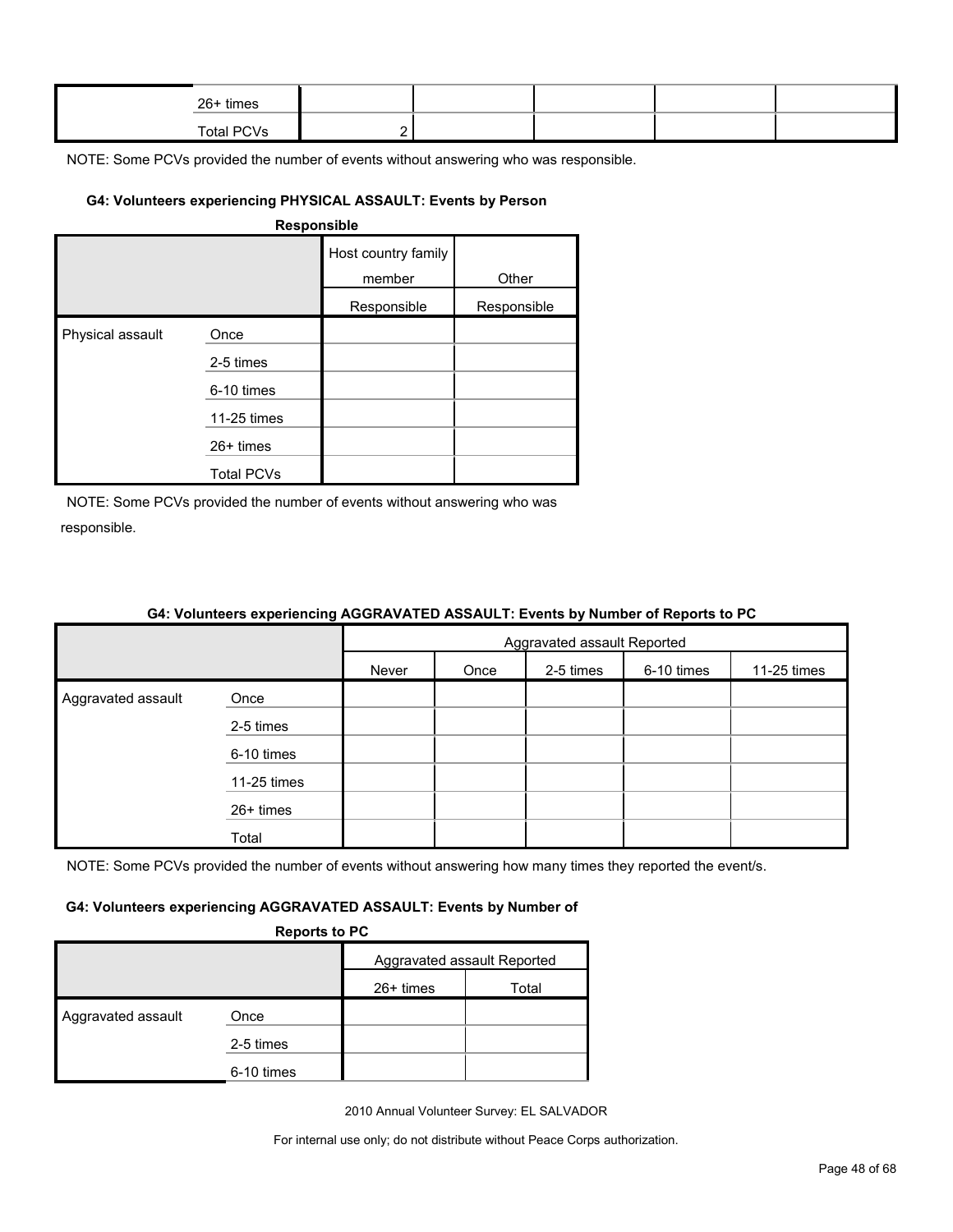| | | | | | | |
|---|---|---|---|---|---|---|
| | 26+ times | | | | | |
| | Total PCVs | 2 | | | | |

NOTE: Some PCVs provided the number of events without answering who was responsible.

#### G4: Volunteers experiencing PHYSICAL ASSAULT: Events by Person Responsible

| | | Host country family member | Other |
|---|---|---|---|
| | | Responsible | Responsible |
| Physical assault | Once | | |
| | 2-5 times | | |
| | 6-10 times | | |
| | 11-25 times | | |
| | 26+ times | | |
| | Total PCVs | | |

NOTE: Some PCVs provided the number of events without answering who was responsible.

#### G4: Volunteers experiencing AGGRAVATED ASSAULT: Events by Number of Reports to PC

| | | Aggravated assault Reported | | | | |
|---|---|---|---|---|---|---|
| | | Never | Once | 2-5 times | 6-10 times | 11-25 times |
| Aggravated assault | Once | | | | | |
| | 2-5 times | | | | | |
| | 6-10 times | | | | | |
| | 11-25 times | | | | | |
| | 26+ times | | | | | |
| | Total | | | | | |

NOTE: Some PCVs provided the number of events without answering how many times they reported the event/s.

#### G4: Volunteers experiencing AGGRAVATED ASSAULT: Events by Number of Reports to PC

| | | Aggravated assault Reported | |
|---|---|---|---|
| | | 26+ times | Total |
| Aggravated assault | Once | | |
| | 2-5 times | | |
| | 6-10 times | | |

2010 Annual Volunteer Survey: EL SALVADOR

For internal use only; do not distribute without Peace Corps authorization.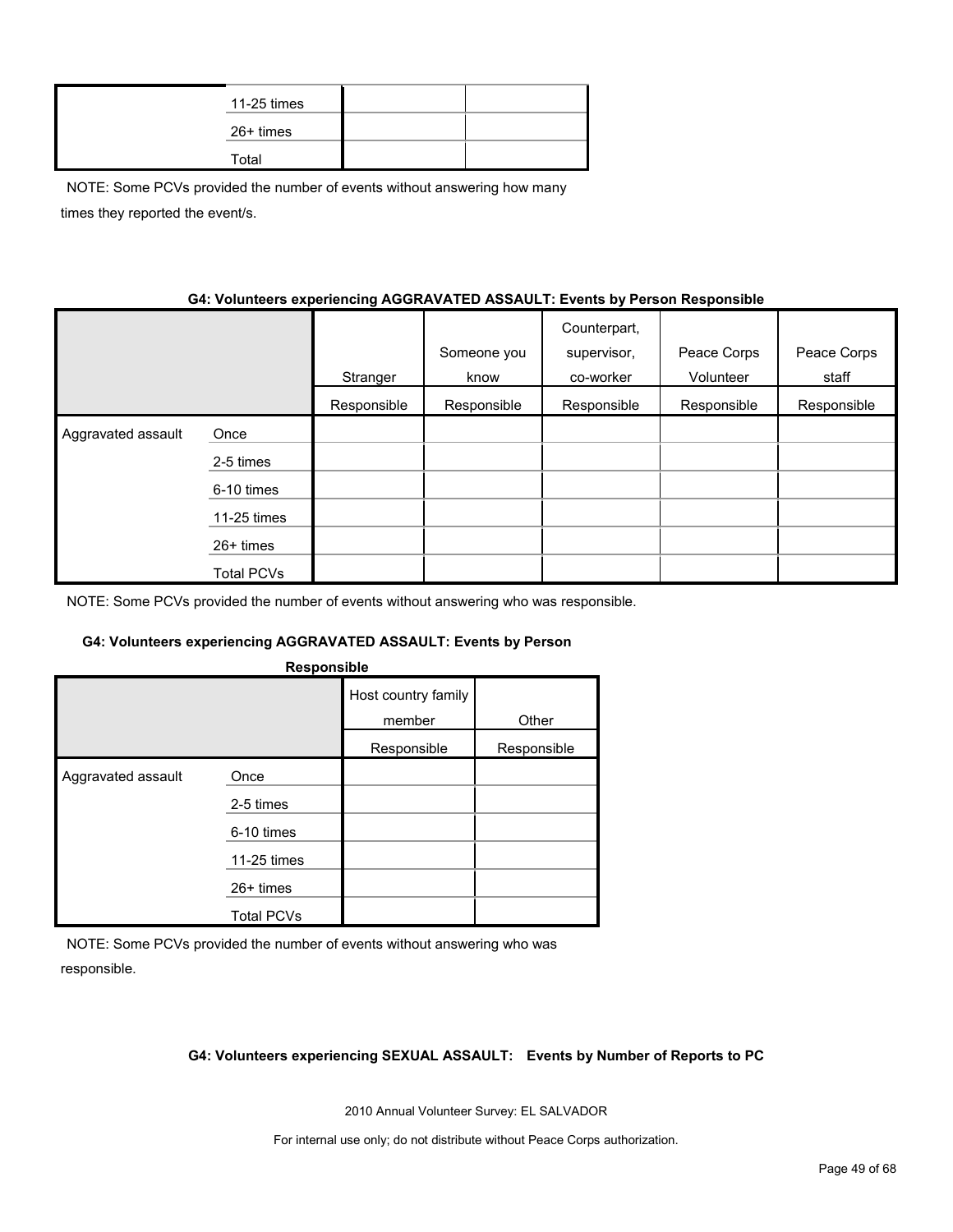| | | | |
|---|---|---|---|
| | 11-25 times | | |
| | 26+ times | | |
| | Total | | |

NOTE: Some PCVs provided the number of events without answering how many times they reported the event/s.

**G4: Volunteers experiencing AGGRAVATED ASSAULT: Events by Person Responsible**

| | | Stranger | Someone you know | Counterpart, supervisor, co-worker | Peace Corps Volunteer | Peace Corps staff |
|---|---|---|---|---|---|---|
| | | Responsible | Responsible | Responsible | Responsible | Responsible |
| Aggravated assault | Once | | | | | |
| | 2-5 times | | | | | |
| | 6-10 times | | | | | |
| | 11-25 times | | | | | |
| | 26+ times | | | | | |
| | Total PCVs | | | | | |

NOTE: Some PCVs provided the number of events without answering who was responsible.

**G4: Volunteers experiencing AGGRAVATED ASSAULT: Events by Person Responsible**

| | | Host country family member | Other |
|---|---|---|---|
| | | Responsible | Responsible |
| Aggravated assault | Once | | |
| | 2-5 times | | |
| | 6-10 times | | |
| | 11-25 times | | |
| | 26+ times | | |
| | Total PCVs | | |

NOTE: Some PCVs provided the number of events without answering who was responsible.

**G4: Volunteers experiencing SEXUAL ASSAULT: Events by Number of Reports to PC**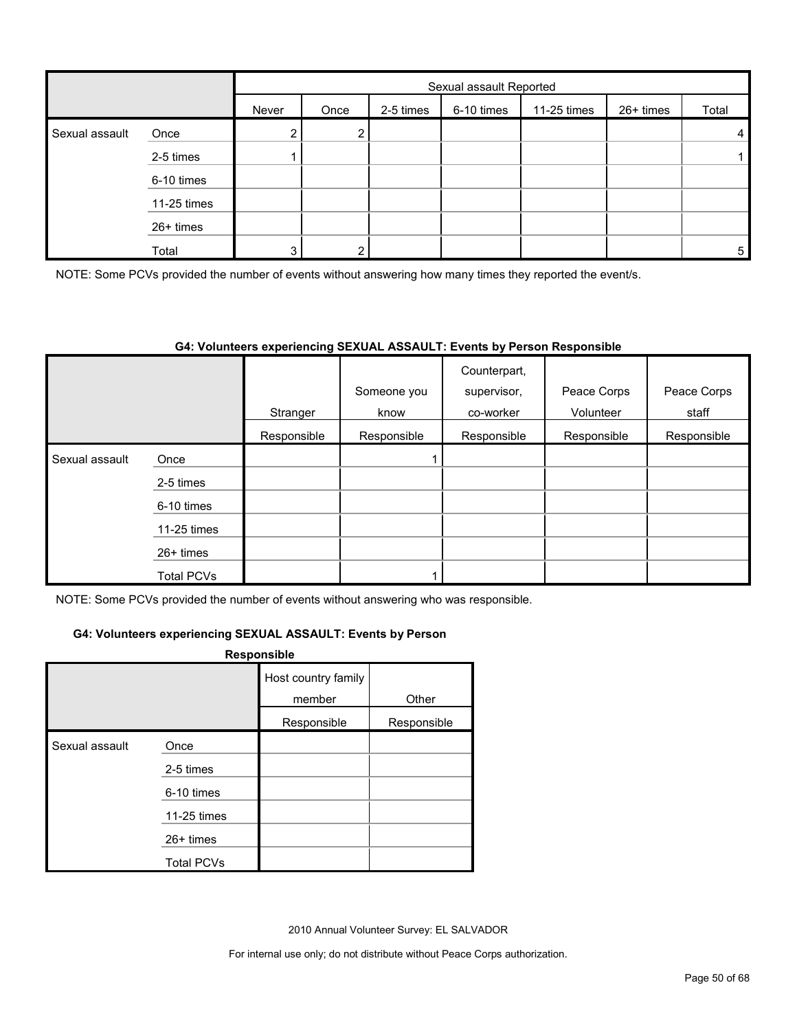| | | Sexual assault Reported | | | | | | |
|---|---|---|---|---|---|---|---|---|
| | | Never | Once | 2-5 times | 6-10 times | 11-25 times | 26+ times | Total |
| Sexual assault | Once | 2 | 2 | | | | | 4 |
| | 2-5 times | 1 | | | | | | 1 |
| | 6-10 times | | | | | | | |
| | 11-25 times | | | | | | | |
| | 26+ times | | | | | | | |
| | Total | 3 | 2 | | | | | 5 |

NOTE: Some PCVs provided the number of events without answering how many times they reported the event/s.

**G4: Volunteers experiencing SEXUAL ASSAULT: Events by Person Responsible**

| | | Stranger | Someone you know | Counterpart, supervisor, co-worker | Peace Corps Volunteer | Peace Corps staff |
|---|---|---|---|---|---|---|
| | | Responsible | Responsible | Responsible | Responsible | Responsible |
| Sexual assault | Once | | 1 | | | |
| | 2-5 times | | | | | |
| | 6-10 times | | | | | |
| | 11-25 times | | | | | |
| | 26+ times | | | | | |
| | Total PCVs | | 1 | | | |

NOTE: Some PCVs provided the number of events without answering who was responsible.

**G4: Volunteers experiencing SEXUAL ASSAULT: Events by Person Responsible**

| | | Host country family member | Other |
|---|---|---|---|
| | | Responsible | Responsible |
| Sexual assault | Once | | |
| | 2-5 times | | |
| | 6-10 times | | |
| | 11-25 times | | |
| | 26+ times | | |
| | Total PCVs | | |

2010 Annual Volunteer Survey: EL SALVADOR

For internal use only; do not distribute without Peace Corps authorization.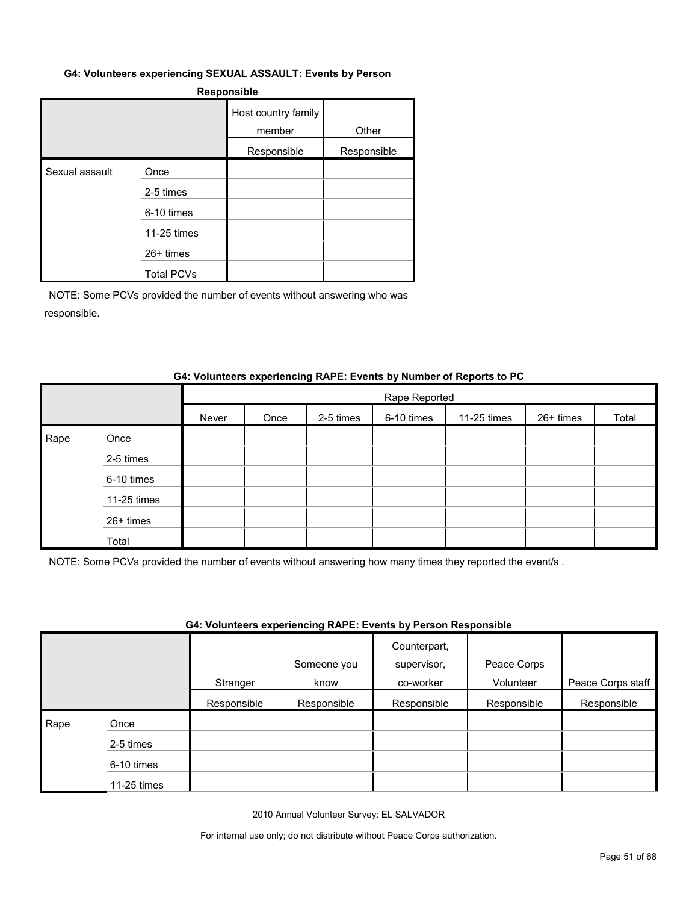**G4: Volunteers experiencing SEXUAL ASSAULT: Events by Person Responsible**

| | | Host country family member | Other |
|---|---|---|---|
| | | Responsible | Responsible |
| Sexual assault | Once | | |
| | 2-5 times | | |
| | 6-10 times | | |
| | 11-25 times | | |
| | 26+ times | | |
| | Total PCVs | | |

NOTE: Some PCVs provided the number of events without answering who was responsible.

**G4: Volunteers experiencing RAPE: Events by Number of Reports to PC**

| | | Rape Reported | | | | | | |
|---|---|---|---|---|---|---|---|---|
| | | Never | Once | 2-5 times | 6-10 times | 11-25 times | 26+ times | Total |
| Rape | Once | | | | | | | |
| | 2-5 times | | | | | | | |
| | 6-10 times | | | | | | | |
| | 11-25 times | | | | | | | |
| | 26+ times | | | | | | | |
| | Total | | | | | | | |

NOTE: Some PCVs provided the number of events without answering how many times they reported the event/s .

**G4: Volunteers experiencing RAPE: Events by Person Responsible**

| | | Stranger | Someone you know | Counterpart, supervisor, co-worker | Peace Corps Volunteer | Peace Corps staff |
|---|---|---|---|---|---|---|
| | | Responsible | Responsible | Responsible | Responsible | Responsible |
| Rape | Once | | | | | |
| | 2-5 times | | | | | |
| | 6-10 times | | | | | |
| | 11-25 times | | | | | |

2010 Annual Volunteer Survey: EL SALVADOR

For internal use only; do not distribute without Peace Corps authorization.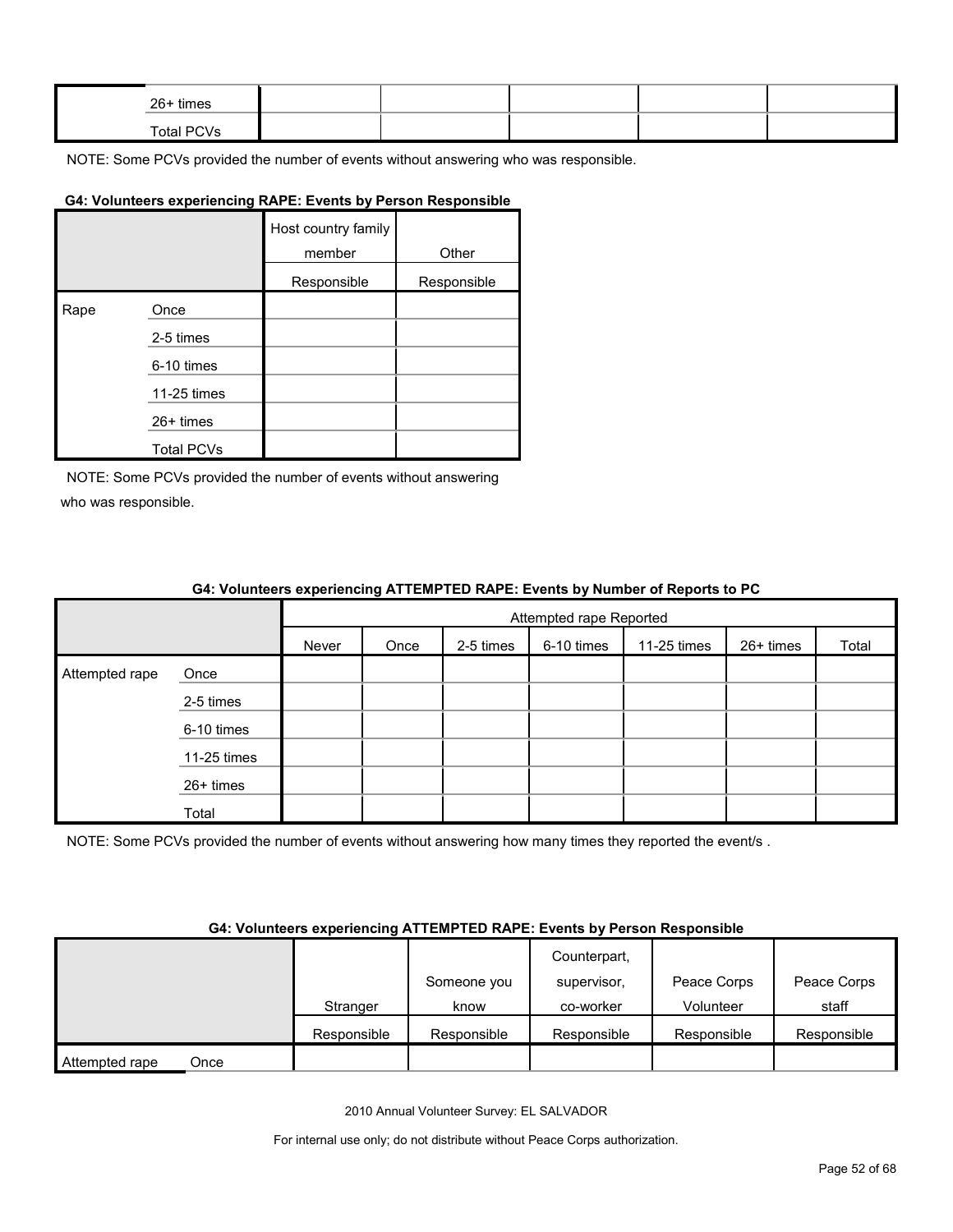| | | | | | | |
|---|---|---|---|---|---|---|
| | 26+ times | | | | | |
| | Total PCVs | | | | | |

NOTE: Some PCVs provided the number of events without answering who was responsible.

**G4: Volunteers experiencing RAPE: Events by Person Responsible**

| | | Host country family member | Other |
|---|---|---|---|
| | | Responsible | Responsible |
| Rape | Once | | |
| | 2-5 times | | |
| | 6-10 times | | |
| | 11-25 times | | |
| | 26+ times | | |
| | Total PCVs | | |

NOTE: Some PCVs provided the number of events without answering who was responsible.

**G4: Volunteers experiencing ATTEMPTED RAPE: Events by Number of Reports to PC**

| | | Attempted rape Reported | | | | | | |
|---|---|---|---|---|---|---|---|---|
| | | Never | Once | 2-5 times | 6-10 times | 11-25 times | 26+ times | Total |
| Attempted rape | Once | | | | | | | |
| | 2-5 times | | | | | | | |
| | 6-10 times | | | | | | | |
| | 11-25 times | | | | | | | |
| | 26+ times | | | | | | | |
| | Total | | | | | | | |

NOTE: Some PCVs provided the number of events without answering how many times they reported the event/s .

**G4: Volunteers experiencing ATTEMPTED RAPE: Events by Person Responsible**

| | | Stranger | Someone you know | Counterpart, supervisor, co-worker | Peace Corps Volunteer | Peace Corps staff |
|---|---|---|---|---|---|---|
| | | Responsible | Responsible | Responsible | Responsible | Responsible |
| Attempted rape | Once | | | | | |

2010 Annual Volunteer Survey: EL SALVADOR

For internal use only; do not distribute without Peace Corps authorization.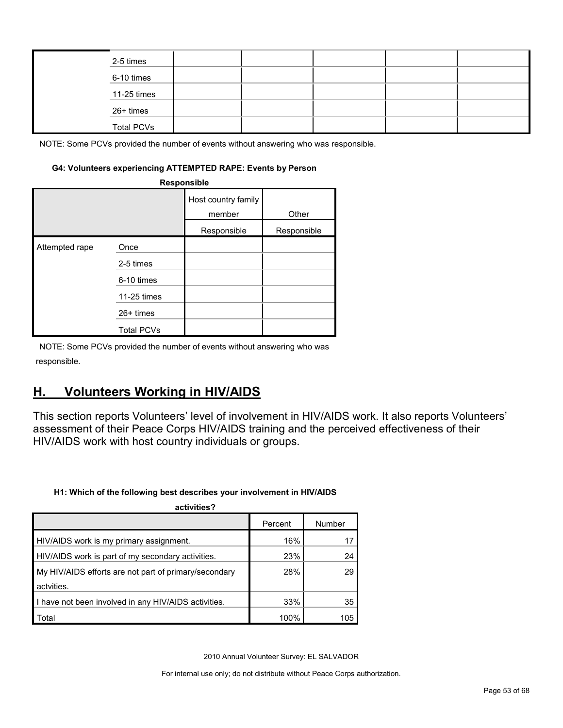| | | | | | | |
|---|---|---|---|---|---|---|
| | 2-5 times | | | | | |
| | 6-10 times | | | | | |
| | 11-25 times | | | | | |
| | 26+ times | | | | | |
| | Total PCVs | | | | | |

NOTE: Some PCVs provided the number of events without answering who was responsible.

#### G4: Volunteers experiencing ATTEMPTED RAPE: Events by Person Responsible

| | | Host country family member | Other |
|---|---|---|---|
| | | Responsible | Responsible |
| Attempted rape | Once | | |
| | 2-5 times | | |
| | 6-10 times | | |
| | 11-25 times | | |
| | 26+ times | | |
| | Total PCVs | | |

NOTE: Some PCVs provided the number of events without answering who was responsible.

## H. Volunteers Working in HIV/AIDS

This section reports Volunteers' level of involvement in HIV/AIDS work. It also reports Volunteers' assessment of their Peace Corps HIV/AIDS training and the perceived effectiveness of their HIV/AIDS work with host country individuals or groups.

#### H1: Which of the following best describes your involvement in HIV/AIDS activities?

| | Percent | Number |
|---|---|---|
| HIV/AIDS work is my primary assignment. | 16% | 17 |
| HIV/AIDS work is part of my secondary activities. | 23% | 24 |
| My HIV/AIDS efforts are not part of primary/secondary actvities. | 28% | 29 |
| I have not been involved in any HIV/AIDS activities. | 33% | 35 |
| Total | 100% | 105 |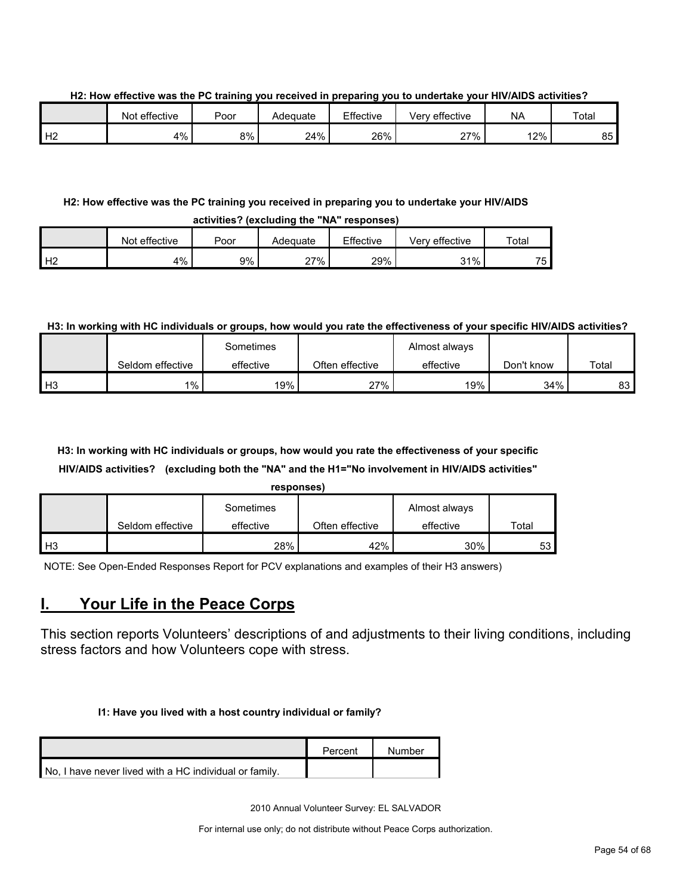**H2: How effective was the PC training you received in preparing you to undertake your HIV/AIDS activities?**

| | Not effective | Poor | Adequate | Effective | Very effective | NA | Total |
|---|---|---|---|---|---|---|---|
| H2 | 4% | 8% | 24% | 26% | 27% | 12% | 85 |

**H2: How effective was the PC training you received in preparing you to undertake your HIV/AIDS activities? (excluding the "NA" responses)**

| | Not effective | Poor | Adequate | Effective | Very effective | Total |
|---|---|---|---|---|---|---|
| H2 | 4% | 9% | 27% | 29% | 31% | 75 |

**H3: In working with HC individuals or groups, how would you rate the effectiveness of your specific HIV/AIDS activities?**

| | Seldom effective | Sometimes effective | Often effective | Almost always effective | Don't know | Total |
|---|---|---|---|---|---|---|
| H3 | 1% | 19% | 27% | 19% | 34% | 83 |

**H3: In working with HC individuals or groups, how would you rate the effectiveness of your specific HIV/AIDS activities? (excluding both the "NA" and the H1="No involvement in HIV/AIDS activities" responses)**

| | Seldom effective | Sometimes effective | Often effective | Almost always effective | Total |
|---|---|---|---|---|---|
| H3 | | 28% | 42% | 30% | 53 |

NOTE: See Open-Ended Responses Report for PCV explanations and examples of their H3 answers)

# I. Your Life in the Peace Corps

This section reports Volunteers' descriptions of and adjustments to their living conditions, including stress factors and how Volunteers cope with stress.

**I1: Have you lived with a host country individual or family?**

| | Percent | Number |
|---|---|---|
| No, I have never lived with a HC individual or family. | | |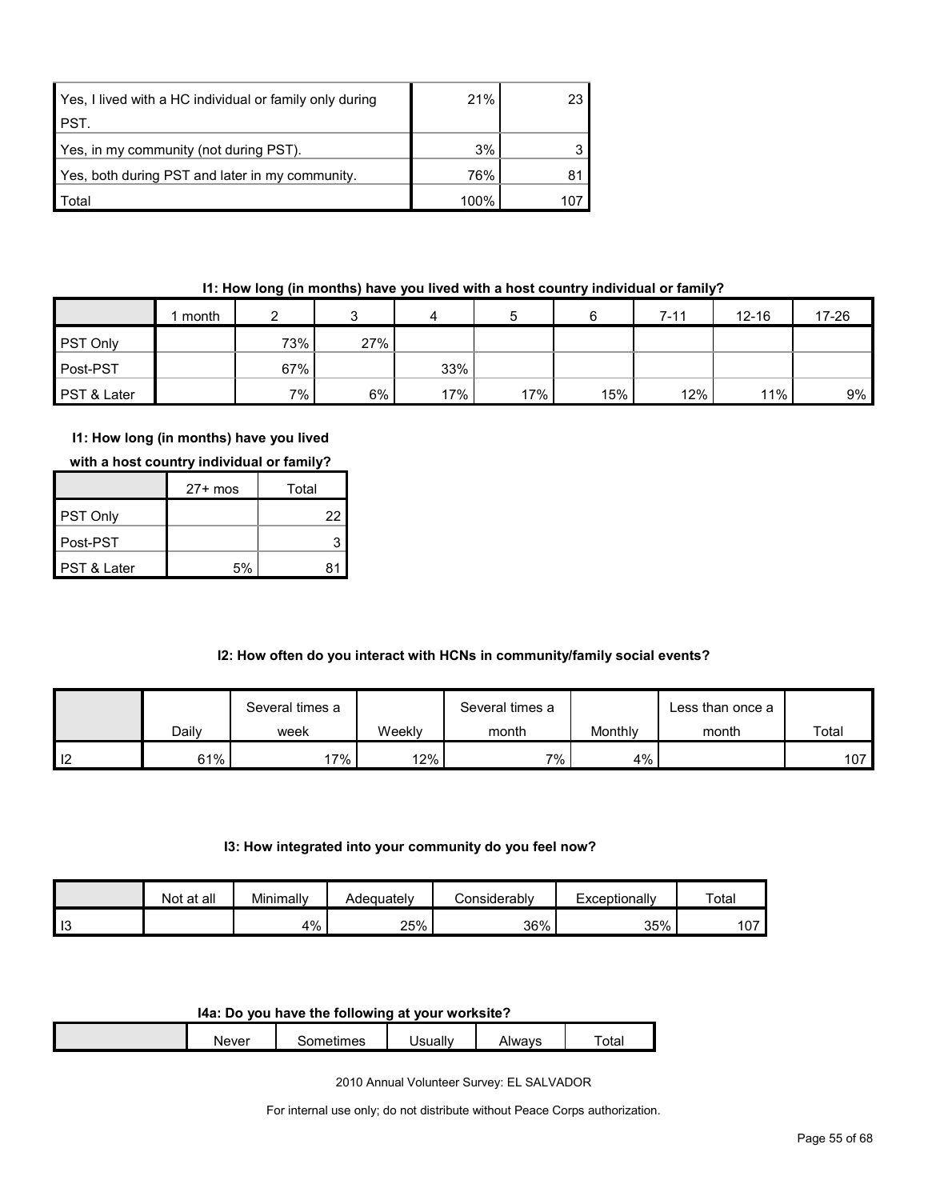| | | |
|---|---|---|
| Yes, I lived with a HC individual or family only during PST. | 21% | 23 |
| Yes, in my community (not during PST). | 3% | 3 |
| Yes, both during PST and later in my community. | 76% | 81 |
| Total | 100% | 107 |

**I1: How long (in months) have you lived with a host country individual or family?**

| | 1 month | 2 | 3 | 4 | 5 | 6 | 7-11 | 12-16 | 17-26 | 27+ mos | Total |
|---|---|---|---|---|---|---|---|---|---|---|---|
| PST Only | | 73% | 27% | | | | | | | | 22 |
| Post-PST | | 67% | | 33% | | | | | | | 3 |
| PST & Later | | 7% | 6% | 17% | 17% | 15% | 12% | 11% | 9% | 5% | 81 |

**I2: How often do you interact with HCNs in community/family social events?**

| | Daily | Several times a week | Weekly | Several times a month | Monthly | Less than once a month | Total |
|---|---|---|---|---|---|---|---|
| I2 | 61% | 17% | 12% | 7% | 4% | | 107 |

**I3: How integrated into your community do you feel now?**

| | Not at all | Minimally | Adequately | Considerably | Exceptionally | Total |
|---|---|---|---|---|---|---|
| I3 | | 4% | 25% | 36% | 35% | 107 |

**I4a: Do you have the following at your worksite?**

| | Never | Sometimes | Usually | Always | Total |
|---|---|---|---|---|---|

2010 Annual Volunteer Survey: EL SALVADOR

For internal use only; do not distribute without Peace Corps authorization.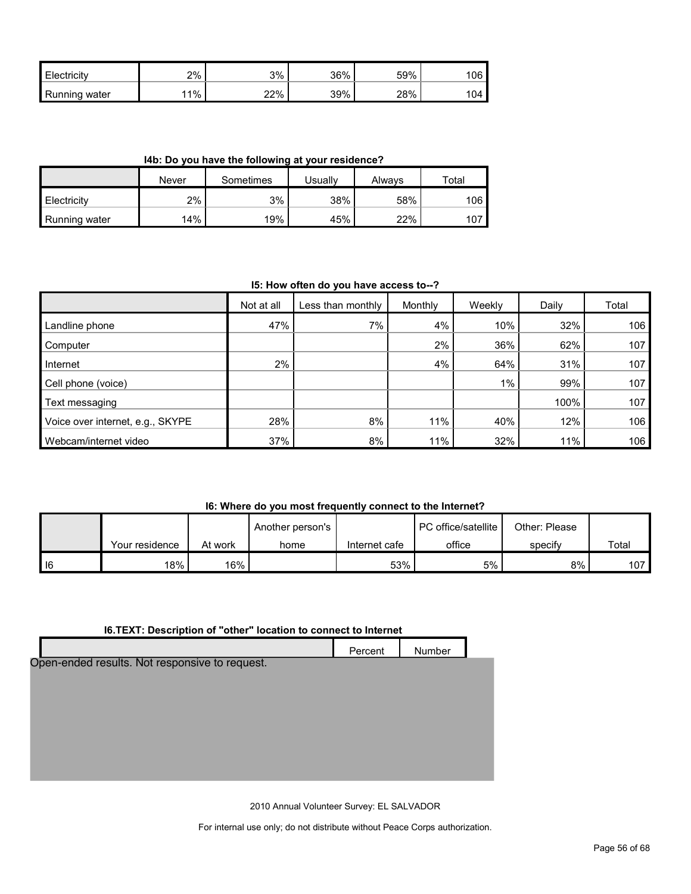| | | | | | |
|---|---|---|---|---|---|
| Electricity | 2% | 3% | 36% | 59% | 106 |
| Running water | 11% | 22% | 39% | 28% | 104 |

**I4b: Do you have the following at your residence?**

| | Never | Sometimes | Usually | Always | Total |
|---|---|---|---|---|---|
| Electricity | 2% | 3% | 38% | 58% | 106 |
| Running water | 14% | 19% | 45% | 22% | 107 |

**I5: How often do you have access to--?**

| | Not at all | Less than monthly | Monthly | Weekly | Daily | Total |
|---|---|---|---|---|---|---|
| Landline phone | 47% | 7% | 4% | 10% | 32% | 106 |
| Computer | | | 2% | 36% | 62% | 107 |
| Internet | 2% | | 4% | 64% | 31% | 107 |
| Cell phone (voice) | | | | 1% | 99% | 107 |
| Text messaging | | | | | 100% | 107 |
| Voice over internet, e.g., SKYPE | 28% | 8% | 11% | 40% | 12% | 106 |
| Webcam/internet video | 37% | 8% | 11% | 32% | 11% | 106 |

**I6: Where do you most frequently connect to the Internet?**

| | Your residence | At work | Another person's home | Internet cafe | PC office/satellite office | Other: Please specify | Total |
|---|---|---|---|---|---|---|---|
| I6 | 18% | 16% | | 53% | 5% | 8% | 107 |

**I6.TEXT: Description of "other" location to connect to Internet**

| | Percent | Number |
|---|---|---|

Open-ended results. Not responsive to request.

2010 Annual Volunteer Survey: EL SALVADOR

For internal use only; do not distribute without Peace Corps authorization.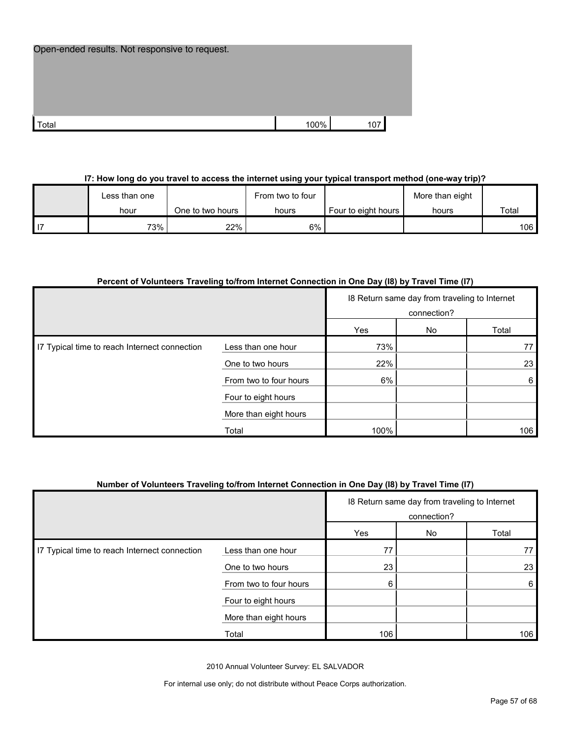| Open-ended results. Not responsive to request. | | |
|---|---|---|
| Total | 100% | 107 |

### I7: How long do you travel to access the internet using your typical transport method (one-way trip)?

| | Less than one hour | One to two hours | From two to four hours | Four to eight hours | More than eight hours | Total |
|---|---|---|---|---|---|---|
| I7 | 73% | 22% | 6% | | | 106 |

### Percent of Volunteers Traveling to/from Internet Connection in One Day (I8) by Travel Time (I7)

| | | I8 Return same day from traveling to Internet connection? | | |
|---|---|---|---|---|
| | | Yes | No | Total |
| I7 Typical time to reach Internet connection | Less than one hour | 73% | | 77 |
| | One to two hours | 22% | | 23 |
| | From two to four hours | 6% | | 6 |
| | Four to eight hours | | | |
| | More than eight hours | | | |
| | Total | 100% | | 106 |

### Number of Volunteers Traveling to/from Internet Connection in One Day (I8) by Travel Time (I7)

| | | I8 Return same day from traveling to Internet connection? | | |
|---|---|---|---|---|
| | | Yes | No | Total |
| I7 Typical time to reach Internet connection | Less than one hour | 77 | | 77 |
| | One to two hours | 23 | | 23 |
| | From two to four hours | 6 | | 6 |
| | Four to eight hours | | | |
| | More than eight hours | | | |
| | Total | 106 | | 106 |

2010 Annual Volunteer Survey: EL SALVADOR

For internal use only; do not distribute without Peace Corps authorization.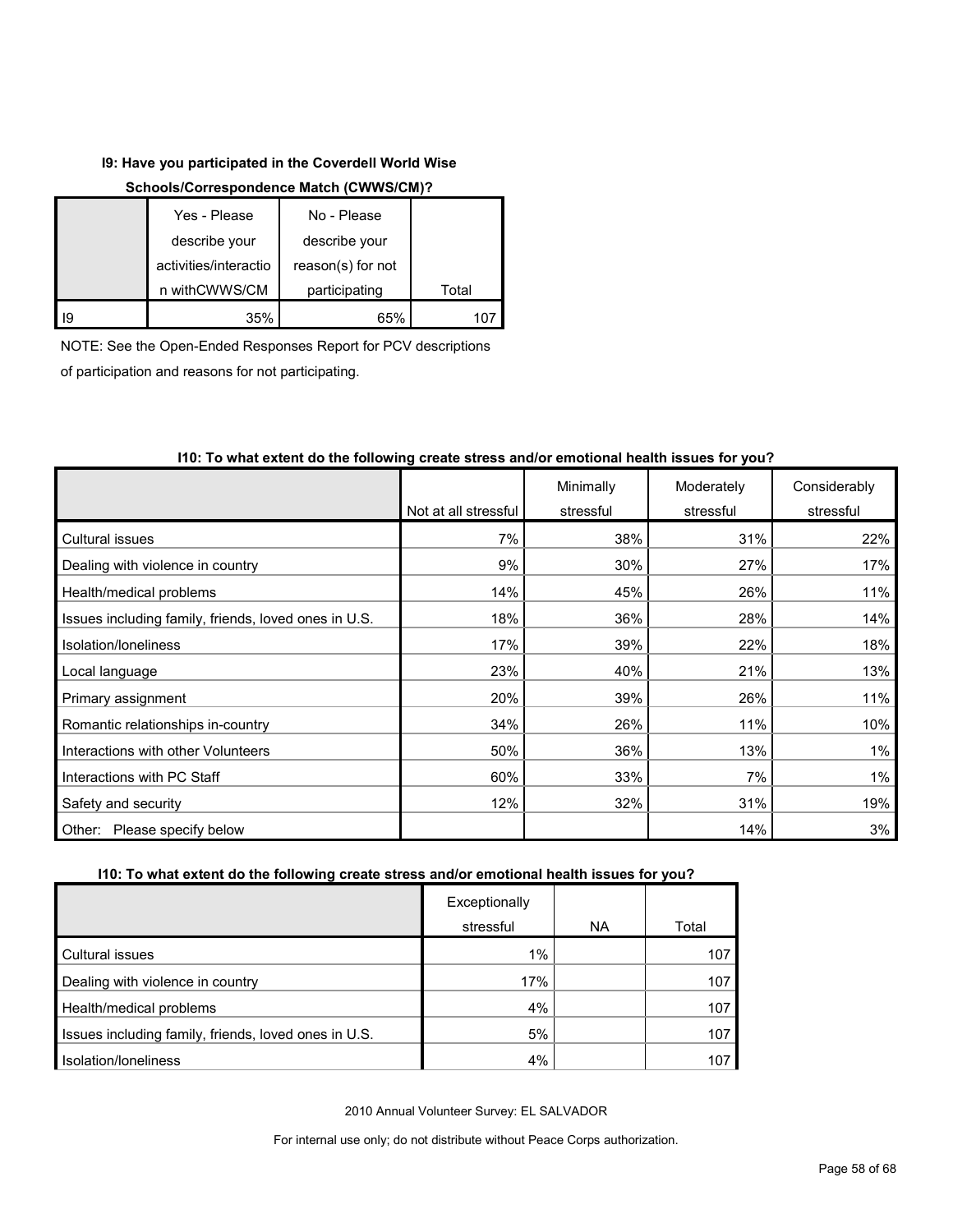#### I9: Have you participated in the Coverdell World Wise Schools/Correspondence Match (CWWS/CM)?

| | Yes - Please describe your activities/interaction withCWWS/CM | No - Please describe your reason(s) for not participating | Total |
|---|---|---|---|
| I9 | 35% | 65% | 107 |

NOTE: See the Open-Ended Responses Report for PCV descriptions of participation and reasons for not participating.

#### I10: To what extent do the following create stress and/or emotional health issues for you?

| | Not at all stressful | Minimally stressful | Moderately stressful | Considerably stressful |
|---|---|---|---|---|
| Cultural issues | 7% | 38% | 31% | 22% |
| Dealing with violence in country | 9% | 30% | 27% | 17% |
| Health/medical problems | 14% | 45% | 26% | 11% |
| Issues including family, friends, loved ones in U.S. | 18% | 36% | 28% | 14% |
| Isolation/loneliness | 17% | 39% | 22% | 18% |
| Local language | 23% | 40% | 21% | 13% |
| Primary assignment | 20% | 39% | 26% | 11% |
| Romantic relationships in-country | 34% | 26% | 11% | 10% |
| Interactions with other Volunteers | 50% | 36% | 13% | 1% |
| Interactions with PC Staff | 60% | 33% | 7% | 1% |
| Safety and security | 12% | 32% | 31% | 19% |
| Other: Please specify below | | | 14% | 3% |

#### I10: To what extent do the following create stress and/or emotional health issues for you?

| | Exceptionally stressful | NA | Total |
|---|---|---|---|
| Cultural issues | 1% | | 107 |
| Dealing with violence in country | 17% | | 107 |
| Health/medical problems | 4% | | 107 |
| Issues including family, friends, loved ones in U.S. | 5% | | 107 |
| Isolation/loneliness | 4% | | 107 |

2010 Annual Volunteer Survey: EL SALVADOR

For internal use only; do not distribute without Peace Corps authorization.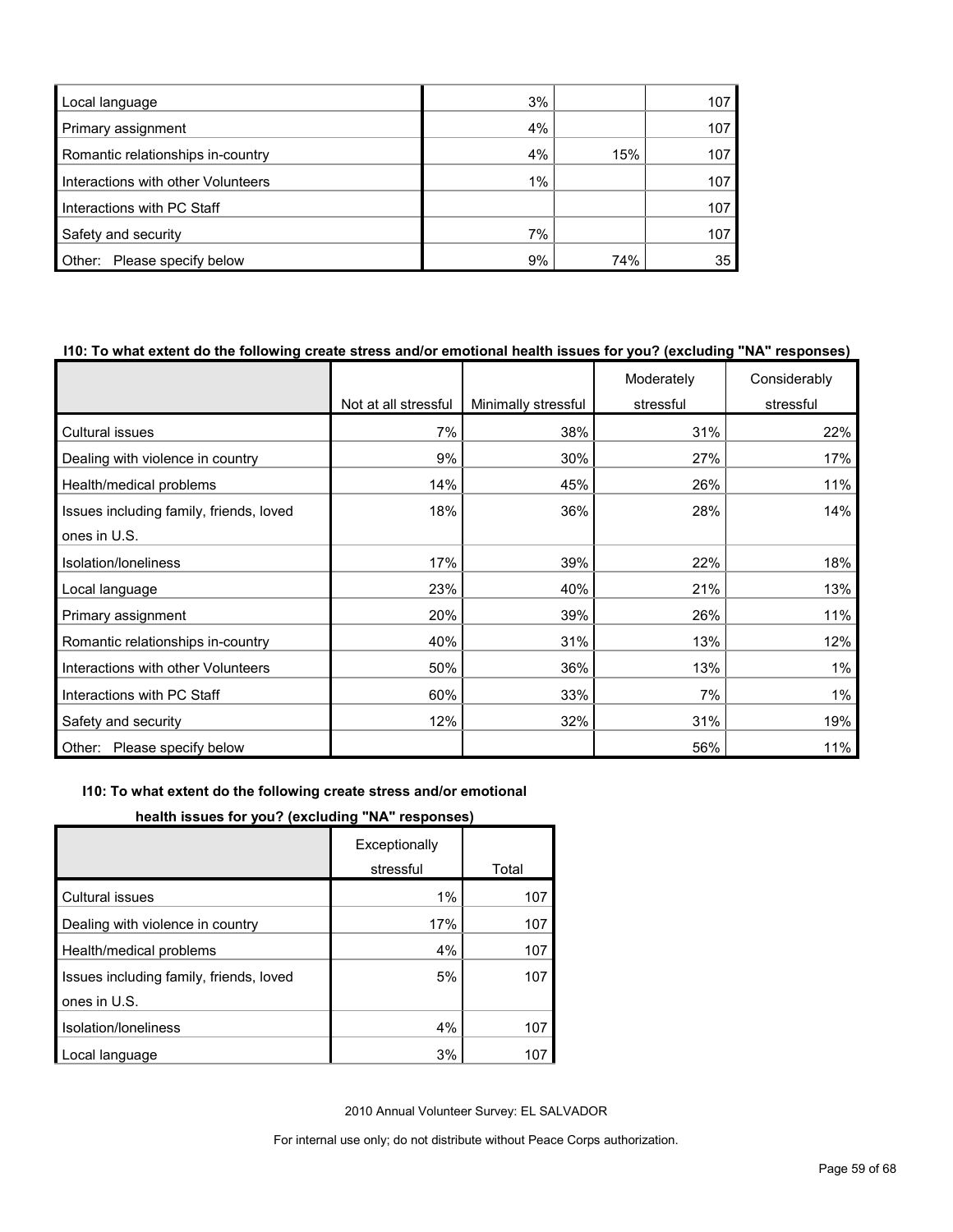| | | | |
|---|---|---|---|
| Local language | 3% | | 107 |
| Primary assignment | 4% | | 107 |
| Romantic relationships in-country | 4% | 15% | 107 |
| Interactions with other Volunteers | 1% | | 107 |
| Interactions with PC Staff | | | 107 |
| Safety and security | 7% | | 107 |
| Other: Please specify below | 9% | 74% | 35 |

**I10: To what extent do the following create stress and/or emotional health issues for you? (excluding "NA" responses)**

| | Not at all stressful | Minimally stressful | Moderately stressful | Considerably stressful |
|---|---|---|---|---|
| Cultural issues | 7% | 38% | 31% | 22% |
| Dealing with violence in country | 9% | 30% | 27% | 17% |
| Health/medical problems | 14% | 45% | 26% | 11% |
| Issues including family, friends, loved ones in U.S. | 18% | 36% | 28% | 14% |
| Isolation/loneliness | 17% | 39% | 22% | 18% |
| Local language | 23% | 40% | 21% | 13% |
| Primary assignment | 20% | 39% | 26% | 11% |
| Romantic relationships in-country | 40% | 31% | 13% | 12% |
| Interactions with other Volunteers | 50% | 36% | 13% | 1% |
| Interactions with PC Staff | 60% | 33% | 7% | 1% |
| Safety and security | 12% | 32% | 31% | 19% |
| Other: Please specify below | | | 56% | 11% |

**I10: To what extent do the following create stress and/or emotional health issues for you? (excluding "NA" responses)**

| | Exceptionally stressful | Total |
|---|---|---|
| Cultural issues | 1% | 107 |
| Dealing with violence in country | 17% | 107 |
| Health/medical problems | 4% | 107 |
| Issues including family, friends, loved ones in U.S. | 5% | 107 |
| Isolation/loneliness | 4% | 107 |
| Local language | 3% | 107 |

2010 Annual Volunteer Survey: EL SALVADOR

For internal use only; do not distribute without Peace Corps authorization.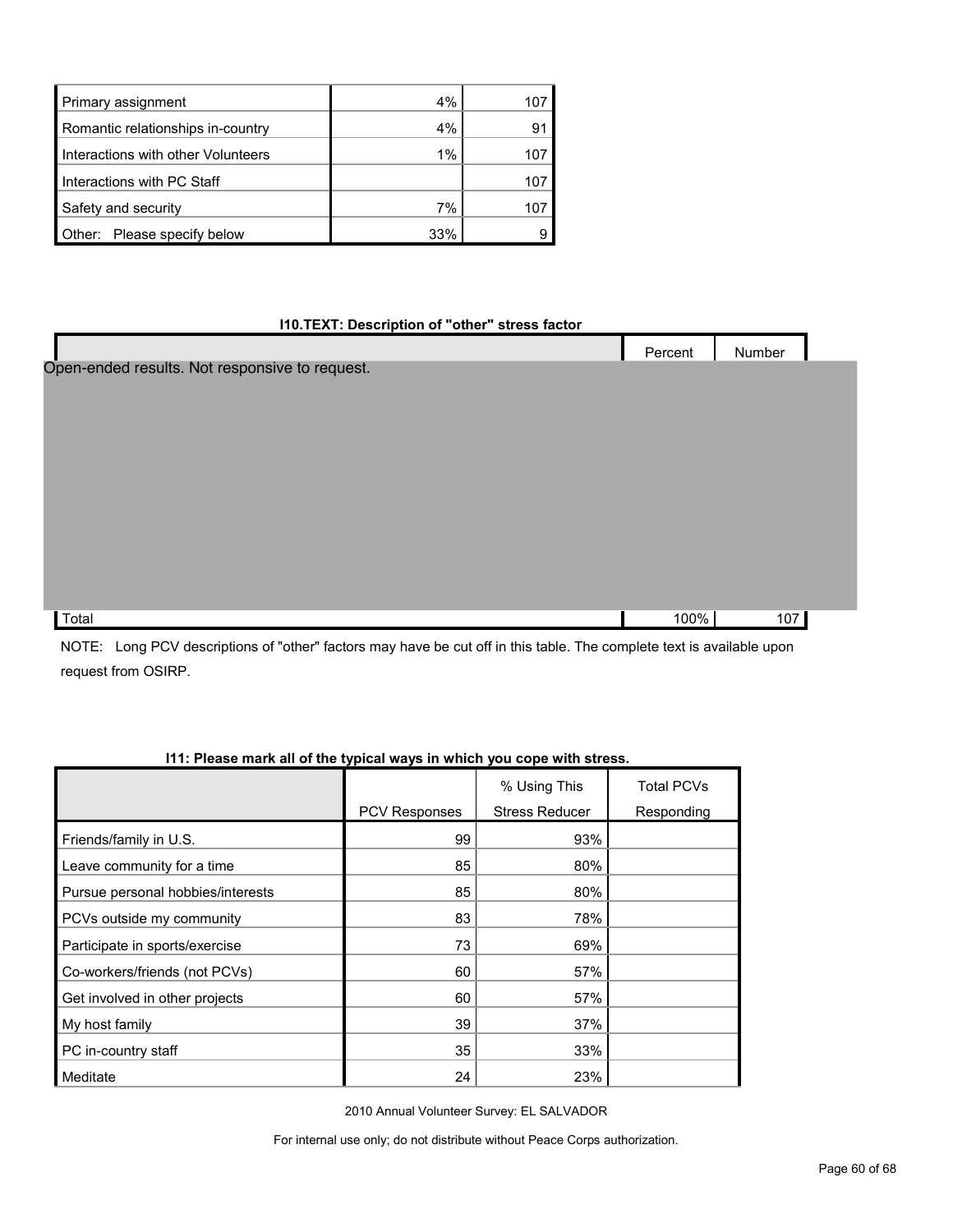| | | |
|---|---|---|
| Primary assignment | 4% | 107 |
| Romantic relationships in-country | 4% | 91 |
| Interactions with other Volunteers | 1% | 107 |
| Interactions with PC Staff | | 107 |
| Safety and security | 7% | 107 |
| Other: Please specify below | 33% | 9 |

**I10.TEXT: Description of "other" stress factor**

| | Percent | Number |
|---|---|---|
| Open-ended results. Not responsive to request. | | |
| Total | 100% | 107 |

NOTE: Long PCV descriptions of "other" factors may have be cut off in this table. The complete text is available upon request from OSIRP.

**I11: Please mark all of the typical ways in which you cope with stress.**

| | PCV Responses | % Using This Stress Reducer | Total PCVs Responding |
|---|---|---|---|
| Friends/family in U.S. | 99 | 93% | |
| Leave community for a time | 85 | 80% | |
| Pursue personal hobbies/interests | 85 | 80% | |
| PCVs outside my community | 83 | 78% | |
| Participate in sports/exercise | 73 | 69% | |
| Co-workers/friends (not PCVs) | 60 | 57% | |
| Get involved in other projects | 60 | 57% | |
| My host family | 39 | 37% | |
| PC in-country staff | 35 | 33% | |
| Meditate | 24 | 23% | |

2010 Annual Volunteer Survey: EL SALVADOR

For internal use only; do not distribute without Peace Corps authorization.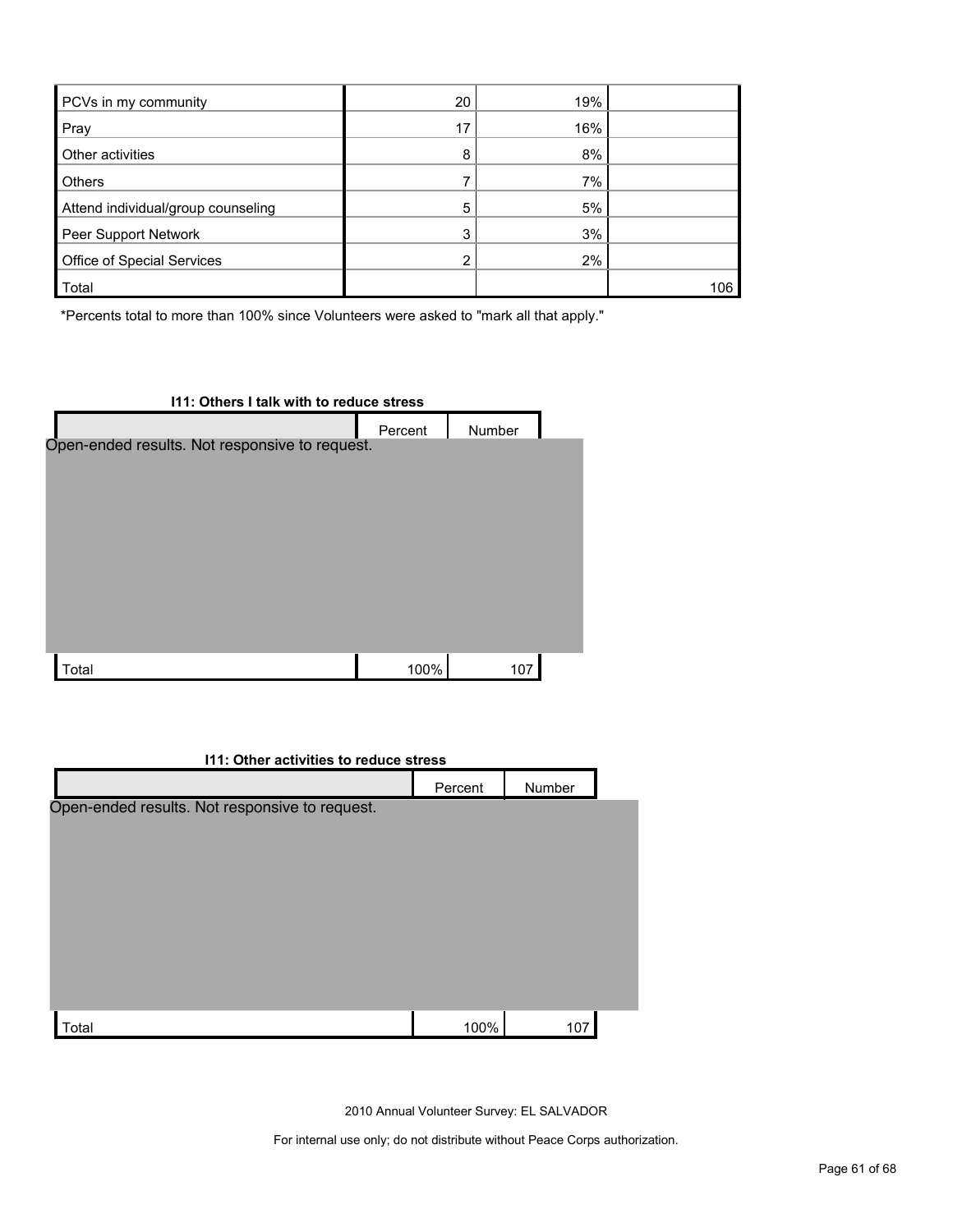| | | | |
|---|---|---|---|
| PCVs in my community | 20 | 19% | |
| Pray | 17 | 16% | |
| Other activities | 8 | 8% | |
| Others | 7 | 7% | |
| Attend individual/group counseling | 5 | 5% | |
| Peer Support Network | 3 | 3% | |
| Office of Special Services | 2 | 2% | |
| Total | | | 106 |

*Percents total to more than 100% since Volunteers were asked to "mark all that apply."

**I11: Others I talk with to reduce stress**

| | Percent | Number |
|---|---|---|
| Open-ended results. Not responsive to request. | | |
| Total | 100% | 107 |

**I11: Other activities to reduce stress**

| | Percent | Number |
|---|---|---|
| Open-ended results. Not responsive to request. | | |
| Total | 100% | 107 |

2010 Annual Volunteer Survey: EL SALVADOR

For internal use only; do not distribute without Peace Corps authorization.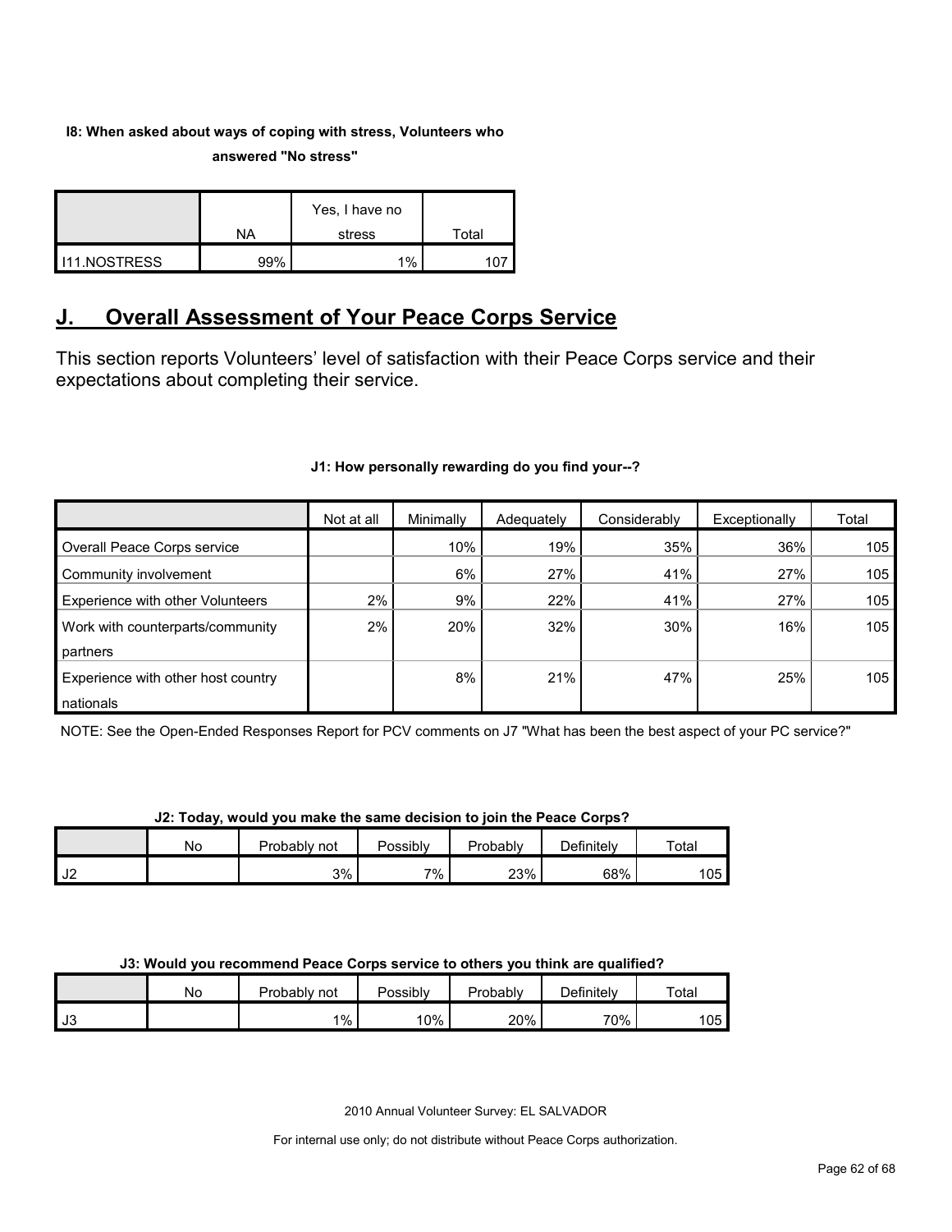**I8: When asked about ways of coping with stress, Volunteers who answered "No stress"**

| | NA | Yes, I have no stress | Total |
|---|---|---|---|
| I11.NOSTRESS | 99% | 1% | 107 |

## J. Overall Assessment of Your Peace Corps Service

This section reports Volunteers' level of satisfaction with their Peace Corps service and their expectations about completing their service.

**J1: How personally rewarding do you find your--?**

| | Not at all | Minimally | Adequately | Considerably | Exceptionally | Total |
|---|---|---|---|---|---|---|
| Overall Peace Corps service | | 10% | 19% | 35% | 36% | 105 |
| Community involvement | | 6% | 27% | 41% | 27% | 105 |
| Experience with other Volunteers | 2% | 9% | 22% | 41% | 27% | 105 |
| Work with counterparts/community partners | 2% | 20% | 32% | 30% | 16% | 105 |
| Experience with other host country nationals | | 8% | 21% | 47% | 25% | 105 |

NOTE: See the Open-Ended Responses Report for PCV comments on J7 "What has been the best aspect of your PC service?"

**J2: Today, would you make the same decision to join the Peace Corps?**

| | No | Probably not | Possibly | Probably | Definitely | Total |
|---|---|---|---|---|---|---|
| J2 | | 3% | 7% | 23% | 68% | 105 |

**J3: Would you recommend Peace Corps service to others you think are qualified?**

| | No | Probably not | Possibly | Probably | Definitely | Total |
|---|---|---|---|---|---|---|
| J3 | | 1% | 10% | 20% | 70% | 105 |

2010 Annual Volunteer Survey: EL SALVADOR

For internal use only; do not distribute without Peace Corps authorization.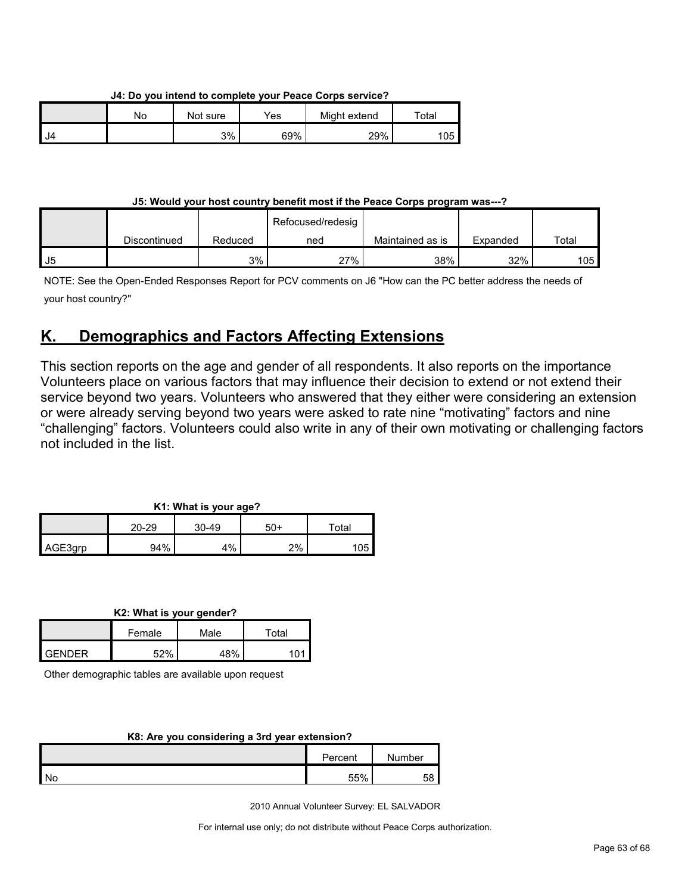**J4: Do you intend to complete your Peace Corps service?**

| | No | Not sure | Yes | Might extend | Total |
|---|---|---|---|---|---|
| J4 | | 3% | 69% | 29% | 105 |

**J5: Would your host country benefit most if the Peace Corps program was---?**

| | Discontinued | Reduced | Refocused/redesigned | Maintained as is | Expanded | Total |
|---|---|---|---|---|---|---|
| J5 | | 3% | 27% | 38% | 32% | 105 |

NOTE: See the Open-Ended Responses Report for PCV comments on J6 "How can the PC better address the needs of your host country?"

## K. Demographics and Factors Affecting Extensions

This section reports on the age and gender of all respondents. It also reports on the importance Volunteers place on various factors that may influence their decision to extend or not extend their service beyond two years. Volunteers who answered that they either were considering an extension or were already serving beyond two years were asked to rate nine "motivating" factors and nine "challenging" factors. Volunteers could also write in any of their own motivating or challenging factors not included in the list.

**K1: What is your age?**

| | 20-29 | 30-49 | 50+ | Total |
|---|---|---|---|---|
| AGE3grp | 94% | 4% | 2% | 105 |

**K2: What is your gender?**

| | Female | Male | Total |
|---|---|---|---|
| GENDER | 52% | 48% | 101 |

Other demographic tables are available upon request

**K8: Are you considering a 3rd year extension?**

| | Percent | Number |
|---|---|---|
| No | 55% | 58 |

2010 Annual Volunteer Survey: EL SALVADOR

For internal use only; do not distribute without Peace Corps authorization.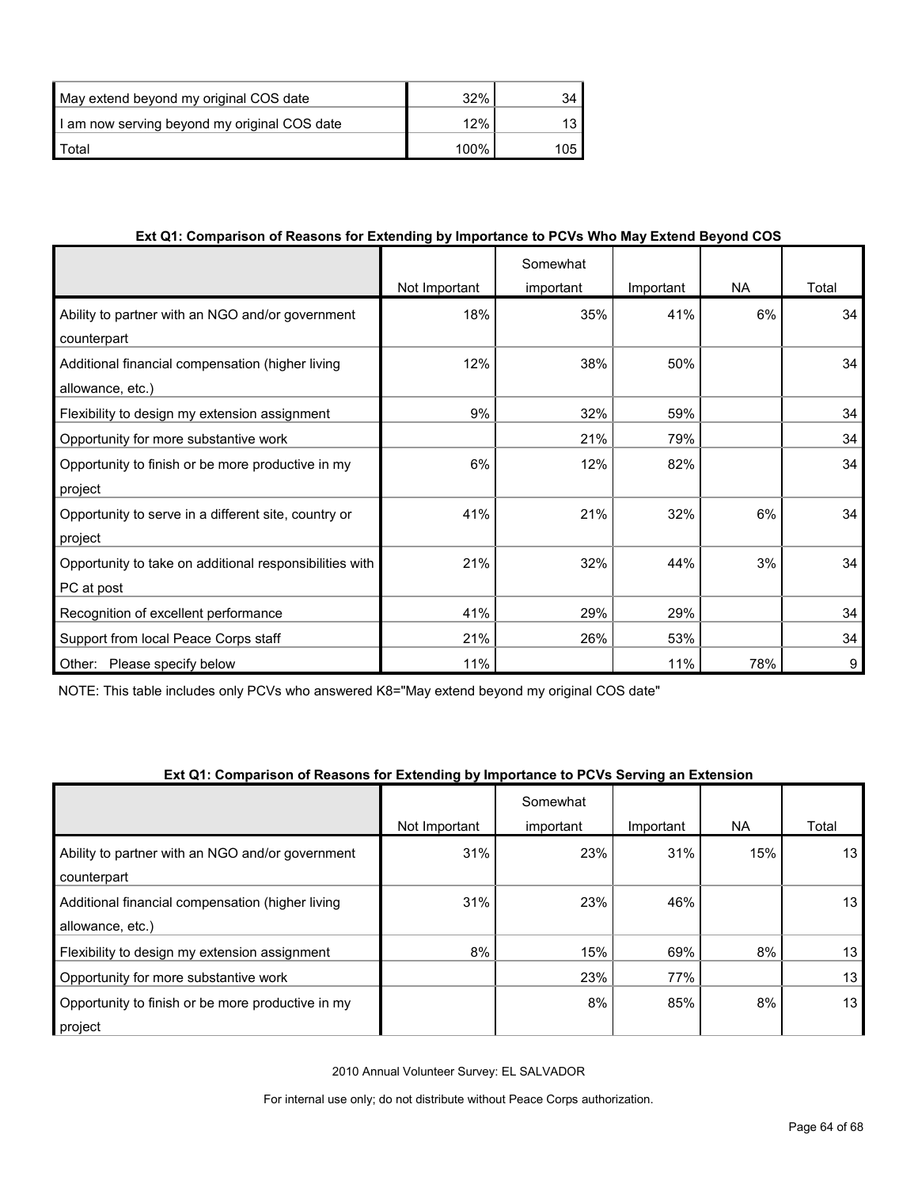| | | |
|---|---|---|
| May extend beyond my original COS date | 32% | 34 |
| I am now serving beyond my original COS date | 12% | 13 |
| Total | 100% | 105 |

**Ext Q1: Comparison of Reasons for Extending by Importance to PCVs Who May Extend Beyond COS**

| | Not Important | Somewhat important | Important | NA | Total |
|---|---|---|---|---|---|
| Ability to partner with an NGO and/or government counterpart | 18% | 35% | 41% | 6% | 34 |
| Additional financial compensation (higher living allowance, etc.) | 12% | 38% | 50% | | 34 |
| Flexibility to design my extension assignment | 9% | 32% | 59% | | 34 |
| Opportunity for more substantive work | | 21% | 79% | | 34 |
| Opportunity to finish or be more productive in my project | 6% | 12% | 82% | | 34 |
| Opportunity to serve in a different site, country or project | 41% | 21% | 32% | 6% | 34 |
| Opportunity to take on additional responsibilities with PC at post | 21% | 32% | 44% | 3% | 34 |
| Recognition of excellent performance | 41% | 29% | 29% | | 34 |
| Support from local Peace Corps staff | 21% | 26% | 53% | | 34 |
| Other: Please specify below | 11% | | 11% | 78% | 9 |

NOTE: This table includes only PCVs who answered K8="May extend beyond my original COS date"

**Ext Q1: Comparison of Reasons for Extending by Importance to PCVs Serving an Extension**

| | Not Important | Somewhat important | Important | NA | Total |
|---|---|---|---|---|---|
| Ability to partner with an NGO and/or government counterpart | 31% | 23% | 31% | 15% | 13 |
| Additional financial compensation (higher living allowance, etc.) | 31% | 23% | 46% | | 13 |
| Flexibility to design my extension assignment | 8% | 15% | 69% | 8% | 13 |
| Opportunity for more substantive work | | 23% | 77% | | 13 |
| Opportunity to finish or be more productive in my project | | 8% | 85% | 8% | 13 |

2010 Annual Volunteer Survey: EL SALVADOR

For internal use only; do not distribute without Peace Corps authorization.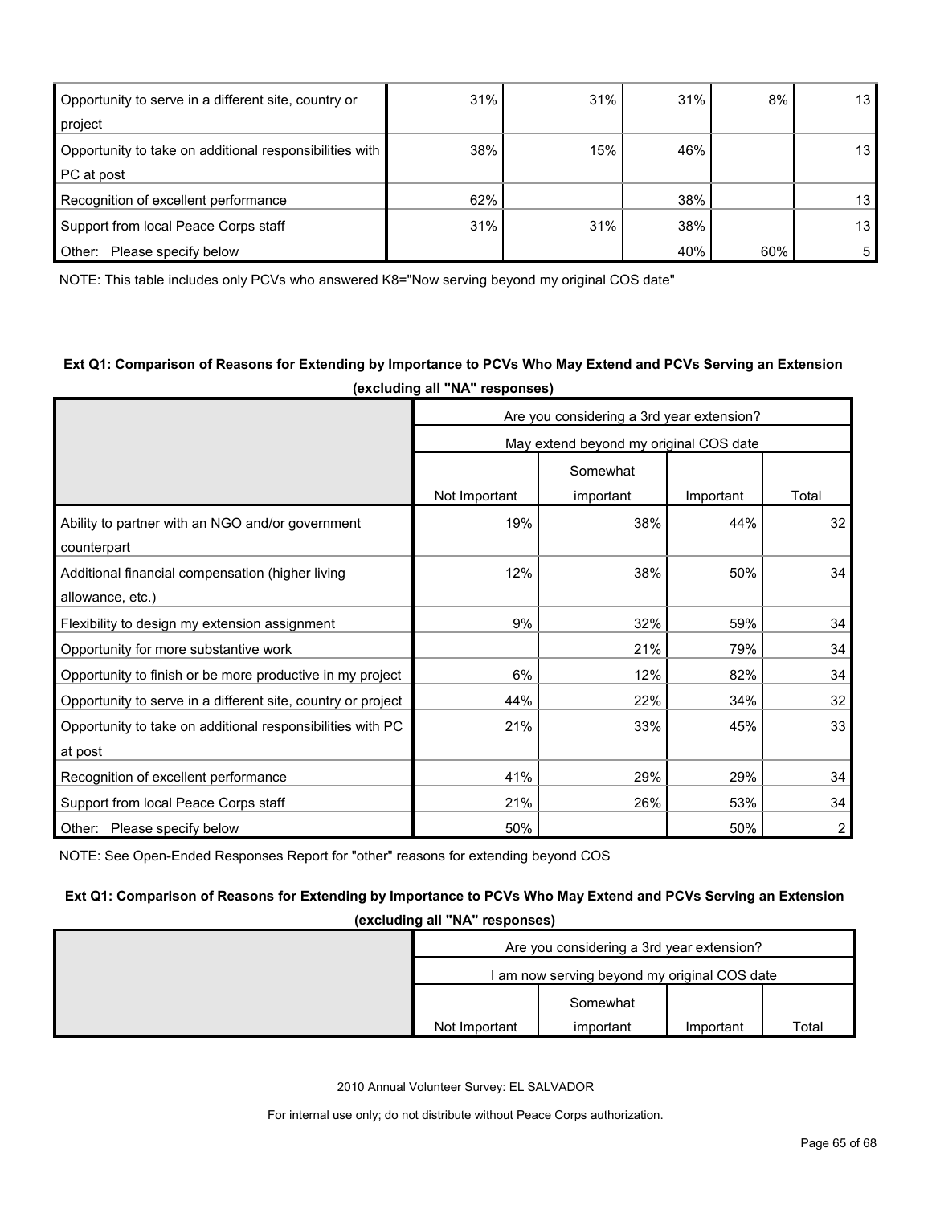| | | | | | |
|---|---|---|---|---|---|
| Opportunity to serve in a different site, country or project | 31% | 31% | 31% | 8% | 13 |
| Opportunity to take on additional responsibilities with PC at post | 38% | 15% | 46% | | 13 |
| Recognition of excellent performance | 62% | | 38% | | 13 |
| Support from local Peace Corps staff | 31% | 31% | 38% | | 13 |
| Other: Please specify below | | | 40% | 60% | 5 |

NOTE: This table includes only PCVs who answered K8="Now serving beyond my original COS date"

### Ext Q1: Comparison of Reasons for Extending by Importance to PCVs Who May Extend and PCVs Serving an Extension (excluding all "NA" responses)

| | Are you considering a 3rd year extension? | | | |
|---|---|---|---|---|
| | May extend beyond my original COS date | | | |
| | Not Important | Somewhat important | Important | Total |
| Ability to partner with an NGO and/or government counterpart | 19% | 38% | 44% | 32 |
| Additional financial compensation (higher living allowance, etc.) | 12% | 38% | 50% | 34 |
| Flexibility to design my extension assignment | 9% | 32% | 59% | 34 |
| Opportunity for more substantive work | | 21% | 79% | 34 |
| Opportunity to finish or be more productive in my project | 6% | 12% | 82% | 34 |
| Opportunity to serve in a different site, country or project | 44% | 22% | 34% | 32 |
| Opportunity to take on additional responsibilities with PC at post | 21% | 33% | 45% | 33 |
| Recognition of excellent performance | 41% | 29% | 29% | 34 |
| Support from local Peace Corps staff | 21% | 26% | 53% | 34 |
| Other: Please specify below | 50% | | 50% | 2 |

NOTE: See Open-Ended Responses Report for "other" reasons for extending beyond COS

### Ext Q1: Comparison of Reasons for Extending by Importance to PCVs Who May Extend and PCVs Serving an Extension (excluding all "NA" responses)

| | Are you considering a 3rd year extension? | | | |
|---|---|---|---|---|
| | I am now serving beyond my original COS date | | | |
| | Not Important | Somewhat important | Important | Total |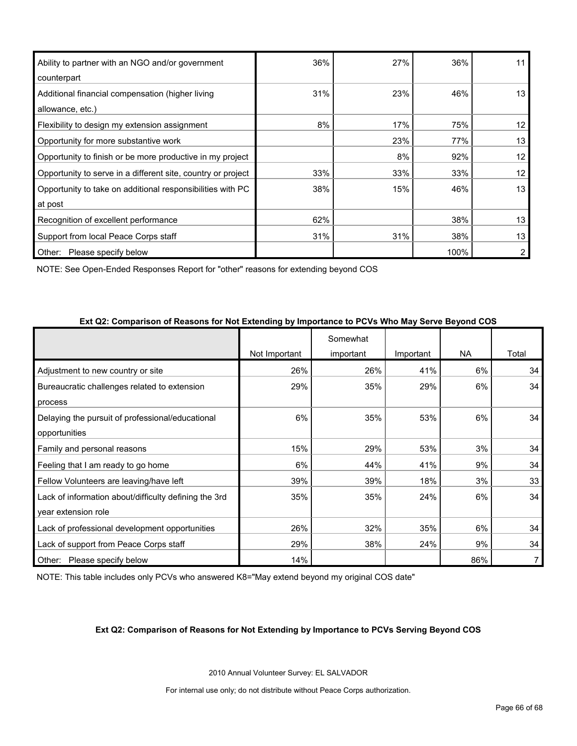| | | | | |
|---|---|---|---|---|
| Ability to partner with an NGO and/or government counterpart | 36% | 27% | 36% | 11 |
| Additional financial compensation (higher living allowance, etc.) | 31% | 23% | 46% | 13 |
| Flexibility to design my extension assignment | 8% | 17% | 75% | 12 |
| Opportunity for more substantive work | | 23% | 77% | 13 |
| Opportunity to finish or be more productive in my project | | 8% | 92% | 12 |
| Opportunity to serve in a different site, country or project | 33% | 33% | 33% | 12 |
| Opportunity to take on additional responsibilities with PC at post | 38% | 15% | 46% | 13 |
| Recognition of excellent performance | 62% | | 38% | 13 |
| Support from local Peace Corps staff | 31% | 31% | 38% | 13 |
| Other: Please specify below | | | 100% | 2 |

NOTE: See Open-Ended Responses Report for "other" reasons for extending beyond COS

**Ext Q2: Comparison of Reasons for Not Extending by Importance to PCVs Who May Serve Beyond COS**

| | Not Important | Somewhat important | Important | NA | Total |
|---|---|---|---|---|---|
| Adjustment to new country or site | 26% | 26% | 41% | 6% | 34 |
| Bureaucratic challenges related to extension process | 29% | 35% | 29% | 6% | 34 |
| Delaying the pursuit of professional/educational opportunities | 6% | 35% | 53% | 6% | 34 |
| Family and personal reasons | 15% | 29% | 53% | 3% | 34 |
| Feeling that I am ready to go home | 6% | 44% | 41% | 9% | 34 |
| Fellow Volunteers are leaving/have left | 39% | 39% | 18% | 3% | 33 |
| Lack of information about/difficulty defining the 3rd year extension role | 35% | 35% | 24% | 6% | 34 |
| Lack of professional development opportunities | 26% | 32% | 35% | 6% | 34 |
| Lack of support from Peace Corps staff | 29% | 38% | 24% | 9% | 34 |
| Other: Please specify below | 14% | | | 86% | 7 |

NOTE: This table includes only PCVs who answered K8="May extend beyond my original COS date"

**Ext Q2: Comparison of Reasons for Not Extending by Importance to PCVs Serving Beyond COS**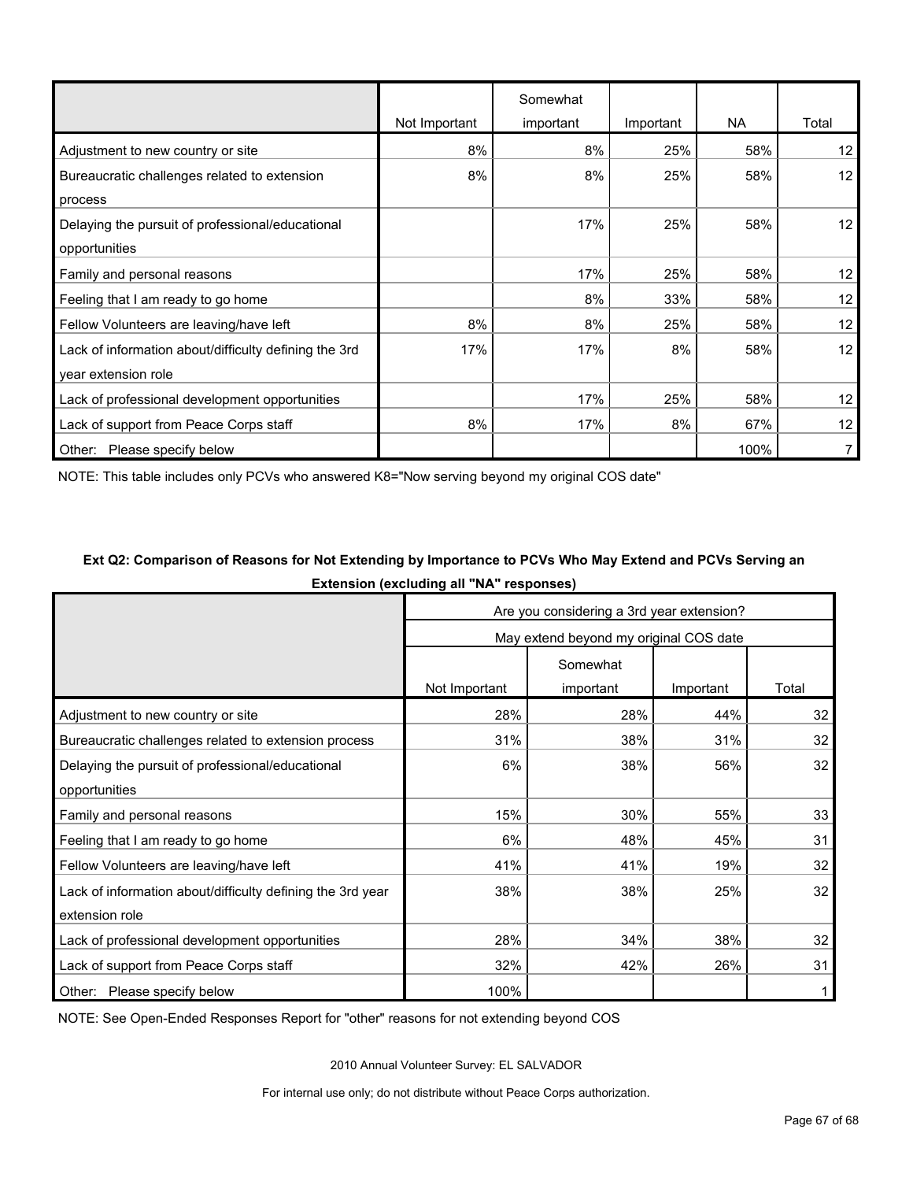| | Not Important | Somewhat important | Important | NA | Total |
|---|---|---|---|---|---|
| Adjustment to new country or site | 8% | 8% | 25% | 58% | 12 |
| Bureaucratic challenges related to extension process | 8% | 8% | 25% | 58% | 12 |
| Delaying the pursuit of professional/educational opportunities | | 17% | 25% | 58% | 12 |
| Family and personal reasons | | 17% | 25% | 58% | 12 |
| Feeling that I am ready to go home | | 8% | 33% | 58% | 12 |
| Fellow Volunteers are leaving/have left | 8% | 8% | 25% | 58% | 12 |
| Lack of information about/difficulty defining the 3rd year extension role | 17% | 17% | 8% | 58% | 12 |
| Lack of professional development opportunities | | 17% | 25% | 58% | 12 |
| Lack of support from Peace Corps staff | 8% | 17% | 8% | 67% | 12 |
| Other: Please specify below | | | | 100% | 7 |

NOTE: This table includes only PCVs who answered K8="Now serving beyond my original COS date"

**Ext Q2: Comparison of Reasons for Not Extending by Importance to PCVs Who May Extend and PCVs Serving an Extension (excluding all "NA" responses)**

| | Are you considering a 3rd year extension? | | | |
|---|---|---|---|---|
| | May extend beyond my original COS date | | | |
| | Not Important | Somewhat important | Important | Total |
| Adjustment to new country or site | 28% | 28% | 44% | 32 |
| Bureaucratic challenges related to extension process | 31% | 38% | 31% | 32 |
| Delaying the pursuit of professional/educational opportunities | 6% | 38% | 56% | 32 |
| Family and personal reasons | 15% | 30% | 55% | 33 |
| Feeling that I am ready to go home | 6% | 48% | 45% | 31 |
| Fellow Volunteers are leaving/have left | 41% | 41% | 19% | 32 |
| Lack of information about/difficulty defining the 3rd year extension role | 38% | 38% | 25% | 32 |
| Lack of professional development opportunities | 28% | 34% | 38% | 32 |
| Lack of support from Peace Corps staff | 32% | 42% | 26% | 31 |
| Other: Please specify below | 100% | | | 1 |

NOTE: See Open-Ended Responses Report for "other" reasons for not extending beyond COS

2010 Annual Volunteer Survey: EL SALVADOR

For internal use only; do not distribute without Peace Corps authorization.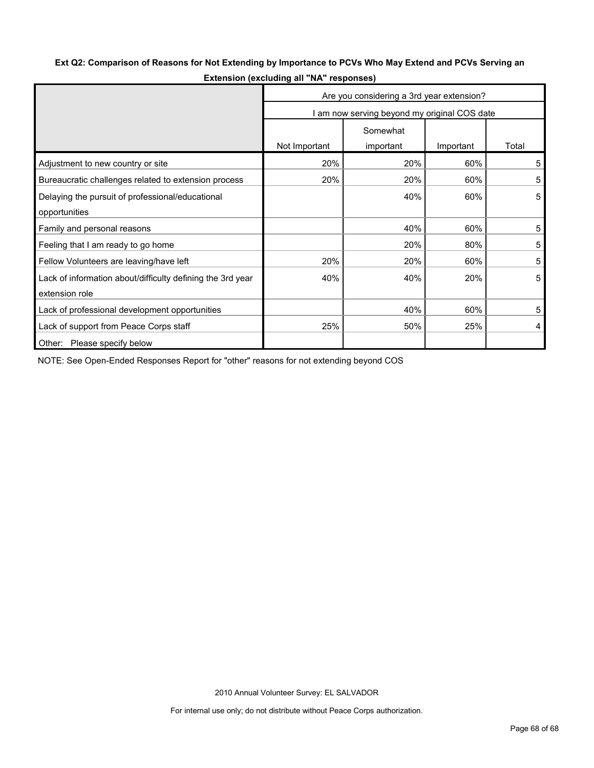**Ext Q2: Comparison of Reasons for Not Extending by Importance to PCVs Who May Extend and PCVs Serving an Extension (excluding all "NA" responses)**

| | Are you considering a 3rd year extension? | | | |
|---|---|---|---|---|
| | I am now serving beyond my original COS date | | | |
| | Not Important | Somewhat important | Important | Total |
| Adjustment to new country or site | 20% | 20% | 60% | 5 |
| Bureaucratic challenges related to extension process | 20% | 20% | 60% | 5 |
| Delaying the pursuit of professional/educational opportunities | | 40% | 60% | 5 |
| Family and personal reasons | | 40% | 60% | 5 |
| Feeling that I am ready to go home | | 20% | 80% | 5 |
| Fellow Volunteers are leaving/have left | 20% | 20% | 60% | 5 |
| Lack of information about/difficulty defining the 3rd year extension role | 40% | 40% | 20% | 5 |
| Lack of professional development opportunities | | 40% | 60% | 5 |
| Lack of support from Peace Corps staff | 25% | 50% | 25% | 4 |
| Other: Please specify below | | | | |

NOTE: See Open-Ended Responses Report for "other" reasons for not extending beyond COS

2010 Annual Volunteer Survey: EL SALVADOR

For internal use only; do not distribute without Peace Corps authorization.